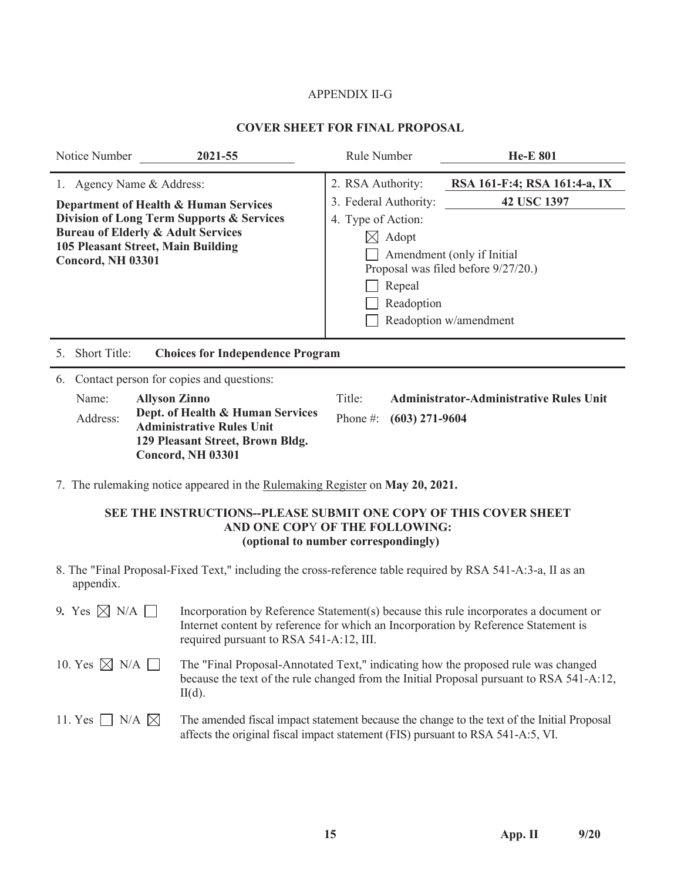APPENDIX II-G

## COVER SHEET FOR FINAL PROPOSAL

| Notice Number | **2021-55** | Rule Number | **He-E 801** |
|---|---|---|---|

1. Agency Name & Address:

**Department of Health & Human Services**
**Division of Long Term Supports & Services**
**Bureau of Elderly & Adult Services**
**105 Pleasant Street, Main Building**
**Concord, NH 03301**

2. RSA Authority: **RSA 161-F:4; RSA 161:4-a, IX**
3. Federal Authority: **42 USC 1397**
4. Type of Action:
   - ☒ Adopt
   - ☐ Amendment (only if Initial Proposal was filed before 9/27/20.)
   - ☐ Repeal
   - ☐ Readoption
   - ☐ Readoption w/amendment

5. Short Title: **Choices for Independence Program**

6. Contact person for copies and questions:

| | | | |
|---|---|---|---|
| Name: | **Allyson Zinno** | Title: | **Administrator-Administrative Rules Unit** |
| Address: | **Dept. of Health & Human Services Administrative Rules Unit 129 Pleasant Street, Brown Bldg. Concord, NH 03301** | Phone #: | **(603) 271-9604** |

7. The rulemaking notice appeared in the Rulemaking Register on **May 20, 2021.**

**SEE THE INSTRUCTIONS--PLEASE SUBMIT ONE COPY OF THIS COVER SHEET AND ONE COPY OF THE FOLLOWING: (optional to number correspondingly)**

8. The "Final Proposal-Fixed Text," including the cross-reference table required by RSA 541-A:3-a, II as an appendix.

9. Yes ☒ N/A ☐ Incorporation by Reference Statement(s) because this rule incorporates a document or Internet content by reference for which an Incorporation by Reference Statement is required pursuant to RSA 541-A:12, III.

10. Yes ☒ N/A ☐ The "Final Proposal-Annotated Text," indicating how the proposed rule was changed because the text of the rule changed from the Initial Proposal pursuant to RSA 541-A:12, II(d).

11. Yes ☐ N/A ☒ The amended fiscal impact statement because the change to the text of the Initial Proposal affects the original fiscal impact statement (FIS) pursuant to RSA 541-A:5, VI.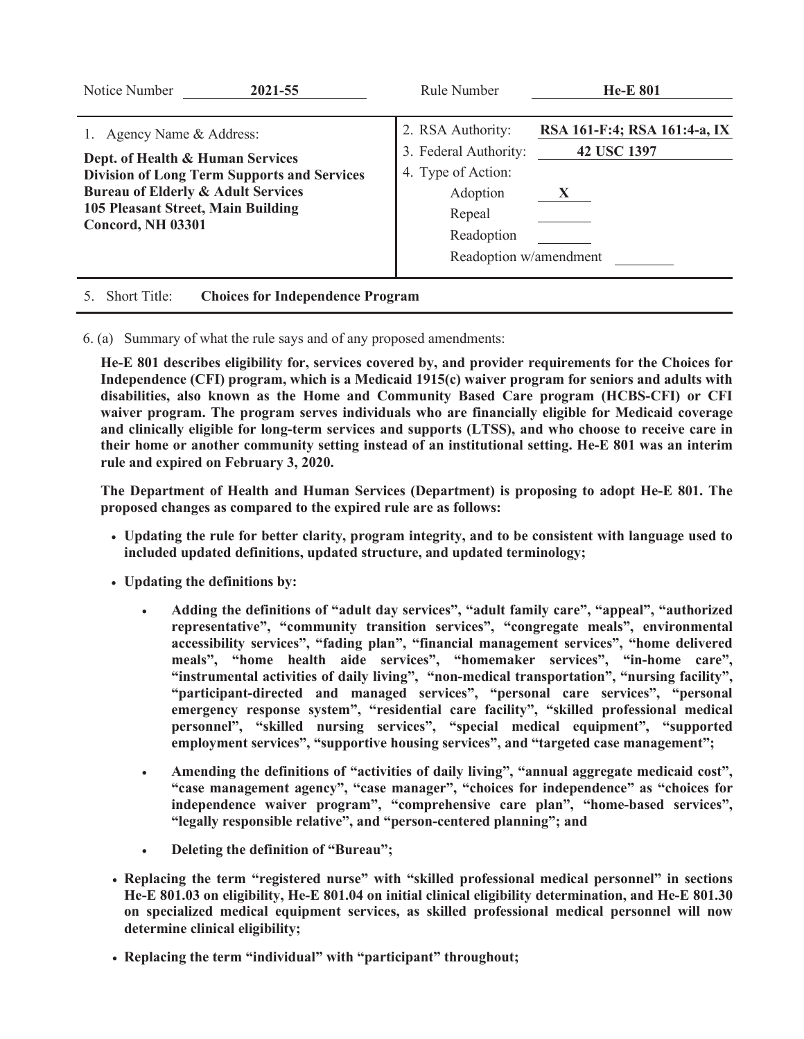| Notice Number | **2021-55** | Rule Number | **He-E 801** |
|---|---|---|---|

| 1. Agency Name & Address: | 2. RSA Authority: | **RSA 161-F:4; RSA 161:4-a, IX** |
|---|---|---|
| **Dept. of Health & Human Services** | 3. Federal Authority: | **42 USC 1397** |
| **Division of Long Term Supports and Services** | 4. Type of Action: | |
| **Bureau of Elderly & Adult Services** | Adoption | **X** |
| **105 Pleasant Street, Main Building** | Repeal | |
| **Concord, NH 03301** | Readoption | |
| | Readoption w/amendment | |

5. Short Title: **Choices for Independence Program**

6. (a) Summary of what the rule says and of any proposed amendments:

**He-E 801 describes eligibility for, services covered by, and provider requirements for the Choices for Independence (CFI) program, which is a Medicaid 1915(c) waiver program for seniors and adults with disabilities, also known as the Home and Community Based Care program (HCBS-CFI) or CFI waiver program. The program serves individuals who are financially eligible for Medicaid coverage and clinically eligible for long-term services and supports (LTSS), and who choose to receive care in their home or another community setting instead of an institutional setting. He-E 801 was an interim rule and expired on February 3, 2020.**

**The Department of Health and Human Services (Department) is proposing to adopt He-E 801. The proposed changes as compared to the expired rule are as follows:**

- **Updating the rule for better clarity, program integrity, and to be consistent with language used to included updated definitions, updated structure, and updated terminology;**
- **Updating the definitions by:**
  - **Adding the definitions of "adult day services", "adult family care", "appeal", "authorized representative", "community transition services", "congregate meals", environmental accessibility services", "fading plan", "financial management services", "home delivered meals", "home health aide services", "homemaker services", "in-home care", "instrumental activities of daily living", "non-medical transportation", "nursing facility", "participant-directed and managed services", "personal care services", "personal emergency response system", "residential care facility", "skilled professional medical personnel", "skilled nursing services", "special medical equipment", "supported employment services", "supportive housing services", and "targeted case management";**
  - **Amending the definitions of "activities of daily living", "annual aggregate medicaid cost", "case management agency", "case manager", "choices for independence" as "choices for independence waiver program", "comprehensive care plan", "home-based services", "legally responsible relative", and "person-centered planning"; and**
  - **Deleting the definition of "Bureau";**
- **Replacing the term "registered nurse" with "skilled professional medical personnel" in sections He-E 801.03 on eligibility, He-E 801.04 on initial clinical eligibility determination, and He-E 801.30 on specialized medical equipment services, as skilled professional medical personnel will now determine clinical eligibility;**
- **Replacing the term "individual" with "participant" throughout;**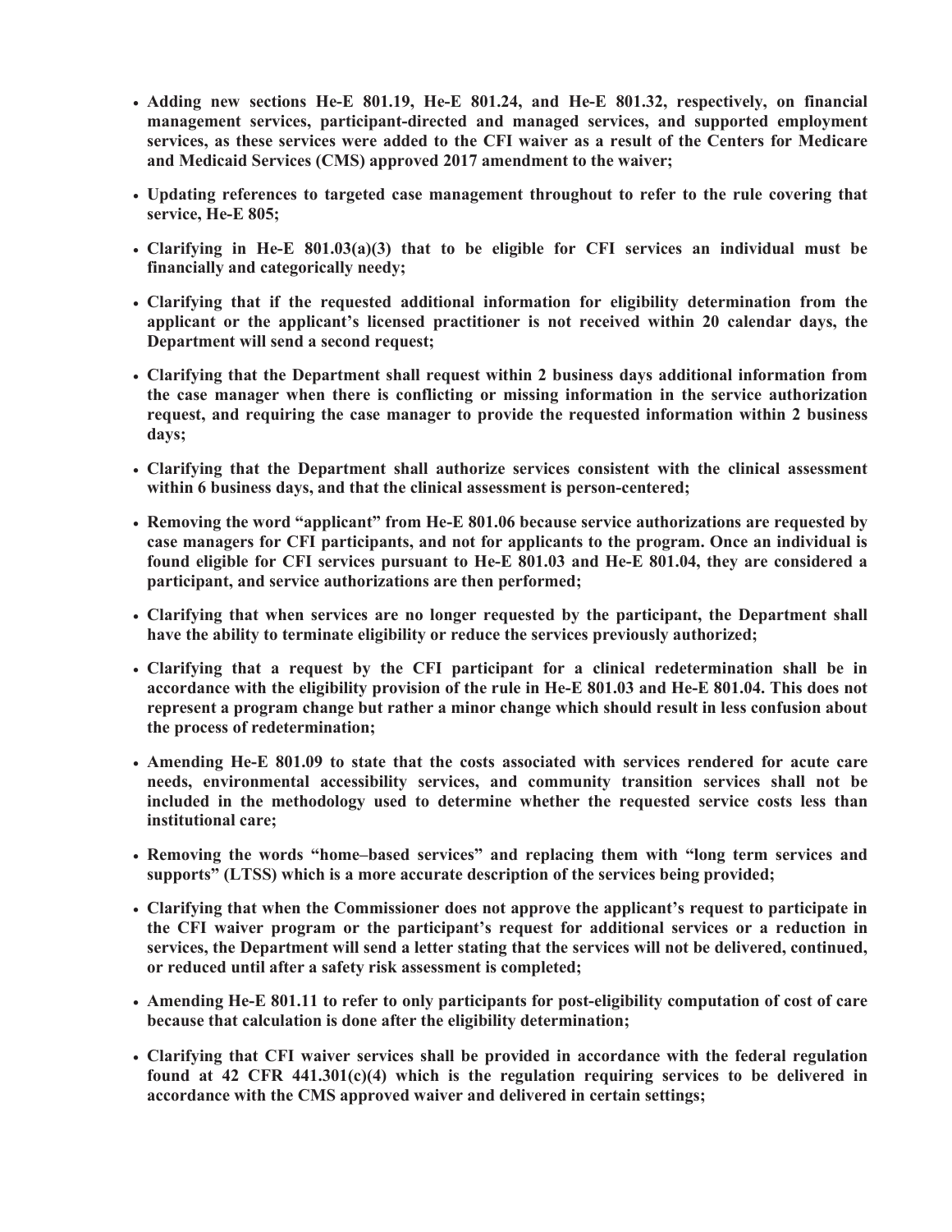- **Adding new sections He-E 801.19, He-E 801.24, and He-E 801.32, respectively, on financial management services, participant-directed and managed services, and supported employment services, as these services were added to the CFI waiver as a result of the Centers for Medicare and Medicaid Services (CMS) approved 2017 amendment to the waiver;**

- **Updating references to targeted case management throughout to refer to the rule covering that service, He-E 805;**

- **Clarifying in He-E 801.03(a)(3) that to be eligible for CFI services an individual must be financially and categorically needy;**

- **Clarifying that if the requested additional information for eligibility determination from the applicant or the applicant's licensed practitioner is not received within 20 calendar days, the Department will send a second request;**

- **Clarifying that the Department shall request within 2 business days additional information from the case manager when there is conflicting or missing information in the service authorization request, and requiring the case manager to provide the requested information within 2 business days;**

- **Clarifying that the Department shall authorize services consistent with the clinical assessment within 6 business days, and that the clinical assessment is person-centered;**

- **Removing the word "applicant" from He-E 801.06 because service authorizations are requested by case managers for CFI participants, and not for applicants to the program. Once an individual is found eligible for CFI services pursuant to He-E 801.03 and He-E 801.04, they are considered a participant, and service authorizations are then performed;**

- **Clarifying that when services are no longer requested by the participant, the Department shall have the ability to terminate eligibility or reduce the services previously authorized;**

- **Clarifying that a request by the CFI participant for a clinical redetermination shall be in accordance with the eligibility provision of the rule in He-E 801.03 and He-E 801.04. This does not represent a program change but rather a minor change which should result in less confusion about the process of redetermination;**

- **Amending He-E 801.09 to state that the costs associated with services rendered for acute care needs, environmental accessibility services, and community transition services shall not be included in the methodology used to determine whether the requested service costs less than institutional care;**

- **Removing the words "home–based services" and replacing them with "long term services and supports" (LTSS) which is a more accurate description of the services being provided;**

- **Clarifying that when the Commissioner does not approve the applicant's request to participate in the CFI waiver program or the participant's request for additional services or a reduction in services, the Department will send a letter stating that the services will not be delivered, continued, or reduced until after a safety risk assessment is completed;**

- **Amending He-E 801.11 to refer to only participants for post-eligibility computation of cost of care because that calculation is done after the eligibility determination;**

- **Clarifying that CFI waiver services shall be provided in accordance with the federal regulation found at 42 CFR 441.301(c)(4) which is the regulation requiring services to be delivered in accordance with the CMS approved waiver and delivered in certain settings;**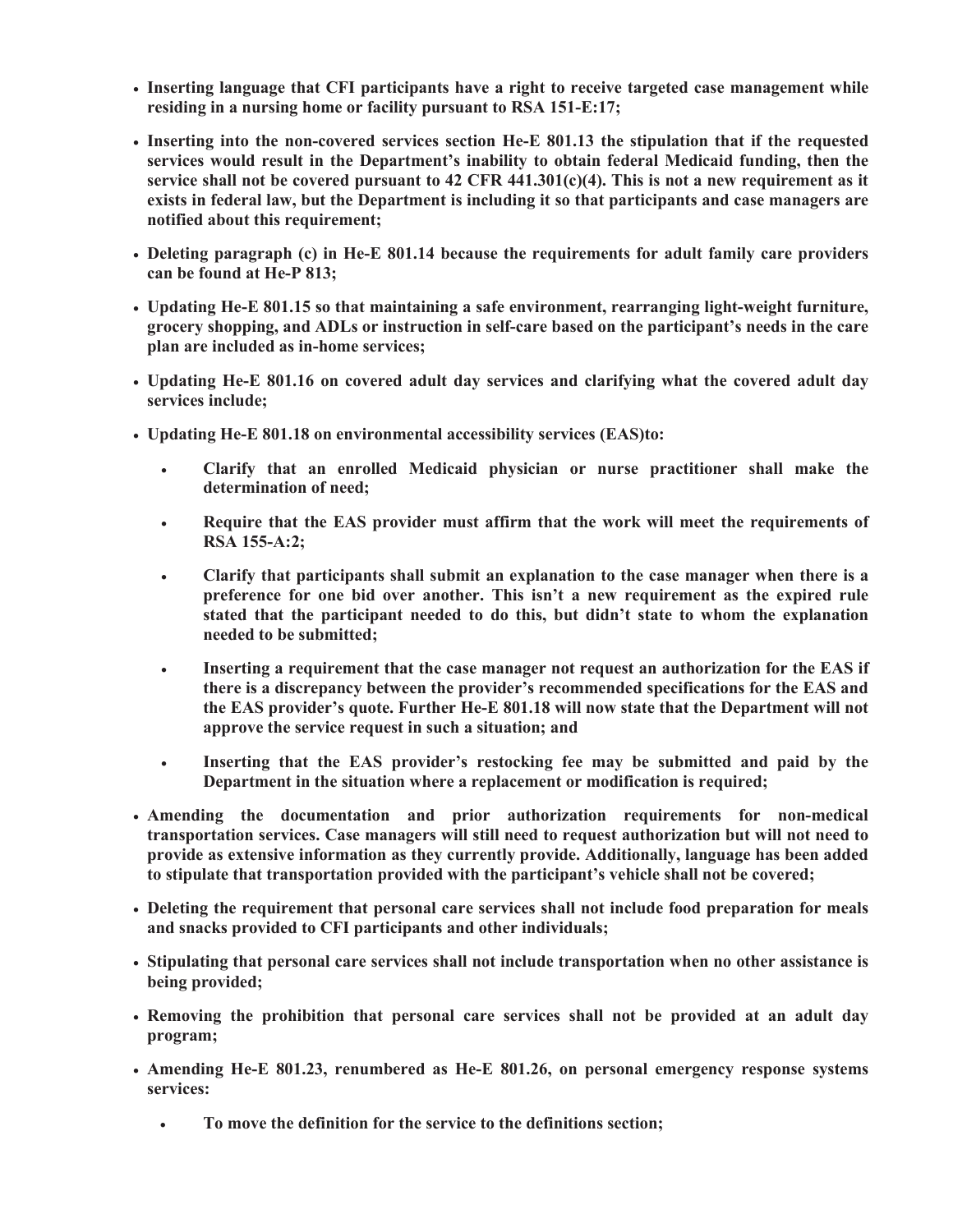- **Inserting language that CFI participants have a right to receive targeted case management while residing in a nursing home or facility pursuant to RSA 151-E:17;**

- **Inserting into the non-covered services section He-E 801.13 the stipulation that if the requested services would result in the Department's inability to obtain federal Medicaid funding, then the service shall not be covered pursuant to 42 CFR 441.301(c)(4). This is not a new requirement as it exists in federal law, but the Department is including it so that participants and case managers are notified about this requirement;**

- **Deleting paragraph (c) in He-E 801.14 because the requirements for adult family care providers can be found at He-P 813;**

- **Updating He-E 801.15 so that maintaining a safe environment, rearranging light-weight furniture, grocery shopping, and ADLs or instruction in self-care based on the participant's needs in the care plan are included as in-home services;**

- **Updating He-E 801.16 on covered adult day services and clarifying what the covered adult day services include;**

- **Updating He-E 801.18 on environmental accessibility services (EAS)to:**

  - **Clarify that an enrolled Medicaid physician or nurse practitioner shall make the determination of need;**

  - **Require that the EAS provider must affirm that the work will meet the requirements of RSA 155-A:2;**

  - **Clarify that participants shall submit an explanation to the case manager when there is a preference for one bid over another. This isn't a new requirement as the expired rule stated that the participant needed to do this, but didn't state to whom the explanation needed to be submitted;**

  - **Inserting a requirement that the case manager not request an authorization for the EAS if there is a discrepancy between the provider's recommended specifications for the EAS and the EAS provider's quote. Further He-E 801.18 will now state that the Department will not approve the service request in such a situation; and**

  - **Inserting that the EAS provider's restocking fee may be submitted and paid by the Department in the situation where a replacement or modification is required;**

- **Amending the documentation and prior authorization requirements for non-medical transportation services. Case managers will still need to request authorization but will not need to provide as extensive information as they currently provide. Additionally, language has been added to stipulate that transportation provided with the participant's vehicle shall not be covered;**

- **Deleting the requirement that personal care services shall not include food preparation for meals and snacks provided to CFI participants and other individuals;**

- **Stipulating that personal care services shall not include transportation when no other assistance is being provided;**

- **Removing the prohibition that personal care services shall not be provided at an adult day program;**

- **Amending He-E 801.23, renumbered as He-E 801.26, on personal emergency response systems services:**

  - **To move the definition for the service to the definitions section;**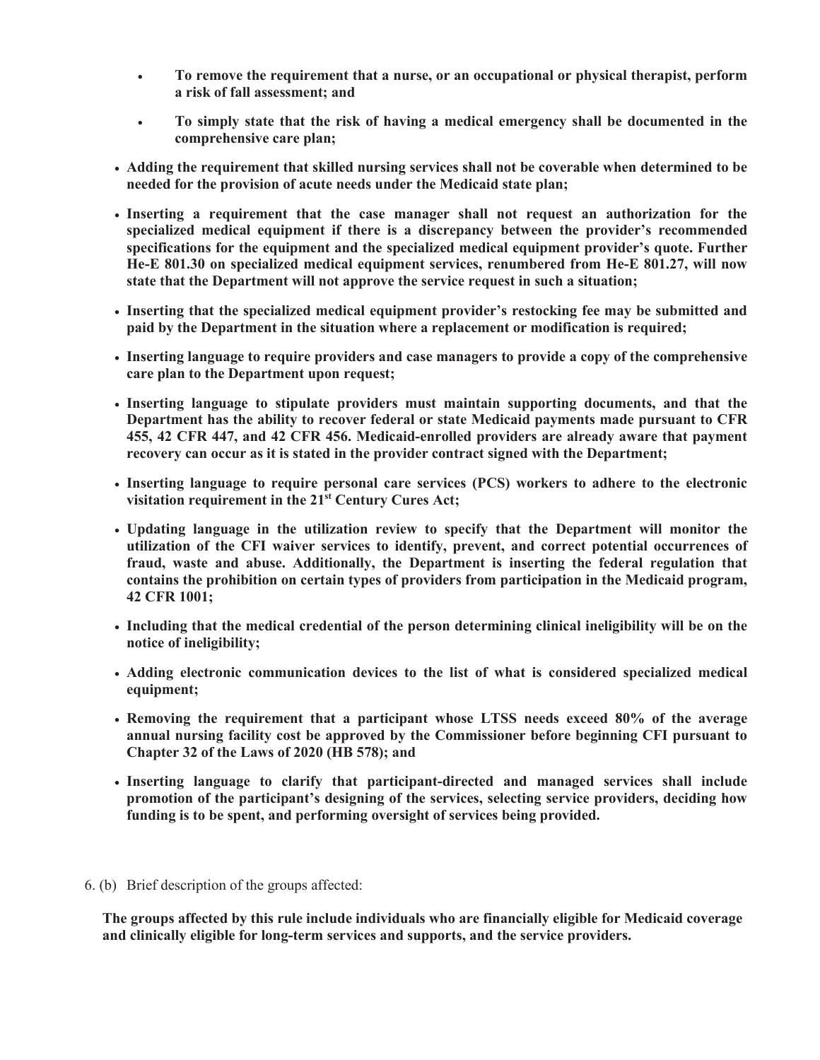- **To remove the requirement that a nurse, or an occupational or physical therapist, perform a risk of fall assessment; and**
- **To simply state that the risk of having a medical emergency shall be documented in the comprehensive care plan;**

- **Adding the requirement that skilled nursing services shall not be coverable when determined to be needed for the provision of acute needs under the Medicaid state plan;**
- **Inserting a requirement that the case manager shall not request an authorization for the specialized medical equipment if there is a discrepancy between the provider's recommended specifications for the equipment and the specialized medical equipment provider's quote. Further He-E 801.30 on specialized medical equipment services, renumbered from He-E 801.27, will now state that the Department will not approve the service request in such a situation;**
- **Inserting that the specialized medical equipment provider's restocking fee may be submitted and paid by the Department in the situation where a replacement or modification is required;**
- **Inserting language to require providers and case managers to provide a copy of the comprehensive care plan to the Department upon request;**
- **Inserting language to stipulate providers must maintain supporting documents, and that the Department has the ability to recover federal or state Medicaid payments made pursuant to CFR 455, 42 CFR 447, and 42 CFR 456. Medicaid-enrolled providers are already aware that payment recovery can occur as it is stated in the provider contract signed with the Department;**
- **Inserting language to require personal care services (PCS) workers to adhere to the electronic visitation requirement in the 21st Century Cures Act;**
- **Updating language in the utilization review to specify that the Department will monitor the utilization of the CFI waiver services to identify, prevent, and correct potential occurrences of fraud, waste and abuse. Additionally, the Department is inserting the federal regulation that contains the prohibition on certain types of providers from participation in the Medicaid program, 42 CFR 1001;**
- **Including that the medical credential of the person determining clinical ineligibility will be on the notice of ineligibility;**
- **Adding electronic communication devices to the list of what is considered specialized medical equipment;**
- **Removing the requirement that a participant whose LTSS needs exceed 80% of the average annual nursing facility cost be approved by the Commissioner before beginning CFI pursuant to Chapter 32 of the Laws of 2020 (HB 578); and**
- **Inserting language to clarify that participant-directed and managed services shall include promotion of the participant's designing of the services, selecting service providers, deciding how funding is to be spent, and performing oversight of services being provided.**

6. (b) Brief description of the groups affected:

**The groups affected by this rule include individuals who are financially eligible for Medicaid coverage and clinically eligible for long-term services and supports, and the service providers.**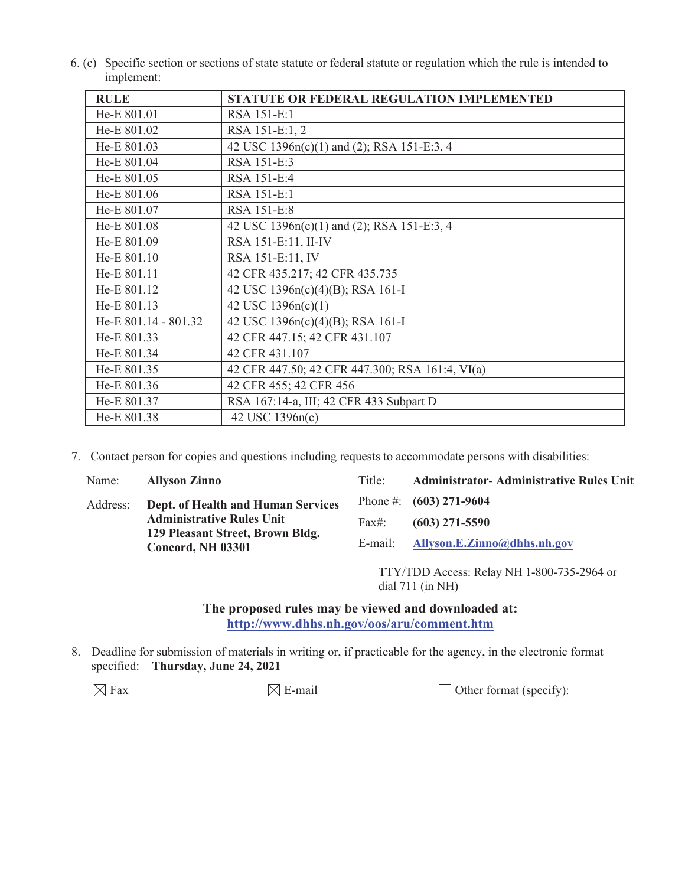6. (c) Specific section or sections of state statute or federal statute or regulation which the rule is intended to implement:

| RULE | STATUTE OR FEDERAL REGULATION IMPLEMENTED |
| --- | --- |
| He-E 801.01 | RSA 151-E:1 |
| He-E 801.02 | RSA 151-E:1, 2 |
| He-E 801.03 | 42 USC 1396n(c)(1) and (2); RSA 151-E:3, 4 |
| He-E 801.04 | RSA 151-E:3 |
| He-E 801.05 | RSA 151-E:4 |
| He-E 801.06 | RSA 151-E:1 |
| He-E 801.07 | RSA 151-E:8 |
| He-E 801.08 | 42 USC 1396n(c)(1) and (2); RSA 151-E:3, 4 |
| He-E 801.09 | RSA 151-E:11, II-IV |
| He-E 801.10 | RSA 151-E:11, IV |
| He-E 801.11 | 42 CFR 435.217; 42 CFR 435.735 |
| He-E 801.12 | 42 USC 1396n(c)(4)(B); RSA 161-I |
| He-E 801.13 | 42 USC 1396n(c)(1) |
| He-E 801.14 - 801.32 | 42 USC 1396n(c)(4)(B); RSA 161-I |
| He-E 801.33 | 42 CFR 447.15; 42 CFR 431.107 |
| He-E 801.34 | 42 CFR 431.107 |
| He-E 801.35 | 42 CFR 447.50; 42 CFR 447.300; RSA 161:4, VI(a) |
| He-E 801.36 | 42 CFR 455; 42 CFR 456 |
| He-E 801.37 | RSA 167:14-a, III; 42 CFR 433 Subpart D |
| He-E 801.38 | 42 USC 1396n(c) |

7. Contact person for copies and questions including requests to accommodate persons with disabilities:

Name: **Allyson Zinno**

Title: **Administrator- Administrative Rules Unit**

Address: **Dept. of Health and Human Services**
**Administrative Rules Unit**
**129 Pleasant Street, Brown Bldg.**
**Concord, NH 03301**

Phone #: **(603) 271-9604**

Fax#: **(603) 271-5590**

E-mail: **Allyson.E.Zinno@dhhs.nh.gov**

TTY/TDD Access: Relay NH 1-800-735-2964 or dial 711 (in NH)

**The proposed rules may be viewed and downloaded at:**
**http://www.dhhs.nh.gov/oos/aru/comment.htm**

8. Deadline for submission of materials in writing or, if practicable for the agency, in the electronic format specified: **Thursday, June 24, 2021**

☒ Fax ☒ E-mail ☐ Other format (specify):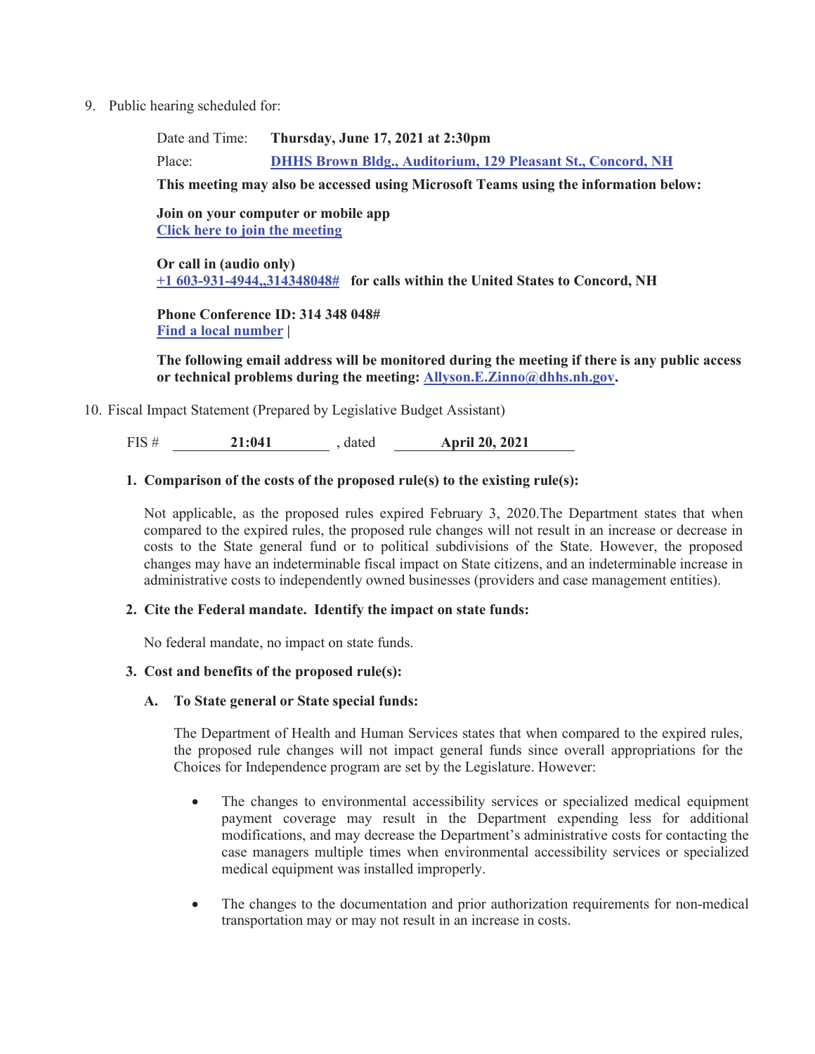9. Public hearing scheduled for:

   Date and Time: **Thursday, June 17, 2021 at 2:30pm**

   Place: **DHHS Brown Bldg., Auditorium, 129 Pleasant St., Concord, NH**

   **This meeting may also be accessed using Microsoft Teams using the information below:**

   **Join on your computer or mobile app**
   **Click here to join the meeting**

   **Or call in (audio only)**
   **+1 603-931-4944,,314348048#** **for calls within the United States to Concord, NH**

   **Phone Conference ID: 314 348 048#**
   **Find a local number |**

   **The following email address will be monitored during the meeting if there is any public access or technical problems during the meeting: Allyson.E.Zinno@dhhs.nh.gov.**

10. Fiscal Impact Statement (Prepared by Legislative Budget Assistant)

    FIS # **21:041**, dated **April 20, 2021**

    **1. Comparison of the costs of the proposed rule(s) to the existing rule(s):**

    Not applicable, as the proposed rules expired February 3, 2020.The Department states that when compared to the expired rules, the proposed rule changes will not result in an increase or decrease in costs to the State general fund or to political subdivisions of the State. However, the proposed changes may have an indeterminable fiscal impact on State citizens, and an indeterminable increase in administrative costs to independently owned businesses (providers and case management entities).

    **2. Cite the Federal mandate. Identify the impact on state funds:**

    No federal mandate, no impact on state funds.

    **3. Cost and benefits of the proposed rule(s):**

    **A. To State general or State special funds:**

    The Department of Health and Human Services states that when compared to the expired rules, the proposed rule changes will not impact general funds since overall appropriations for the Choices for Independence program are set by the Legislature. However:

    - The changes to environmental accessibility services or specialized medical equipment payment coverage may result in the Department expending less for additional modifications, and may decrease the Department's administrative costs for contacting the case managers multiple times when environmental accessibility services or specialized medical equipment was installed improperly.

    - The changes to the documentation and prior authorization requirements for non-medical transportation may or may not result in an increase in costs.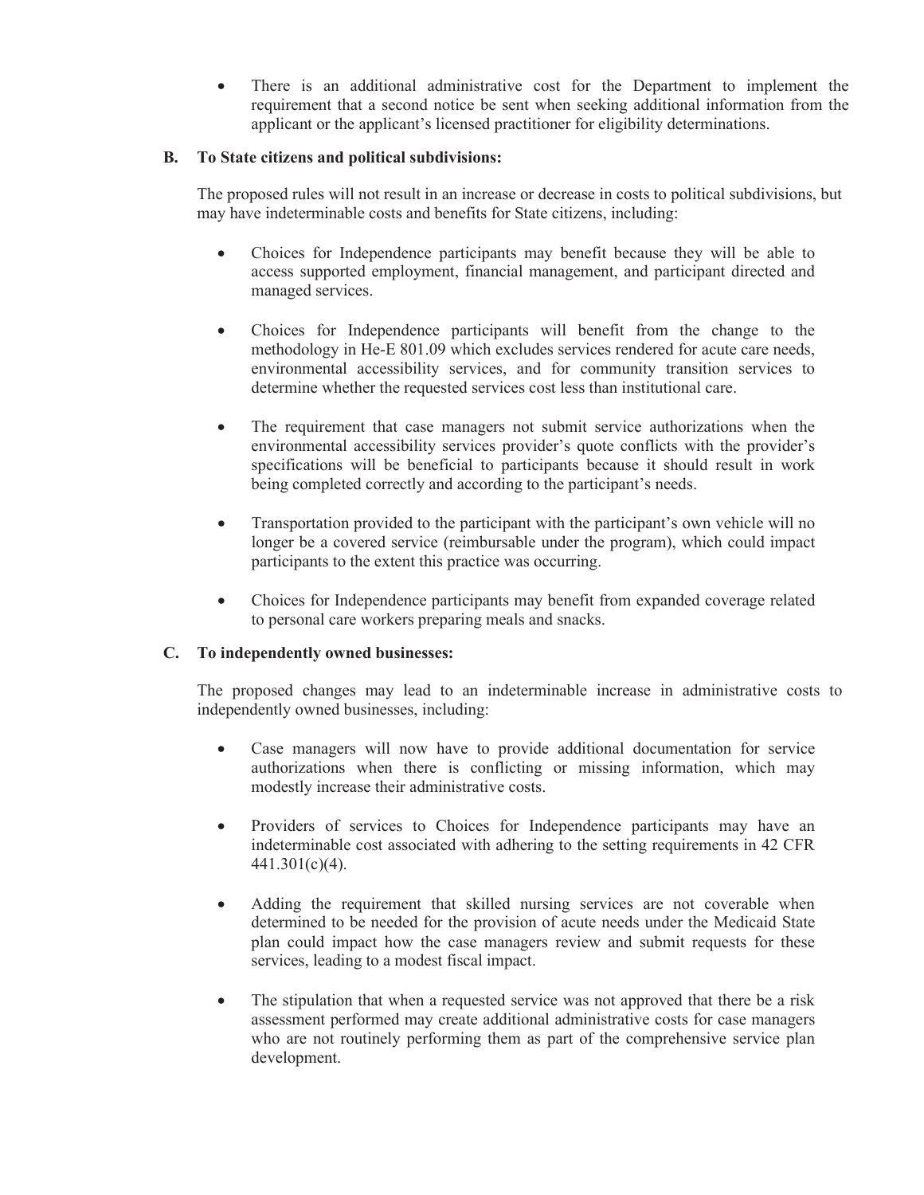- There is an additional administrative cost for the Department to implement the requirement that a second notice be sent when seeking additional information from the applicant or the applicant's licensed practitioner for eligibility determinations.

**B. To State citizens and political subdivisions:**

The proposed rules will not result in an increase or decrease in costs to political subdivisions, but may have indeterminable costs and benefits for State citizens, including:

- Choices for Independence participants may benefit because they will be able to access supported employment, financial management, and participant directed and managed services.

- Choices for Independence participants will benefit from the change to the methodology in He-E 801.09 which excludes services rendered for acute care needs, environmental accessibility services, and for community transition services to determine whether the requested services cost less than institutional care.

- The requirement that case managers not submit service authorizations when the environmental accessibility services provider's quote conflicts with the provider's specifications will be beneficial to participants because it should result in work being completed correctly and according to the participant's needs.

- Transportation provided to the participant with the participant's own vehicle will no longer be a covered service (reimbursable under the program), which could impact participants to the extent this practice was occurring.

- Choices for Independence participants may benefit from expanded coverage related to personal care workers preparing meals and snacks.

**C. To independently owned businesses:**

The proposed changes may lead to an indeterminable increase in administrative costs to independently owned businesses, including:

- Case managers will now have to provide additional documentation for service authorizations when there is conflicting or missing information, which may modestly increase their administrative costs.

- Providers of services to Choices for Independence participants may have an indeterminable cost associated with adhering to the setting requirements in 42 CFR 441.301(c)(4).

- Adding the requirement that skilled nursing services are not coverable when determined to be needed for the provision of acute needs under the Medicaid State plan could impact how the case managers review and submit requests for these services, leading to a modest fiscal impact.

- The stipulation that when a requested service was not approved that there be a risk assessment performed may create additional administrative costs for case managers who are not routinely performing them as part of the comprehensive service plan development.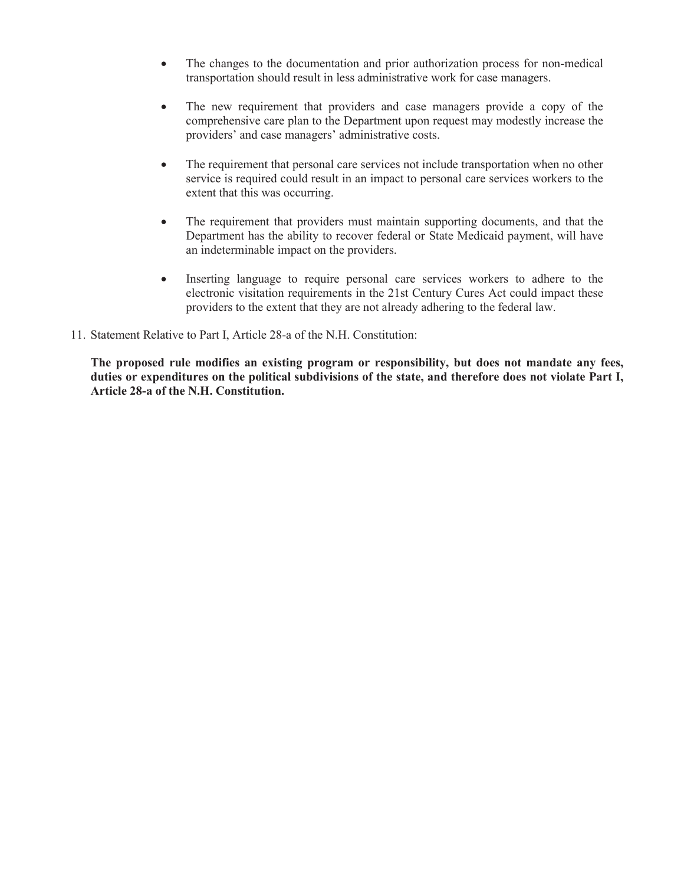- The changes to the documentation and prior authorization process for non-medical transportation should result in less administrative work for case managers.

- The new requirement that providers and case managers provide a copy of the comprehensive care plan to the Department upon request may modestly increase the providers' and case managers' administrative costs.

- The requirement that personal care services not include transportation when no other service is required could result in an impact to personal care services workers to the extent that this was occurring.

- The requirement that providers must maintain supporting documents, and that the Department has the ability to recover federal or State Medicaid payment, will have an indeterminable impact on the providers.

- Inserting language to require personal care services workers to adhere to the electronic visitation requirements in the 21st Century Cures Act could impact these providers to the extent that they are not already adhering to the federal law.

11. Statement Relative to Part I, Article 28-a of the N.H. Constitution:

**The proposed rule modifies an existing program or responsibility, but does not mandate any fees, duties or expenditures on the political subdivisions of the state, and therefore does not violate Part I, Article 28-a of the N.H. Constitution.**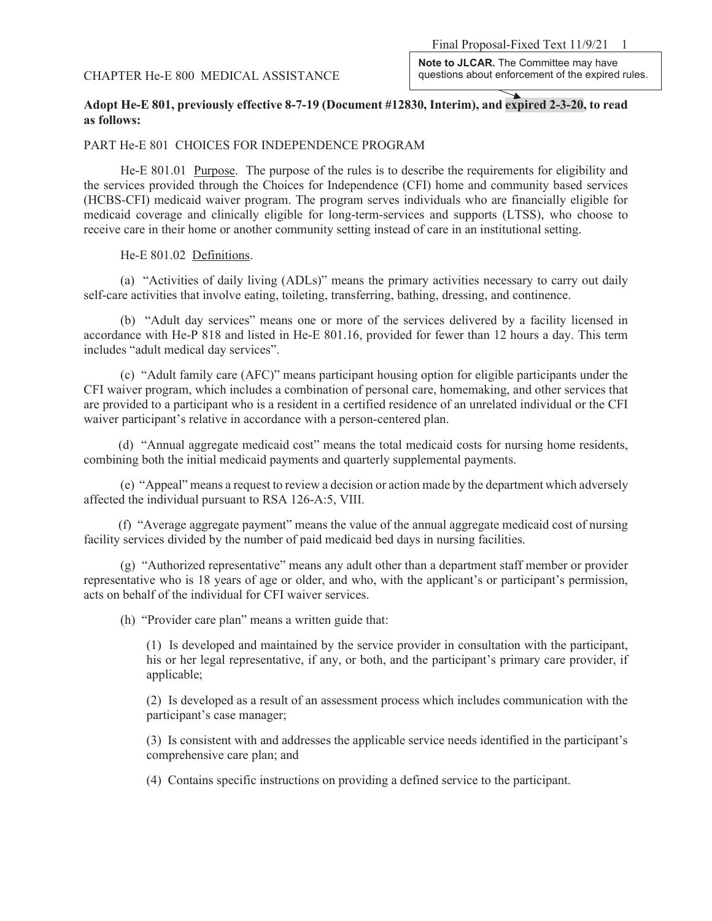CHAPTER He-E 800 MEDICAL ASSISTANCE

**Note to JLCAR.** The Committee may have questions about enforcement of the expired rules.

**Adopt He-E 801, previously effective 8-7-19 (Document #12830, Interim), and expired 2-3-20, to read as follows:**

PART He-E 801 CHOICES FOR INDEPENDENCE PROGRAM

He-E 801.01 Purpose. The purpose of the rules is to describe the requirements for eligibility and the services provided through the Choices for Independence (CFI) home and community based services (HCBS-CFI) medicaid waiver program. The program serves individuals who are financially eligible for medicaid coverage and clinically eligible for long-term-services and supports (LTSS), who choose to receive care in their home or another community setting instead of care in an institutional setting.

He-E 801.02 Definitions.

(a) "Activities of daily living (ADLs)" means the primary activities necessary to carry out daily self-care activities that involve eating, toileting, transferring, bathing, dressing, and continence.

(b) "Adult day services" means one or more of the services delivered by a facility licensed in accordance with He-P 818 and listed in He-E 801.16, provided for fewer than 12 hours a day. This term includes "adult medical day services".

(c) "Adult family care (AFC)" means participant housing option for eligible participants under the CFI waiver program, which includes a combination of personal care, homemaking, and other services that are provided to a participant who is a resident in a certified residence of an unrelated individual or the CFI waiver participant's relative in accordance with a person-centered plan.

(d) "Annual aggregate medicaid cost" means the total medicaid costs for nursing home residents, combining both the initial medicaid payments and quarterly supplemental payments.

(e) "Appeal" means a request to review a decision or action made by the department which adversely affected the individual pursuant to RSA 126-A:5, VIII.

(f) "Average aggregate payment" means the value of the annual aggregate medicaid cost of nursing facility services divided by the number of paid medicaid bed days in nursing facilities.

(g) "Authorized representative" means any adult other than a department staff member or provider representative who is 18 years of age or older, and who, with the applicant's or participant's permission, acts on behalf of the individual for CFI waiver services.

(h) "Provider care plan" means a written guide that:

(1) Is developed and maintained by the service provider in consultation with the participant, his or her legal representative, if any, or both, and the participant's primary care provider, if applicable;

(2) Is developed as a result of an assessment process which includes communication with the participant's case manager;

(3) Is consistent with and addresses the applicable service needs identified in the participant's comprehensive care plan; and

(4) Contains specific instructions on providing a defined service to the participant.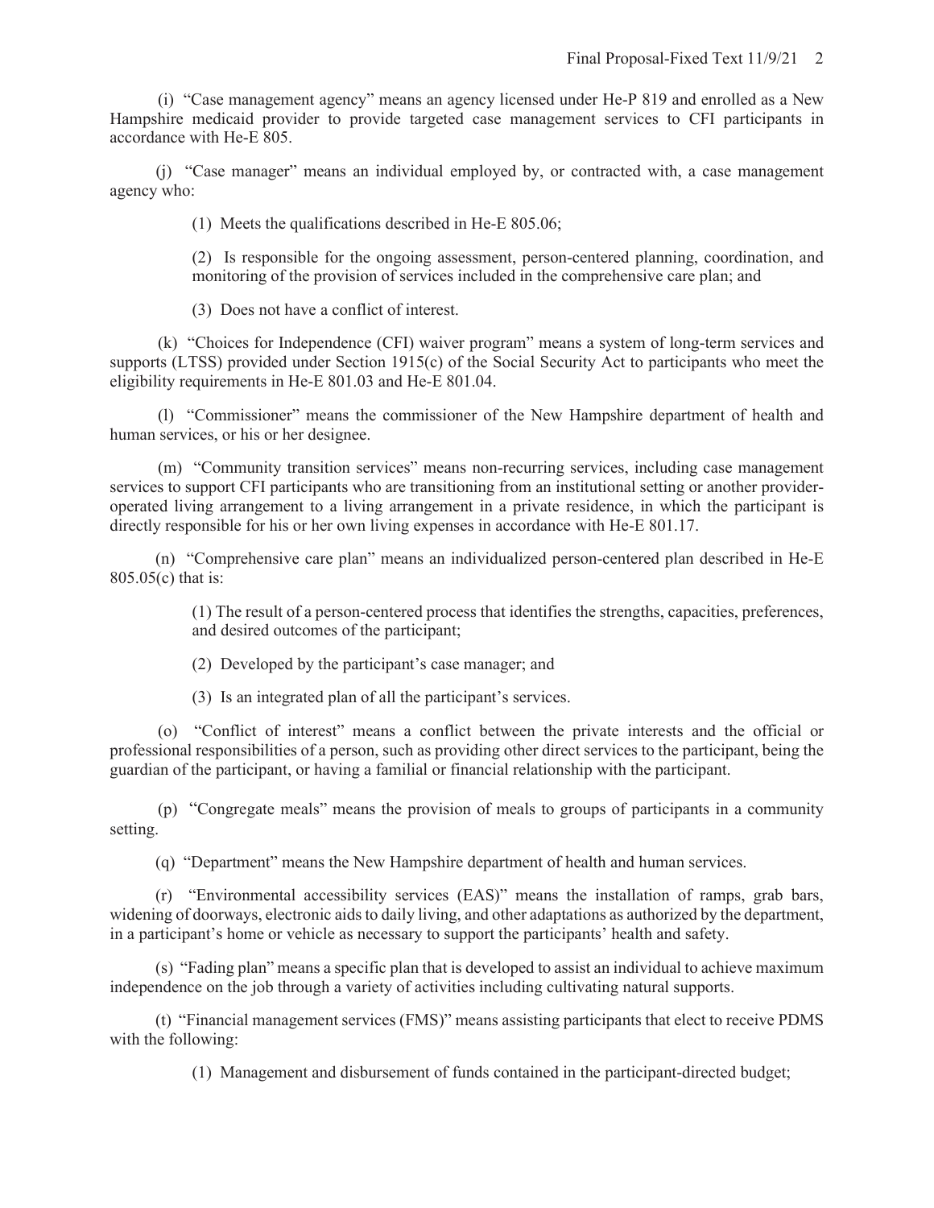(i) "Case management agency" means an agency licensed under He-P 819 and enrolled as a New Hampshire medicaid provider to provide targeted case management services to CFI participants in accordance with He-E 805.

(j) "Case manager" means an individual employed by, or contracted with, a case management agency who:

(1) Meets the qualifications described in He-E 805.06;

(2) Is responsible for the ongoing assessment, person-centered planning, coordination, and monitoring of the provision of services included in the comprehensive care plan; and

(3) Does not have a conflict of interest.

(k) "Choices for Independence (CFI) waiver program" means a system of long-term services and supports (LTSS) provided under Section 1915(c) of the Social Security Act to participants who meet the eligibility requirements in He-E 801.03 and He-E 801.04.

(l) "Commissioner" means the commissioner of the New Hampshire department of health and human services, or his or her designee.

(m) "Community transition services" means non-recurring services, including case management services to support CFI participants who are transitioning from an institutional setting or another provider-operated living arrangement to a living arrangement in a private residence, in which the participant is directly responsible for his or her own living expenses in accordance with He-E 801.17.

(n) "Comprehensive care plan" means an individualized person-centered plan described in He-E 805.05(c) that is:

(1) The result of a person-centered process that identifies the strengths, capacities, preferences, and desired outcomes of the participant;

(2) Developed by the participant's case manager; and

(3) Is an integrated plan of all the participant's services.

(o) "Conflict of interest" means a conflict between the private interests and the official or professional responsibilities of a person, such as providing other direct services to the participant, being the guardian of the participant, or having a familial or financial relationship with the participant.

(p) "Congregate meals" means the provision of meals to groups of participants in a community setting.

(q) "Department" means the New Hampshire department of health and human services.

(r) "Environmental accessibility services (EAS)" means the installation of ramps, grab bars, widening of doorways, electronic aids to daily living, and other adaptations as authorized by the department, in a participant's home or vehicle as necessary to support the participants' health and safety.

(s) "Fading plan" means a specific plan that is developed to assist an individual to achieve maximum independence on the job through a variety of activities including cultivating natural supports.

(t) "Financial management services (FMS)" means assisting participants that elect to receive PDMS with the following:

(1) Management and disbursement of funds contained in the participant-directed budget;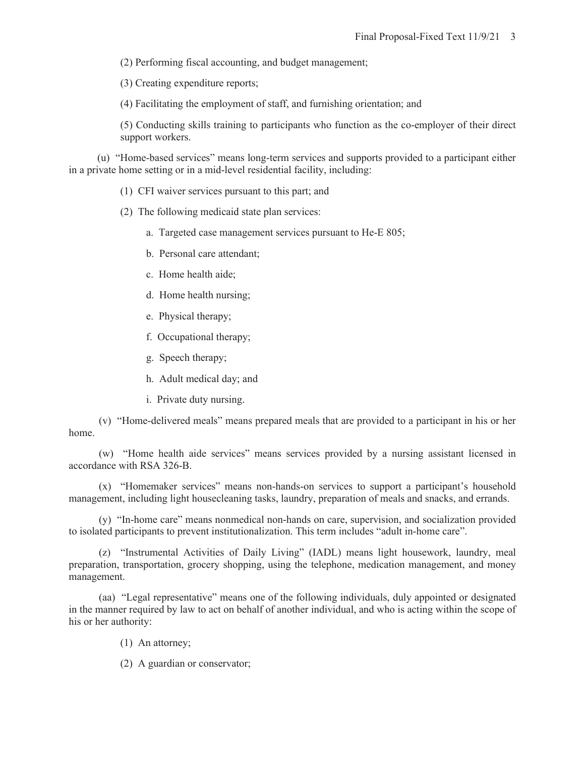(2) Performing fiscal accounting, and budget management;

(3) Creating expenditure reports;

(4) Facilitating the employment of staff, and furnishing orientation; and

(5) Conducting skills training to participants who function as the co-employer of their direct support workers.

(u) "Home-based services" means long-term services and supports provided to a participant either in a private home setting or in a mid-level residential facility, including:

(1) CFI waiver services pursuant to this part; and

(2) The following medicaid state plan services:

a. Targeted case management services pursuant to He-E 805;

b. Personal care attendant;

c. Home health aide;

d. Home health nursing;

e. Physical therapy;

f. Occupational therapy;

g. Speech therapy;

h. Adult medical day; and

i. Private duty nursing.

(v) "Home-delivered meals" means prepared meals that are provided to a participant in his or her home.

(w) "Home health aide services" means services provided by a nursing assistant licensed in accordance with RSA 326-B.

(x) "Homemaker services" means non-hands-on services to support a participant's household management, including light housecleaning tasks, laundry, preparation of meals and snacks, and errands.

(y) "In-home care" means nonmedical non-hands on care, supervision, and socialization provided to isolated participants to prevent institutionalization. This term includes "adult in-home care".

(z) "Instrumental Activities of Daily Living" (IADL) means light housework, laundry, meal preparation, transportation, grocery shopping, using the telephone, medication management, and money management.

(aa) "Legal representative" means one of the following individuals, duly appointed or designated in the manner required by law to act on behalf of another individual, and who is acting within the scope of his or her authority:

(1) An attorney;

(2) A guardian or conservator;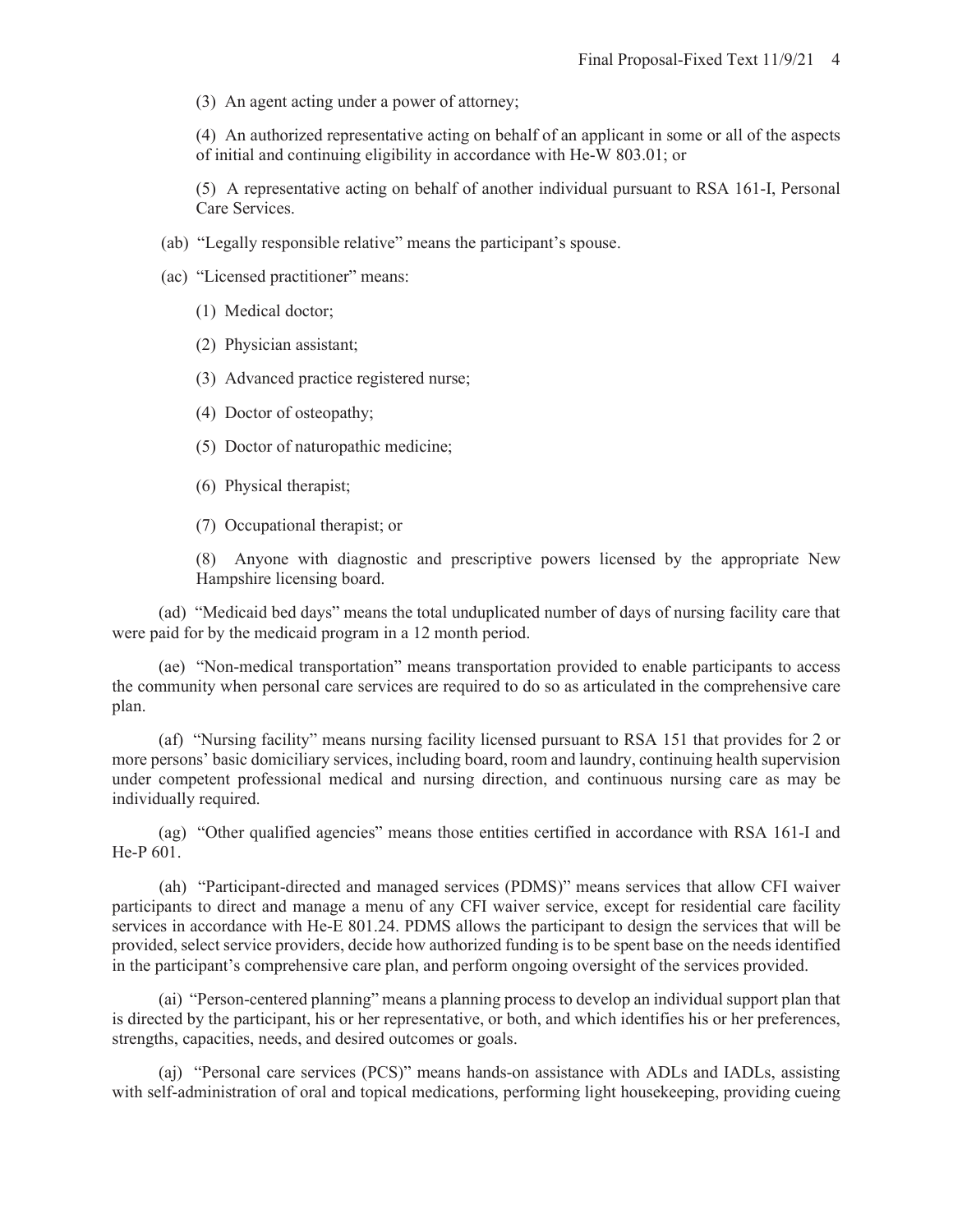(3) An agent acting under a power of attorney;

(4) An authorized representative acting on behalf of an applicant in some or all of the aspects of initial and continuing eligibility in accordance with He-W 803.01; or

(5) A representative acting on behalf of another individual pursuant to RSA 161-I, Personal Care Services.

(ab) "Legally responsible relative" means the participant's spouse.

(ac) "Licensed practitioner" means:

(1) Medical doctor;

(2) Physician assistant;

(3) Advanced practice registered nurse;

(4) Doctor of osteopathy;

(5) Doctor of naturopathic medicine;

(6) Physical therapist;

(7) Occupational therapist; or

(8) Anyone with diagnostic and prescriptive powers licensed by the appropriate New Hampshire licensing board.

(ad) "Medicaid bed days" means the total unduplicated number of days of nursing facility care that were paid for by the medicaid program in a 12 month period.

(ae) "Non-medical transportation" means transportation provided to enable participants to access the community when personal care services are required to do so as articulated in the comprehensive care plan.

(af) "Nursing facility" means nursing facility licensed pursuant to RSA 151 that provides for 2 or more persons' basic domiciliary services, including board, room and laundry, continuing health supervision under competent professional medical and nursing direction, and continuous nursing care as may be individually required.

(ag) "Other qualified agencies" means those entities certified in accordance with RSA 161-I and He-P 601.

(ah) "Participant-directed and managed services (PDMS)" means services that allow CFI waiver participants to direct and manage a menu of any CFI waiver service, except for residential care facility services in accordance with He-E 801.24. PDMS allows the participant to design the services that will be provided, select service providers, decide how authorized funding is to be spent base on the needs identified in the participant's comprehensive care plan, and perform ongoing oversight of the services provided.

(ai) "Person-centered planning" means a planning process to develop an individual support plan that is directed by the participant, his or her representative, or both, and which identifies his or her preferences, strengths, capacities, needs, and desired outcomes or goals.

(aj) "Personal care services (PCS)" means hands-on assistance with ADLs and IADLs, assisting with self-administration of oral and topical medications, performing light housekeeping, providing cueing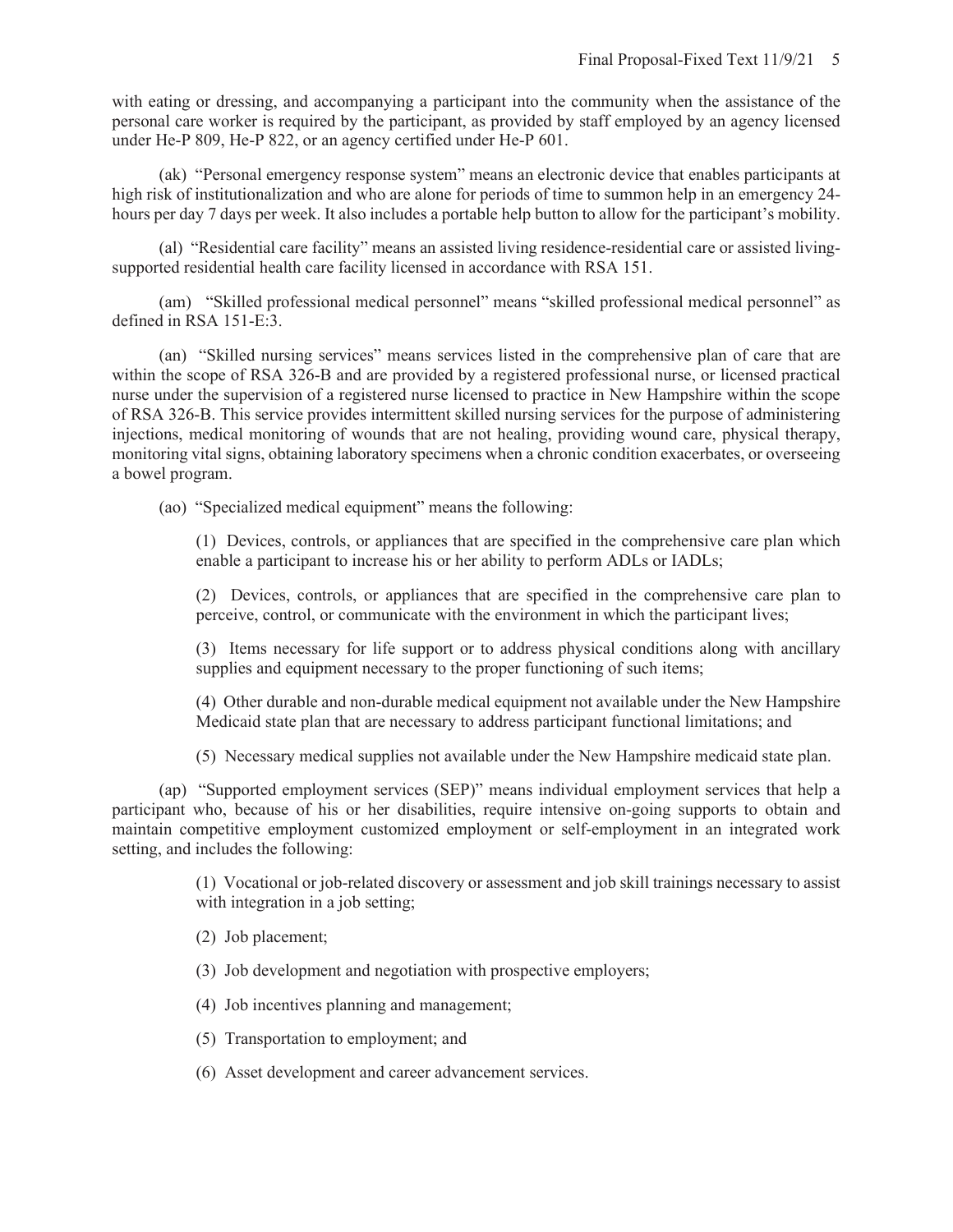with eating or dressing, and accompanying a participant into the community when the assistance of the personal care worker is required by the participant, as provided by staff employed by an agency licensed under He-P 809, He-P 822, or an agency certified under He-P 601.

(ak) "Personal emergency response system" means an electronic device that enables participants at high risk of institutionalization and who are alone for periods of time to summon help in an emergency 24-hours per day 7 days per week. It also includes a portable help button to allow for the participant's mobility.

(al) "Residential care facility" means an assisted living residence-residential care or assisted living-supported residential health care facility licensed in accordance with RSA 151.

(am) "Skilled professional medical personnel" means "skilled professional medical personnel" as defined in RSA 151-E:3.

(an) "Skilled nursing services" means services listed in the comprehensive plan of care that are within the scope of RSA 326-B and are provided by a registered professional nurse, or licensed practical nurse under the supervision of a registered nurse licensed to practice in New Hampshire within the scope of RSA 326-B. This service provides intermittent skilled nursing services for the purpose of administering injections, medical monitoring of wounds that are not healing, providing wound care, physical therapy, monitoring vital signs, obtaining laboratory specimens when a chronic condition exacerbates, or overseeing a bowel program.

(ao) "Specialized medical equipment" means the following:

(1) Devices, controls, or appliances that are specified in the comprehensive care plan which enable a participant to increase his or her ability to perform ADLs or IADLs;

(2) Devices, controls, or appliances that are specified in the comprehensive care plan to perceive, control, or communicate with the environment in which the participant lives;

(3) Items necessary for life support or to address physical conditions along with ancillary supplies and equipment necessary to the proper functioning of such items;

(4) Other durable and non-durable medical equipment not available under the New Hampshire Medicaid state plan that are necessary to address participant functional limitations; and

(5) Necessary medical supplies not available under the New Hampshire medicaid state plan.

(ap) "Supported employment services (SEP)" means individual employment services that help a participant who, because of his or her disabilities, require intensive on-going supports to obtain and maintain competitive employment customized employment or self-employment in an integrated work setting, and includes the following:

(1) Vocational or job-related discovery or assessment and job skill trainings necessary to assist with integration in a job setting;

(2) Job placement;

(3) Job development and negotiation with prospective employers;

(4) Job incentives planning and management;

(5) Transportation to employment; and

(6) Asset development and career advancement services.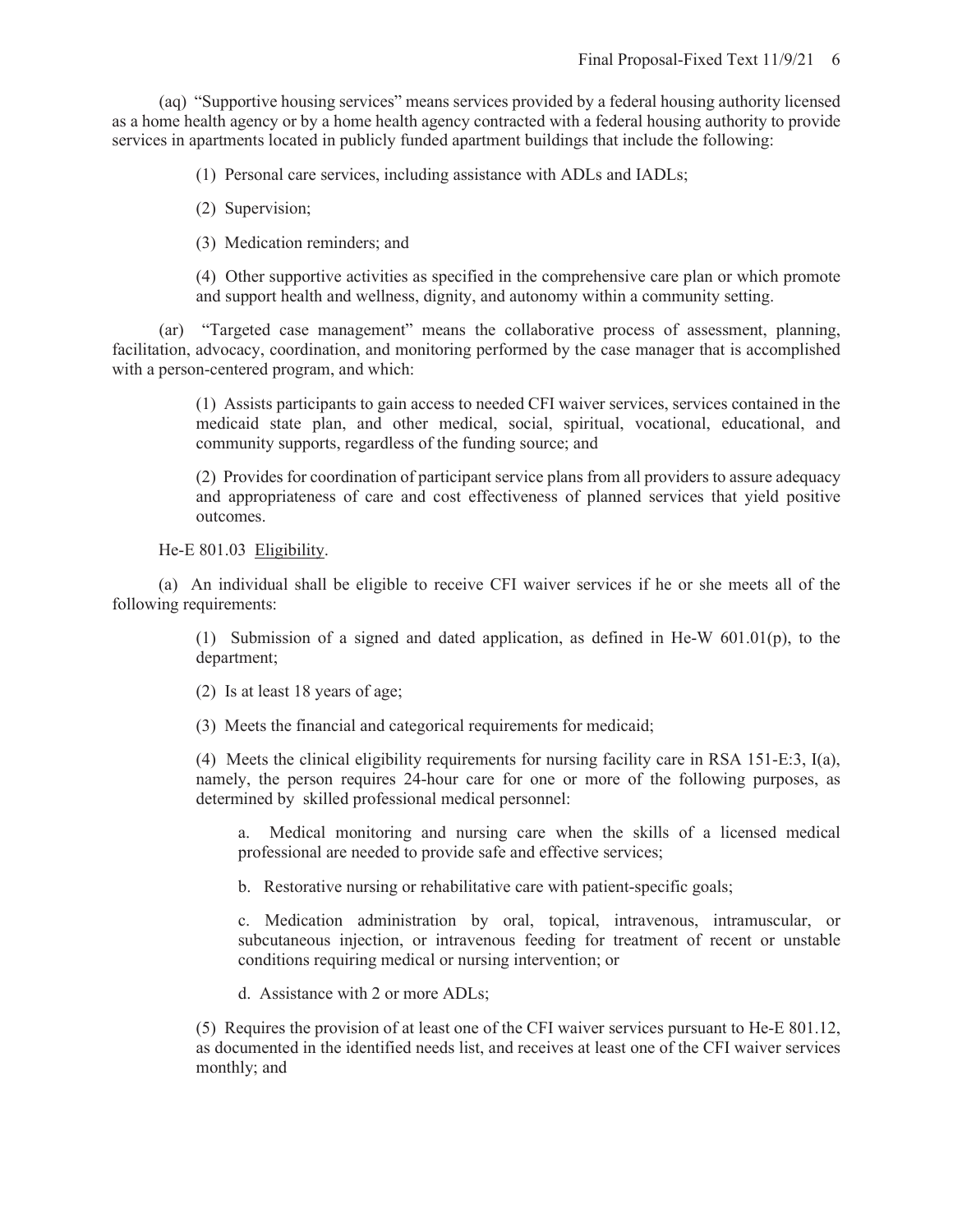(aq) "Supportive housing services" means services provided by a federal housing authority licensed as a home health agency or by a home health agency contracted with a federal housing authority to provide services in apartments located in publicly funded apartment buildings that include the following:

(1) Personal care services, including assistance with ADLs and IADLs;

(2) Supervision;

(3) Medication reminders; and

(4) Other supportive activities as specified in the comprehensive care plan or which promote and support health and wellness, dignity, and autonomy within a community setting.

(ar) "Targeted case management" means the collaborative process of assessment, planning, facilitation, advocacy, coordination, and monitoring performed by the case manager that is accomplished with a person-centered program, and which:

(1) Assists participants to gain access to needed CFI waiver services, services contained in the medicaid state plan, and other medical, social, spiritual, vocational, educational, and community supports, regardless of the funding source; and

(2) Provides for coordination of participant service plans from all providers to assure adequacy and appropriateness of care and cost effectiveness of planned services that yield positive outcomes.

He-E 801.03 Eligibility.

(a) An individual shall be eligible to receive CFI waiver services if he or she meets all of the following requirements:

(1) Submission of a signed and dated application, as defined in He-W 601.01(p), to the department;

(2) Is at least 18 years of age;

(3) Meets the financial and categorical requirements for medicaid;

(4) Meets the clinical eligibility requirements for nursing facility care in RSA 151-E:3, I(a), namely, the person requires 24-hour care for one or more of the following purposes, as determined by skilled professional medical personnel:

a. Medical monitoring and nursing care when the skills of a licensed medical professional are needed to provide safe and effective services;

b. Restorative nursing or rehabilitative care with patient-specific goals;

c. Medication administration by oral, topical, intravenous, intramuscular, or subcutaneous injection, or intravenous feeding for treatment of recent or unstable conditions requiring medical or nursing intervention; or

d. Assistance with 2 or more ADLs;

(5) Requires the provision of at least one of the CFI waiver services pursuant to He-E 801.12, as documented in the identified needs list, and receives at least one of the CFI waiver services monthly; and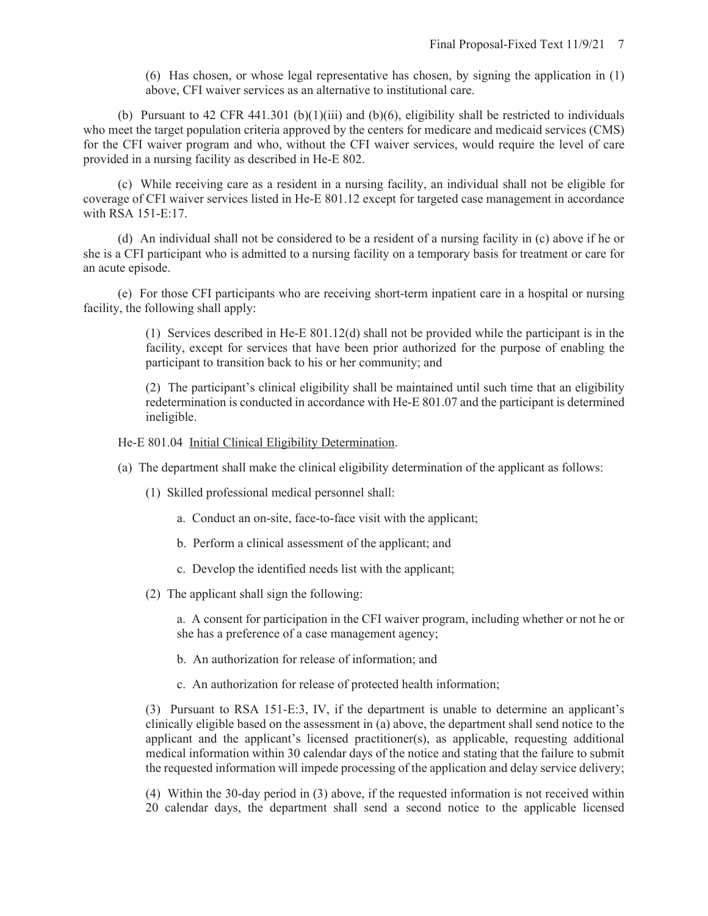(6) Has chosen, or whose legal representative has chosen, by signing the application in (1) above, CFI waiver services as an alternative to institutional care.

(b) Pursuant to 42 CFR 441.301 (b)(1)(iii) and (b)(6), eligibility shall be restricted to individuals who meet the target population criteria approved by the centers for medicare and medicaid services (CMS) for the CFI waiver program and who, without the CFI waiver services, would require the level of care provided in a nursing facility as described in He-E 802.

(c) While receiving care as a resident in a nursing facility, an individual shall not be eligible for coverage of CFI waiver services listed in He-E 801.12 except for targeted case management in accordance with RSA 151-E:17.

(d) An individual shall not be considered to be a resident of a nursing facility in (c) above if he or she is a CFI participant who is admitted to a nursing facility on a temporary basis for treatment or care for an acute episode.

(e) For those CFI participants who are receiving short-term inpatient care in a hospital or nursing facility, the following shall apply:

(1) Services described in He-E 801.12(d) shall not be provided while the participant is in the facility, except for services that have been prior authorized for the purpose of enabling the participant to transition back to his or her community; and

(2) The participant's clinical eligibility shall be maintained until such time that an eligibility redetermination is conducted in accordance with He-E 801.07 and the participant is determined ineligible.

He-E 801.04 Initial Clinical Eligibility Determination.

(a) The department shall make the clinical eligibility determination of the applicant as follows:

(1) Skilled professional medical personnel shall:

a. Conduct an on-site, face-to-face visit with the applicant;

b. Perform a clinical assessment of the applicant; and

c. Develop the identified needs list with the applicant;

(2) The applicant shall sign the following:

a. A consent for participation in the CFI waiver program, including whether or not he or she has a preference of a case management agency;

b. An authorization for release of information; and

c. An authorization for release of protected health information;

(3) Pursuant to RSA 151-E:3, IV, if the department is unable to determine an applicant's clinically eligible based on the assessment in (a) above, the department shall send notice to the applicant and the applicant's licensed practitioner(s), as applicable, requesting additional medical information within 30 calendar days of the notice and stating that the failure to submit the requested information will impede processing of the application and delay service delivery;

(4) Within the 30-day period in (3) above, if the requested information is not received within 20 calendar days, the department shall send a second notice to the applicable licensed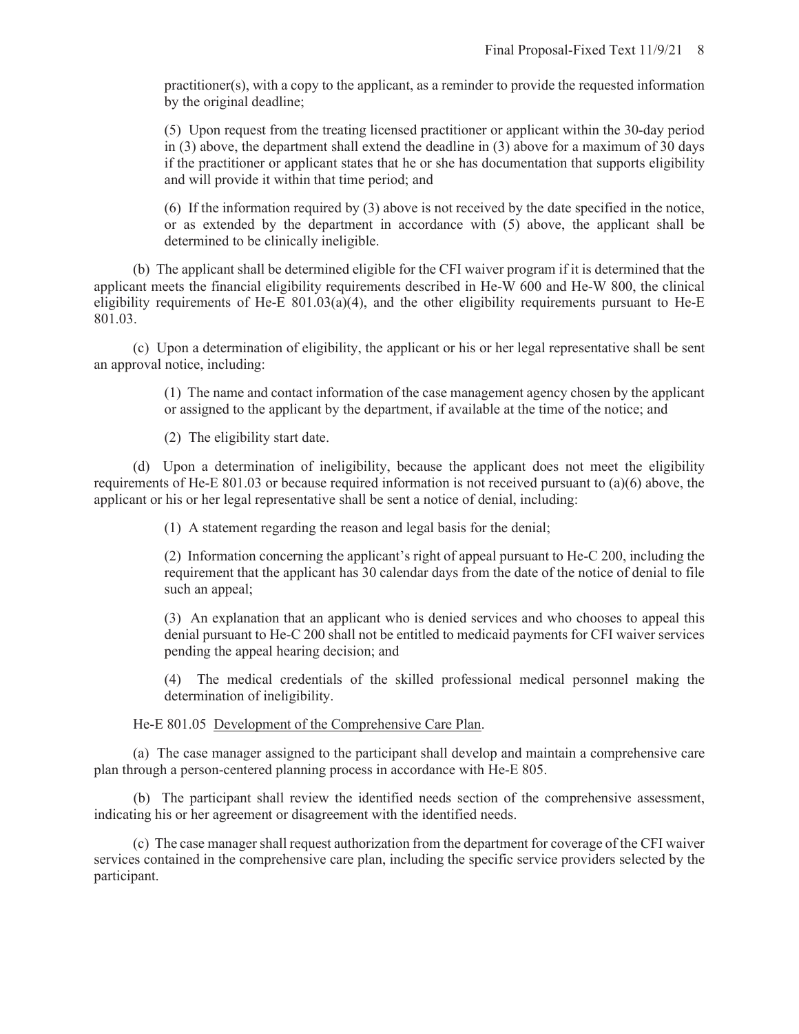practitioner(s), with a copy to the applicant, as a reminder to provide the requested information by the original deadline;

(5) Upon request from the treating licensed practitioner or applicant within the 30-day period in (3) above, the department shall extend the deadline in (3) above for a maximum of 30 days if the practitioner or applicant states that he or she has documentation that supports eligibility and will provide it within that time period; and

(6) If the information required by (3) above is not received by the date specified in the notice, or as extended by the department in accordance with (5) above, the applicant shall be determined to be clinically ineligible.

(b) The applicant shall be determined eligible for the CFI waiver program if it is determined that the applicant meets the financial eligibility requirements described in He-W 600 and He-W 800, the clinical eligibility requirements of He-E 801.03(a)(4), and the other eligibility requirements pursuant to He-E 801.03.

(c) Upon a determination of eligibility, the applicant or his or her legal representative shall be sent an approval notice, including:

(1) The name and contact information of the case management agency chosen by the applicant or assigned to the applicant by the department, if available at the time of the notice; and

(2) The eligibility start date.

(d) Upon a determination of ineligibility, because the applicant does not meet the eligibility requirements of He-E 801.03 or because required information is not received pursuant to (a)(6) above, the applicant or his or her legal representative shall be sent a notice of denial, including:

(1) A statement regarding the reason and legal basis for the denial;

(2) Information concerning the applicant's right of appeal pursuant to He-C 200, including the requirement that the applicant has 30 calendar days from the date of the notice of denial to file such an appeal;

(3) An explanation that an applicant who is denied services and who chooses to appeal this denial pursuant to He-C 200 shall not be entitled to medicaid payments for CFI waiver services pending the appeal hearing decision; and

(4) The medical credentials of the skilled professional medical personnel making the determination of ineligibility.

He-E 801.05 Development of the Comprehensive Care Plan.

(a) The case manager assigned to the participant shall develop and maintain a comprehensive care plan through a person-centered planning process in accordance with He-E 805.

(b) The participant shall review the identified needs section of the comprehensive assessment, indicating his or her agreement or disagreement with the identified needs.

(c) The case manager shall request authorization from the department for coverage of the CFI waiver services contained in the comprehensive care plan, including the specific service providers selected by the participant.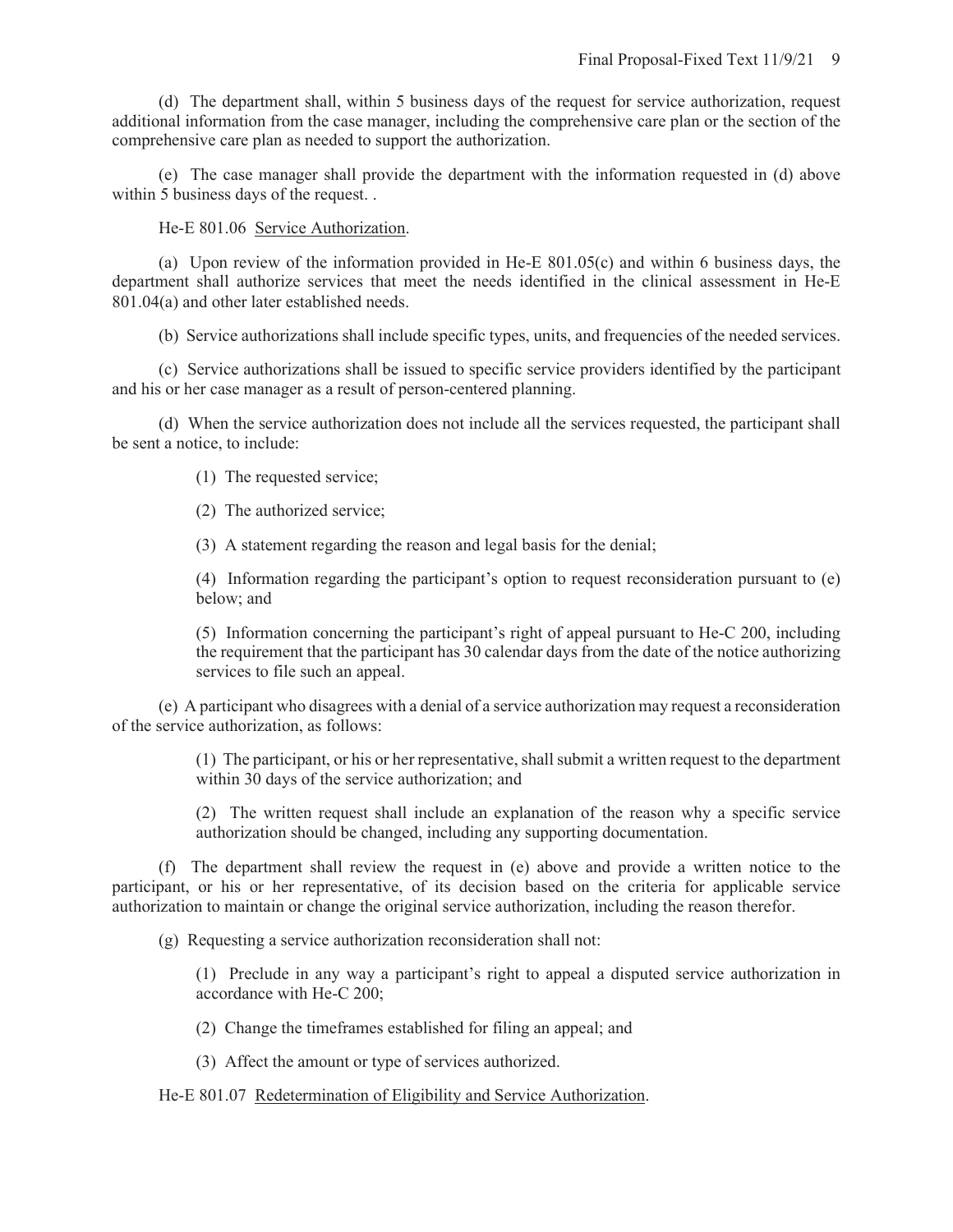(d) The department shall, within 5 business days of the request for service authorization, request additional information from the case manager, including the comprehensive care plan or the section of the comprehensive care plan as needed to support the authorization.

(e) The case manager shall provide the department with the information requested in (d) above within 5 business days of the request. .

He-E 801.06 Service Authorization.

(a) Upon review of the information provided in He-E 801.05(c) and within 6 business days, the department shall authorize services that meet the needs identified in the clinical assessment in He-E 801.04(a) and other later established needs.

(b) Service authorizations shall include specific types, units, and frequencies of the needed services.

(c) Service authorizations shall be issued to specific service providers identified by the participant and his or her case manager as a result of person-centered planning.

(d) When the service authorization does not include all the services requested, the participant shall be sent a notice, to include:

(1) The requested service;

(2) The authorized service;

(3) A statement regarding the reason and legal basis for the denial;

(4) Information regarding the participant's option to request reconsideration pursuant to (e) below; and

(5) Information concerning the participant's right of appeal pursuant to He-C 200, including the requirement that the participant has 30 calendar days from the date of the notice authorizing services to file such an appeal.

(e) A participant who disagrees with a denial of a service authorization may request a reconsideration of the service authorization, as follows:

(1) The participant, or his or her representative, shall submit a written request to the department within 30 days of the service authorization; and

(2) The written request shall include an explanation of the reason why a specific service authorization should be changed, including any supporting documentation.

(f) The department shall review the request in (e) above and provide a written notice to the participant, or his or her representative, of its decision based on the criteria for applicable service authorization to maintain or change the original service authorization, including the reason therefor.

(g) Requesting a service authorization reconsideration shall not:

(1) Preclude in any way a participant's right to appeal a disputed service authorization in accordance with He-C 200;

(2) Change the timeframes established for filing an appeal; and

(3) Affect the amount or type of services authorized.

He-E 801.07 Redetermination of Eligibility and Service Authorization.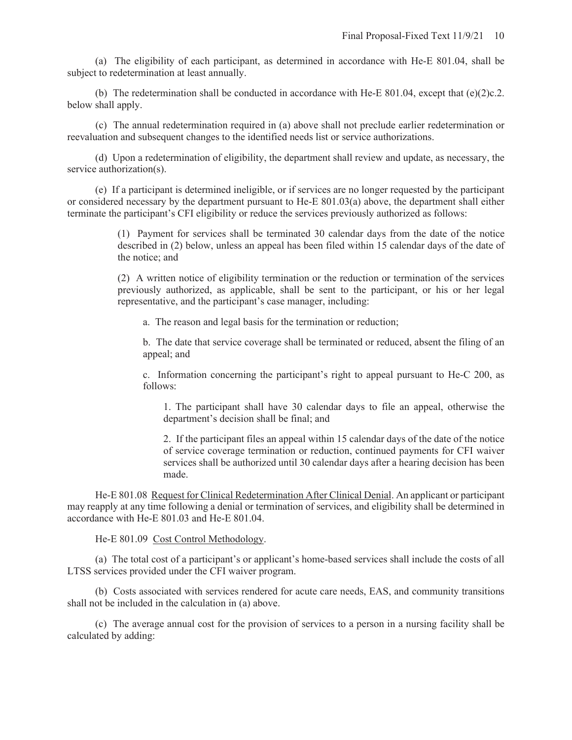(a) The eligibility of each participant, as determined in accordance with He-E 801.04, shall be subject to redetermination at least annually.

(b) The redetermination shall be conducted in accordance with He-E 801.04, except that (e)(2)c.2. below shall apply.

(c) The annual redetermination required in (a) above shall not preclude earlier redetermination or reevaluation and subsequent changes to the identified needs list or service authorizations.

(d) Upon a redetermination of eligibility, the department shall review and update, as necessary, the service authorization(s).

(e) If a participant is determined ineligible, or if services are no longer requested by the participant or considered necessary by the department pursuant to He-E 801.03(a) above, the department shall either terminate the participant's CFI eligibility or reduce the services previously authorized as follows:

> (1) Payment for services shall be terminated 30 calendar days from the date of the notice described in (2) below, unless an appeal has been filed within 15 calendar days of the date of the notice; and
>
> (2) A written notice of eligibility termination or the reduction or termination of the services previously authorized, as applicable, shall be sent to the participant, or his or her legal representative, and the participant's case manager, including:
>
> > a. The reason and legal basis for the termination or reduction;
> >
> > b. The date that service coverage shall be terminated or reduced, absent the filing of an appeal; and
> >
> > c. Information concerning the participant's right to appeal pursuant to He-C 200, as follows:
> >
> > > 1. The participant shall have 30 calendar days to file an appeal, otherwise the department's decision shall be final; and
> > >
> > > 2. If the participant files an appeal within 15 calendar days of the date of the notice of service coverage termination or reduction, continued payments for CFI waiver services shall be authorized until 30 calendar days after a hearing decision has been made.

He-E 801.08 Request for Clinical Redetermination After Clinical Denial. An applicant or participant may reapply at any time following a denial or termination of services, and eligibility shall be determined in accordance with He-E 801.03 and He-E 801.04.

He-E 801.09 Cost Control Methodology.

(a) The total cost of a participant's or applicant's home-based services shall include the costs of all LTSS services provided under the CFI waiver program.

(b) Costs associated with services rendered for acute care needs, EAS, and community transitions shall not be included in the calculation in (a) above.

(c) The average annual cost for the provision of services to a person in a nursing facility shall be calculated by adding: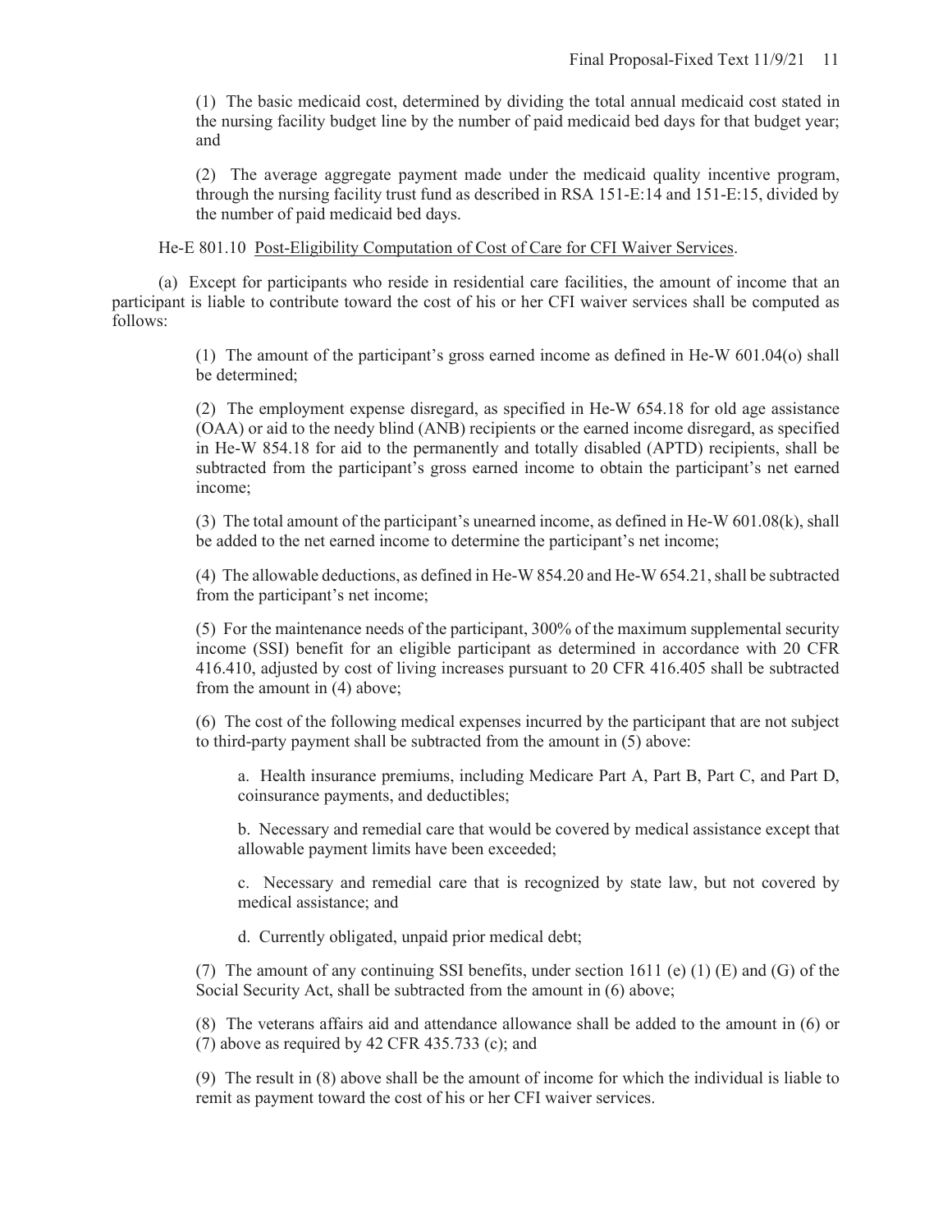(1) The basic medicaid cost, determined by dividing the total annual medicaid cost stated in the nursing facility budget line by the number of paid medicaid bed days for that budget year; and

(2) The average aggregate payment made under the medicaid quality incentive program, through the nursing facility trust fund as described in RSA 151-E:14 and 151-E:15, divided by the number of paid medicaid bed days.

He-E 801.10 Post-Eligibility Computation of Cost of Care for CFI Waiver Services.

(a) Except for participants who reside in residential care facilities, the amount of income that an participant is liable to contribute toward the cost of his or her CFI waiver services shall be computed as follows:

(1) The amount of the participant's gross earned income as defined in He-W 601.04(o) shall be determined;

(2) The employment expense disregard, as specified in He-W 654.18 for old age assistance (OAA) or aid to the needy blind (ANB) recipients or the earned income disregard, as specified in He-W 854.18 for aid to the permanently and totally disabled (APTD) recipients, shall be subtracted from the participant's gross earned income to obtain the participant's net earned income;

(3) The total amount of the participant's unearned income, as defined in He-W 601.08(k), shall be added to the net earned income to determine the participant's net income;

(4) The allowable deductions, as defined in He-W 854.20 and He-W 654.21, shall be subtracted from the participant's net income;

(5) For the maintenance needs of the participant, 300% of the maximum supplemental security income (SSI) benefit for an eligible participant as determined in accordance with 20 CFR 416.410, adjusted by cost of living increases pursuant to 20 CFR 416.405 shall be subtracted from the amount in (4) above;

(6) The cost of the following medical expenses incurred by the participant that are not subject to third-party payment shall be subtracted from the amount in (5) above:

a. Health insurance premiums, including Medicare Part A, Part B, Part C, and Part D, coinsurance payments, and deductibles;

b. Necessary and remedial care that would be covered by medical assistance except that allowable payment limits have been exceeded;

c. Necessary and remedial care that is recognized by state law, but not covered by medical assistance; and

d. Currently obligated, unpaid prior medical debt;

(7) The amount of any continuing SSI benefits, under section 1611 (e) (1) (E) and (G) of the Social Security Act, shall be subtracted from the amount in (6) above;

(8) The veterans affairs aid and attendance allowance shall be added to the amount in (6) or (7) above as required by 42 CFR 435.733 (c); and

(9) The result in (8) above shall be the amount of income for which the individual is liable to remit as payment toward the cost of his or her CFI waiver services.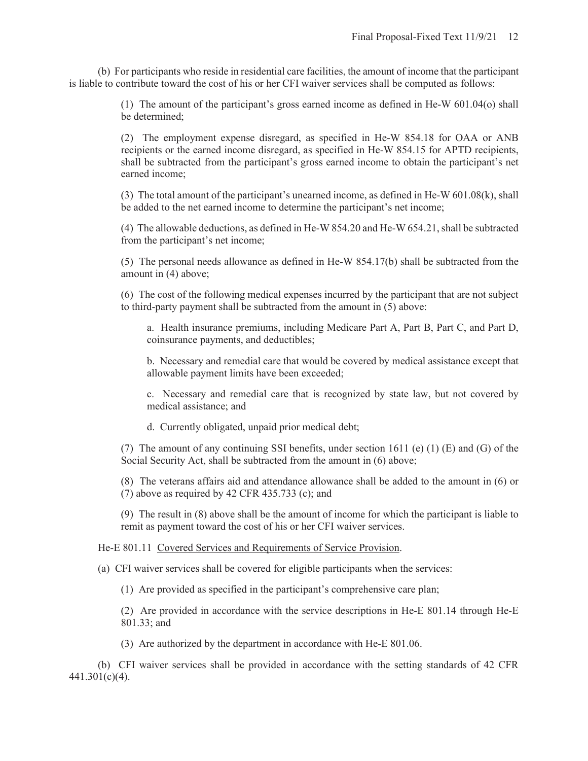(b) For participants who reside in residential care facilities, the amount of income that the participant is liable to contribute toward the cost of his or her CFI waiver services shall be computed as follows:

> (1) The amount of the participant's gross earned income as defined in He-W 601.04(o) shall be determined;
>
> (2) The employment expense disregard, as specified in He-W 854.18 for OAA or ANB recipients or the earned income disregard, as specified in He-W 854.15 for APTD recipients, shall be subtracted from the participant's gross earned income to obtain the participant's net earned income;
>
> (3) The total amount of the participant's unearned income, as defined in He-W 601.08(k), shall be added to the net earned income to determine the participant's net income;
>
> (4) The allowable deductions, as defined in He-W 854.20 and He-W 654.21, shall be subtracted from the participant's net income;
>
> (5) The personal needs allowance as defined in He-W 854.17(b) shall be subtracted from the amount in (4) above;
>
> (6) The cost of the following medical expenses incurred by the participant that are not subject to third-party payment shall be subtracted from the amount in (5) above:
>
> > a. Health insurance premiums, including Medicare Part A, Part B, Part C, and Part D, coinsurance payments, and deductibles;
> >
> > b. Necessary and remedial care that would be covered by medical assistance except that allowable payment limits have been exceeded;
> >
> > c. Necessary and remedial care that is recognized by state law, but not covered by medical assistance; and
> >
> > d. Currently obligated, unpaid prior medical debt;
>
> (7) The amount of any continuing SSI benefits, under section 1611 (e) (1) (E) and (G) of the Social Security Act, shall be subtracted from the amount in (6) above;
>
> (8) The veterans affairs aid and attendance allowance shall be added to the amount in (6) or (7) above as required by 42 CFR 435.733 (c); and
>
> (9) The result in (8) above shall be the amount of income for which the participant is liable to remit as payment toward the cost of his or her CFI waiver services.

He-E 801.11 Covered Services and Requirements of Service Provision.

(a) CFI waiver services shall be covered for eligible participants when the services:

> (1) Are provided as specified in the participant's comprehensive care plan;
>
> (2) Are provided in accordance with the service descriptions in He-E 801.14 through He-E 801.33; and
>
> (3) Are authorized by the department in accordance with He-E 801.06.

(b) CFI waiver services shall be provided in accordance with the setting standards of 42 CFR 441.301(c)(4).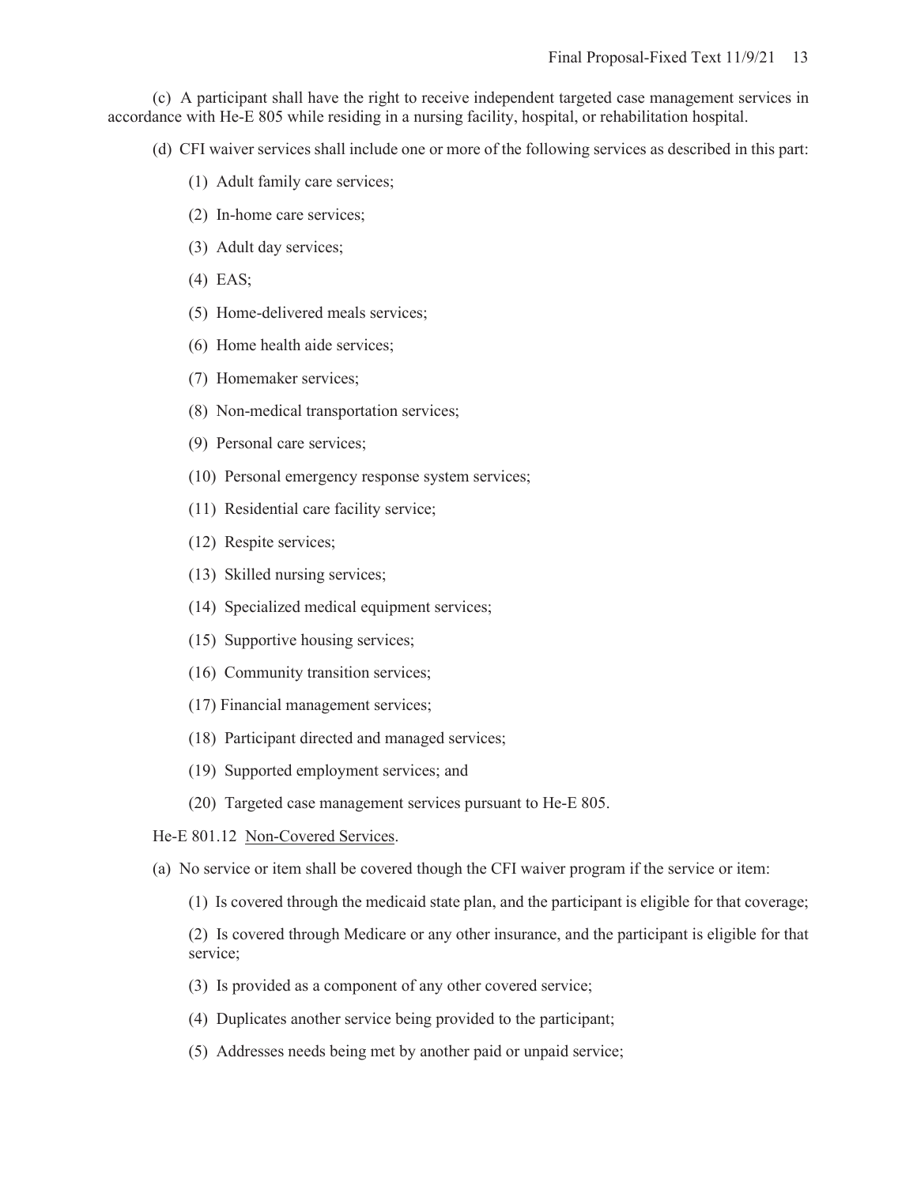(c) A participant shall have the right to receive independent targeted case management services in accordance with He-E 805 while residing in a nursing facility, hospital, or rehabilitation hospital.

(d) CFI waiver services shall include one or more of the following services as described in this part:

(1) Adult family care services;

(2) In-home care services;

(3) Adult day services;

(4) EAS;

(5) Home-delivered meals services;

(6) Home health aide services;

(7) Homemaker services;

(8) Non-medical transportation services;

(9) Personal care services;

(10) Personal emergency response system services;

(11) Residential care facility service;

(12) Respite services;

(13) Skilled nursing services;

(14) Specialized medical equipment services;

(15) Supportive housing services;

(16) Community transition services;

(17) Financial management services;

(18) Participant directed and managed services;

(19) Supported employment services; and

(20) Targeted case management services pursuant to He-E 805.

He-E 801.12 Non-Covered Services.

(a) No service or item shall be covered though the CFI waiver program if the service or item:

(1) Is covered through the medicaid state plan, and the participant is eligible for that coverage;

(2) Is covered through Medicare or any other insurance, and the participant is eligible for that service;

(3) Is provided as a component of any other covered service;

(4) Duplicates another service being provided to the participant;

(5) Addresses needs being met by another paid or unpaid service;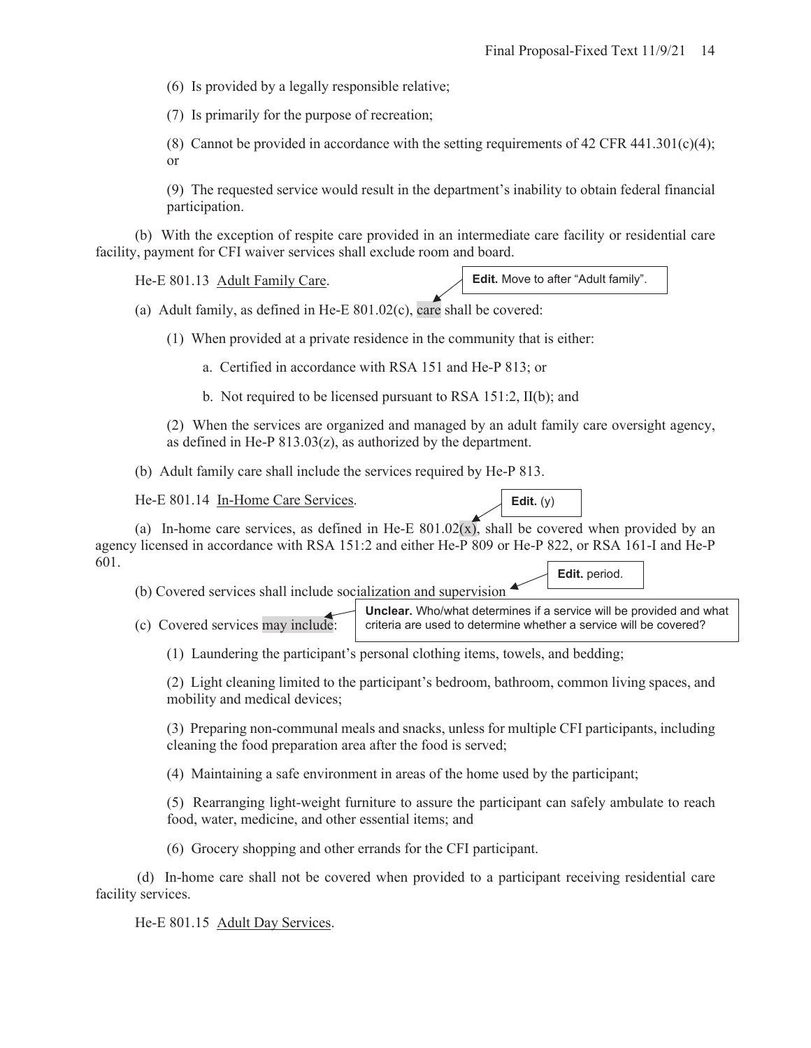(6) Is provided by a legally responsible relative;

(7) Is primarily for the purpose of recreation;

(8) Cannot be provided in accordance with the setting requirements of 42 CFR 441.301(c)(4); or

(9) The requested service would result in the department's inability to obtain federal financial participation.

(b) With the exception of respite care provided in an intermediate care facility or residential care facility, payment for CFI waiver services shall exclude room and board.

He-E 801.13 Adult Family Care.

**Edit.** Move to after "Adult family".

(a) Adult family, as defined in He-E 801.02(c), care shall be covered:

(1) When provided at a private residence in the community that is either:

a. Certified in accordance with RSA 151 and He-P 813; or

b. Not required to be licensed pursuant to RSA 151:2, II(b); and

(2) When the services are organized and managed by an adult family care oversight agency, as defined in He-P 813.03(z), as authorized by the department.

(b) Adult family care shall include the services required by He-P 813.

He-E 801.14 In-Home Care Services.

**Edit.** (y)

(a) In-home care services, as defined in He-E 801.02(x), shall be covered when provided by an agency licensed in accordance with RSA 151:2 and either He-P 809 or He-P 822, or RSA 161-I and He-P 601.

**Edit.** period.

(b) Covered services shall include socialization and supervision

**Unclear.** Who/what determines if a service will be provided and what criteria are used to determine whether a service will be covered?

(c) Covered services may include:

(1) Laundering the participant's personal clothing items, towels, and bedding;

(2) Light cleaning limited to the participant's bedroom, bathroom, common living spaces, and mobility and medical devices;

(3) Preparing non-communal meals and snacks, unless for multiple CFI participants, including cleaning the food preparation area after the food is served;

(4) Maintaining a safe environment in areas of the home used by the participant;

(5) Rearranging light-weight furniture to assure the participant can safely ambulate to reach food, water, medicine, and other essential items; and

(6) Grocery shopping and other errands for the CFI participant.

(d) In-home care shall not be covered when provided to a participant receiving residential care facility services.

He-E 801.15 Adult Day Services.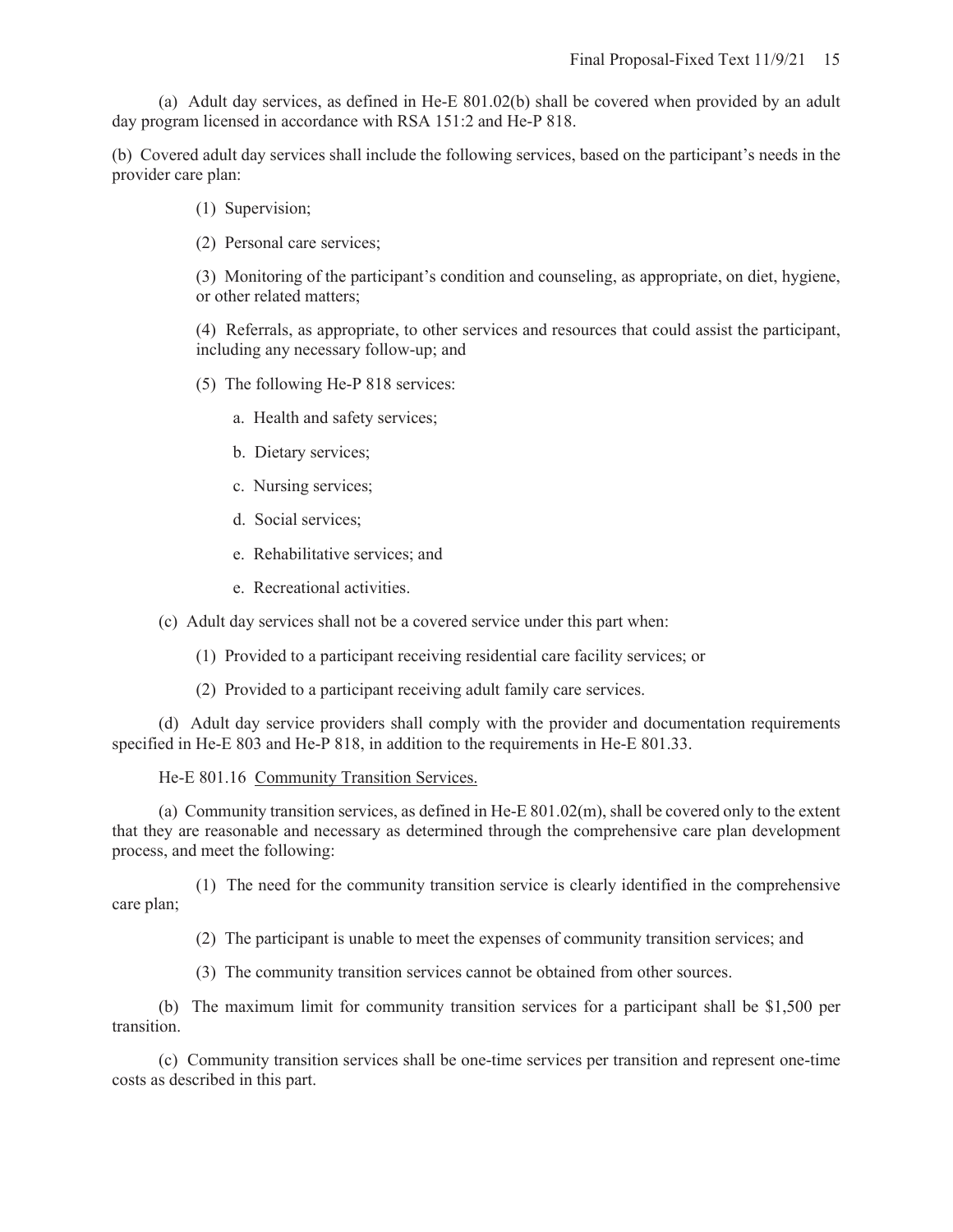(a) Adult day services, as defined in He-E 801.02(b) shall be covered when provided by an adult day program licensed in accordance with RSA 151:2 and He-P 818.

(b) Covered adult day services shall include the following services, based on the participant's needs in the provider care plan:

(1) Supervision;

(2) Personal care services;

(3) Monitoring of the participant's condition and counseling, as appropriate, on diet, hygiene, or other related matters;

(4) Referrals, as appropriate, to other services and resources that could assist the participant, including any necessary follow-up; and

(5) The following He-P 818 services:

a. Health and safety services;

b. Dietary services;

c. Nursing services;

d. Social services;

e. Rehabilitative services; and

e. Recreational activities.

(c) Adult day services shall not be a covered service under this part when:

(1) Provided to a participant receiving residential care facility services; or

(2) Provided to a participant receiving adult family care services.

(d) Adult day service providers shall comply with the provider and documentation requirements specified in He-E 803 and He-P 818, in addition to the requirements in He-E 801.33.

He-E 801.16 Community Transition Services.

(a) Community transition services, as defined in He-E 801.02(m), shall be covered only to the extent that they are reasonable and necessary as determined through the comprehensive care plan development process, and meet the following:

(1) The need for the community transition service is clearly identified in the comprehensive care plan;

(2) The participant is unable to meet the expenses of community transition services; and

(3) The community transition services cannot be obtained from other sources.

(b) The maximum limit for community transition services for a participant shall be $1,500 per transition.

(c) Community transition services shall be one-time services per transition and represent one-time costs as described in this part.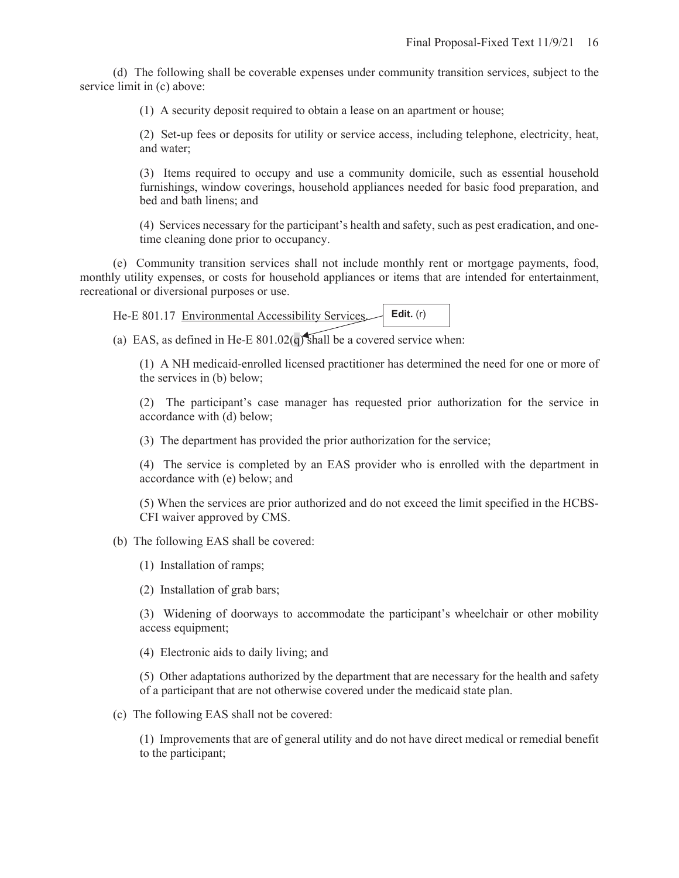(d) The following shall be coverable expenses under community transition services, subject to the service limit in (c) above:

(1) A security deposit required to obtain a lease on an apartment or house;

(2) Set-up fees or deposits for utility or service access, including telephone, electricity, heat, and water;

(3) Items required to occupy and use a community domicile, such as essential household furnishings, window coverings, household appliances needed for basic food preparation, and bed and bath linens; and

(4) Services necessary for the participant's health and safety, such as pest eradication, and one-time cleaning done prior to occupancy.

(e) Community transition services shall not include monthly rent or mortgage payments, food, monthly utility expenses, or costs for household appliances or items that are intended for entertainment, recreational or diversional purposes or use.

He-E 801.17 Environmental Accessibility Services.

**Edit.** (r)

(a) EAS, as defined in He-E 801.02(q) shall be a covered service when:

(1) A NH medicaid-enrolled licensed practitioner has determined the need for one or more of the services in (b) below;

(2) The participant's case manager has requested prior authorization for the service in accordance with (d) below;

(3) The department has provided the prior authorization for the service;

(4) The service is completed by an EAS provider who is enrolled with the department in accordance with (e) below; and

(5) When the services are prior authorized and do not exceed the limit specified in the HCBS-CFI waiver approved by CMS.

(b) The following EAS shall be covered:

(1) Installation of ramps;

(2) Installation of grab bars;

(3) Widening of doorways to accommodate the participant's wheelchair or other mobility access equipment;

(4) Electronic aids to daily living; and

(5) Other adaptations authorized by the department that are necessary for the health and safety of a participant that are not otherwise covered under the medicaid state plan.

(c) The following EAS shall not be covered:

(1) Improvements that are of general utility and do not have direct medical or remedial benefit to the participant;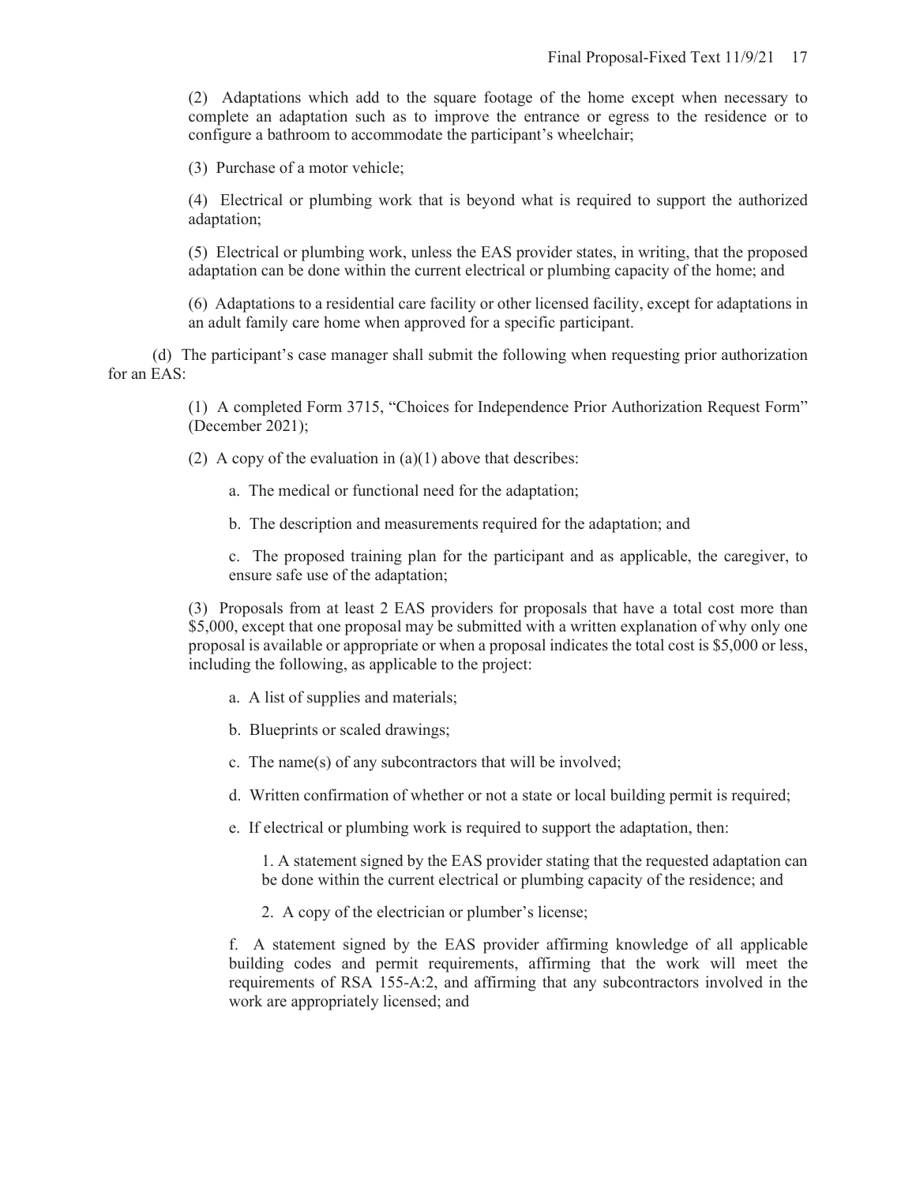(2) Adaptations which add to the square footage of the home except when necessary to complete an adaptation such as to improve the entrance or egress to the residence or to configure a bathroom to accommodate the participant's wheelchair;

(3) Purchase of a motor vehicle;

(4) Electrical or plumbing work that is beyond what is required to support the authorized adaptation;

(5) Electrical or plumbing work, unless the EAS provider states, in writing, that the proposed adaptation can be done within the current electrical or plumbing capacity of the home; and

(6) Adaptations to a residential care facility or other licensed facility, except for adaptations in an adult family care home when approved for a specific participant.

(d) The participant's case manager shall submit the following when requesting prior authorization for an EAS:

(1) A completed Form 3715, "Choices for Independence Prior Authorization Request Form" (December 2021);

(2) A copy of the evaluation in (a)(1) above that describes:

a. The medical or functional need for the adaptation;

b. The description and measurements required for the adaptation; and

c. The proposed training plan for the participant and as applicable, the caregiver, to ensure safe use of the adaptation;

(3) Proposals from at least 2 EAS providers for proposals that have a total cost more than $5,000, except that one proposal may be submitted with a written explanation of why only one proposal is available or appropriate or when a proposal indicates the total cost is $5,000 or less, including the following, as applicable to the project:

a. A list of supplies and materials;

b. Blueprints or scaled drawings;

c. The name(s) of any subcontractors that will be involved;

d. Written confirmation of whether or not a state or local building permit is required;

e. If electrical or plumbing work is required to support the adaptation, then:

1. A statement signed by the EAS provider stating that the requested adaptation can be done within the current electrical or plumbing capacity of the residence; and

2. A copy of the electrician or plumber's license;

f. A statement signed by the EAS provider affirming knowledge of all applicable building codes and permit requirements, affirming that the work will meet the requirements of RSA 155-A:2, and affirming that any subcontractors involved in the work are appropriately licensed; and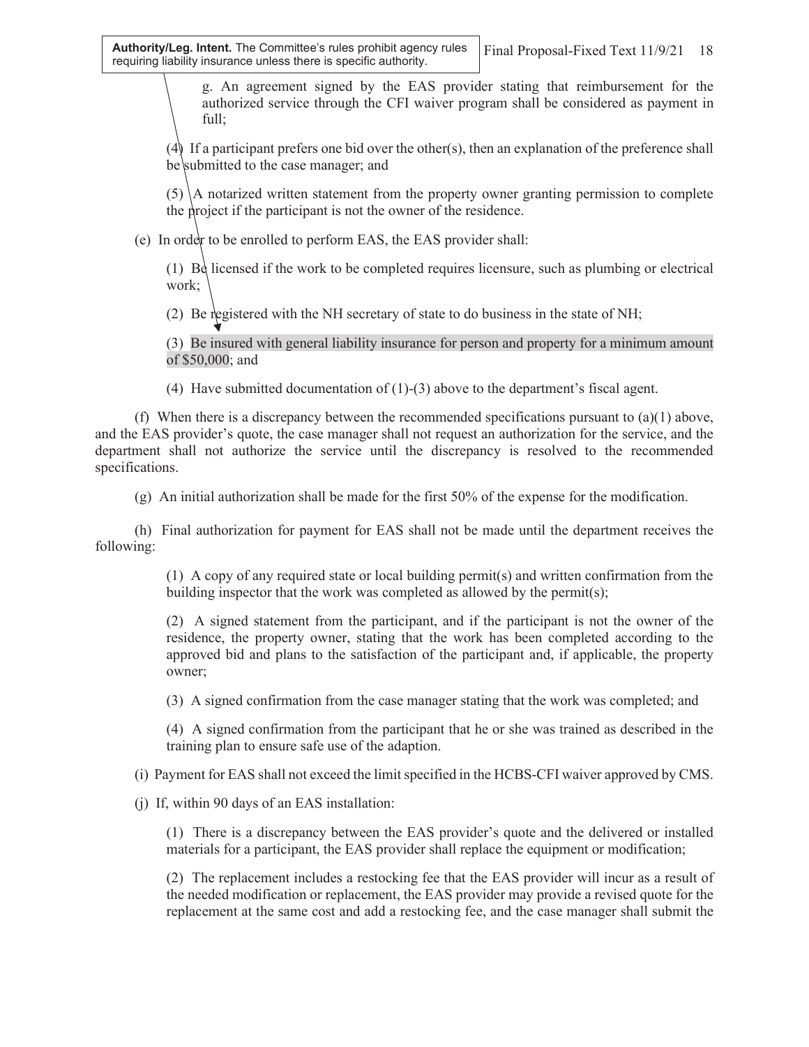**Authority/Leg. Intent.** The Committee's rules prohibit agency rules requiring liability insurance unless there is specific authority.

g. An agreement signed by the EAS provider stating that reimbursement for the authorized service through the CFI waiver program shall be considered as payment in full;

(4) If a participant prefers one bid over the other(s), then an explanation of the preference shall be submitted to the case manager; and

(5) A notarized written statement from the property owner granting permission to complete the project if the participant is not the owner of the residence.

(e) In order to be enrolled to perform EAS, the EAS provider shall:

(1) Be licensed if the work to be completed requires licensure, such as plumbing or electrical work;

(2) Be registered with the NH secretary of state to do business in the state of NH;

(3) Be insured with general liability insurance for person and property for a minimum amount of $50,000; and

(4) Have submitted documentation of (1)-(3) above to the department's fiscal agent.

(f) When there is a discrepancy between the recommended specifications pursuant to (a)(1) above, and the EAS provider's quote, the case manager shall not request an authorization for the service, and the department shall not authorize the service until the discrepancy is resolved to the recommended specifications.

(g) An initial authorization shall be made for the first 50% of the expense for the modification.

(h) Final authorization for payment for EAS shall not be made until the department receives the following:

(1) A copy of any required state or local building permit(s) and written confirmation from the building inspector that the work was completed as allowed by the permit(s);

(2) A signed statement from the participant, and if the participant is not the owner of the residence, the property owner, stating that the work has been completed according to the approved bid and plans to the satisfaction of the participant and, if applicable, the property owner;

(3) A signed confirmation from the case manager stating that the work was completed; and

(4) A signed confirmation from the participant that he or she was trained as described in the training plan to ensure safe use of the adaption.

(i) Payment for EAS shall not exceed the limit specified in the HCBS-CFI waiver approved by CMS.

(j) If, within 90 days of an EAS installation:

(1) There is a discrepancy between the EAS provider's quote and the delivered or installed materials for a participant, the EAS provider shall replace the equipment or modification;

(2) The replacement includes a restocking fee that the EAS provider will incur as a result of the needed modification or replacement, the EAS provider may provide a revised quote for the replacement at the same cost and add a restocking fee, and the case manager shall submit the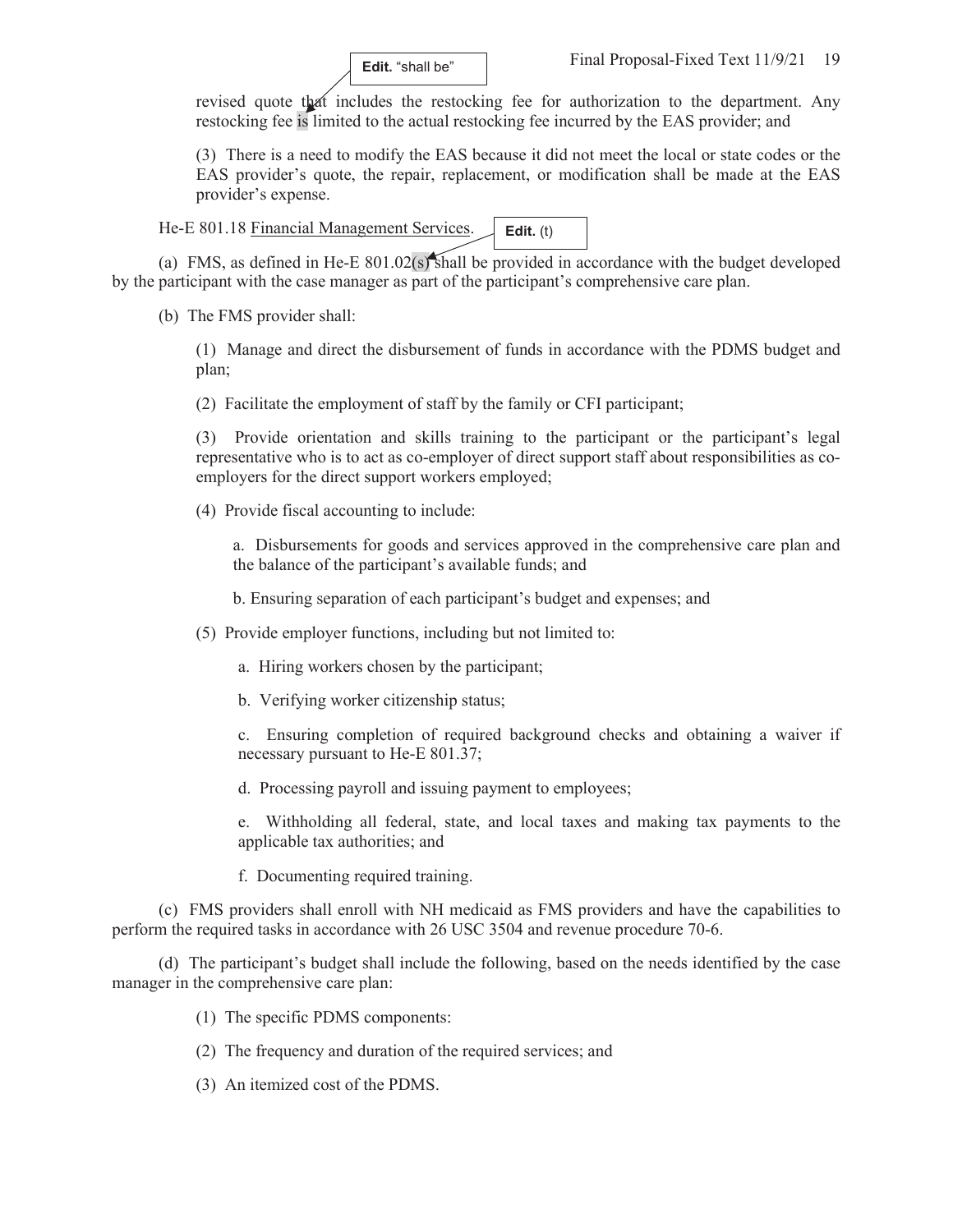Edit. "shall be"

revised quote that includes the restocking fee for authorization to the department. Any restocking fee is limited to the actual restocking fee incurred by the EAS provider; and

(3) There is a need to modify the EAS because it did not meet the local or state codes or the EAS provider's quote, the repair, replacement, or modification shall be made at the EAS provider's expense.

He-E 801.18 Financial Management Services.

Edit. (t)

(a) FMS, as defined in He-E 801.02(s) shall be provided in accordance with the budget developed by the participant with the case manager as part of the participant's comprehensive care plan.

(b) The FMS provider shall:

(1) Manage and direct the disbursement of funds in accordance with the PDMS budget and plan;

(2) Facilitate the employment of staff by the family or CFI participant;

(3) Provide orientation and skills training to the participant or the participant's legal representative who is to act as co-employer of direct support staff about responsibilities as co-employers for the direct support workers employed;

(4) Provide fiscal accounting to include:

a. Disbursements for goods and services approved in the comprehensive care plan and the balance of the participant's available funds; and

b. Ensuring separation of each participant's budget and expenses; and

(5) Provide employer functions, including but not limited to:

a. Hiring workers chosen by the participant;

b. Verifying worker citizenship status;

c. Ensuring completion of required background checks and obtaining a waiver if necessary pursuant to He-E 801.37;

d. Processing payroll and issuing payment to employees;

e. Withholding all federal, state, and local taxes and making tax payments to the applicable tax authorities; and

f. Documenting required training.

(c) FMS providers shall enroll with NH medicaid as FMS providers and have the capabilities to perform the required tasks in accordance with 26 USC 3504 and revenue procedure 70-6.

(d) The participant's budget shall include the following, based on the needs identified by the case manager in the comprehensive care plan:

(1) The specific PDMS components:

(2) The frequency and duration of the required services; and

(3) An itemized cost of the PDMS.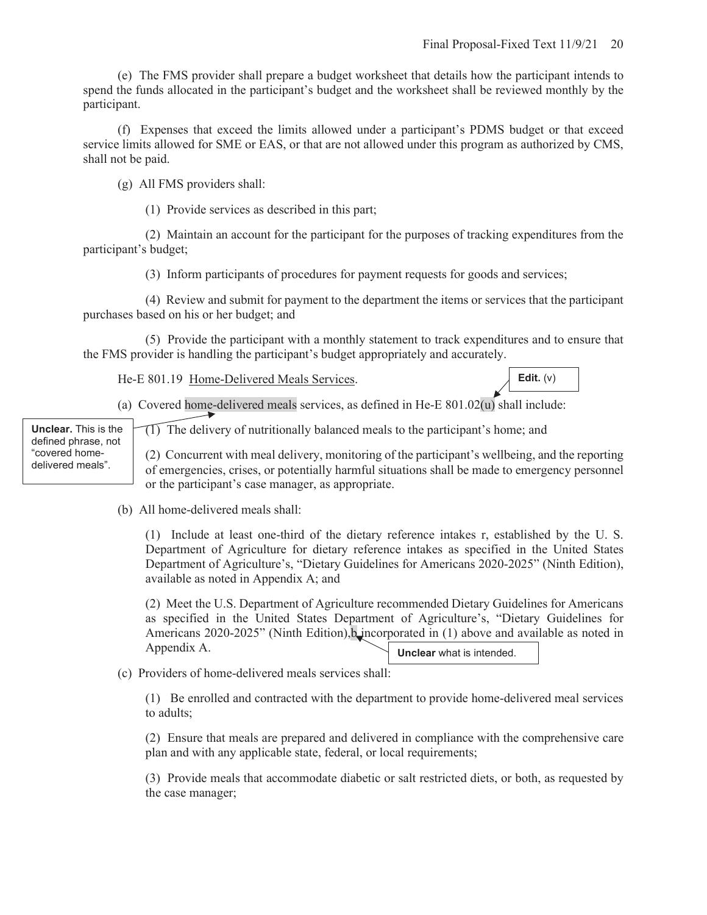(e) The FMS provider shall prepare a budget worksheet that details how the participant intends to spend the funds allocated in the participant's budget and the worksheet shall be reviewed monthly by the participant.

(f) Expenses that exceed the limits allowed under a participant's PDMS budget or that exceed service limits allowed for SME or EAS, or that are not allowed under this program as authorized by CMS, shall not be paid.

(g) All FMS providers shall:

(1) Provide services as described in this part;

(2) Maintain an account for the participant for the purposes of tracking expenditures from the participant's budget;

(3) Inform participants of procedures for payment requests for goods and services;

(4) Review and submit for payment to the department the items or services that the participant purchases based on his or her budget; and

(5) Provide the participant with a monthly statement to track expenditures and to ensure that the FMS provider is handling the participant's budget appropriately and accurately.

He-E 801.19 Home-Delivered Meals Services.

**Edit.** (v)

(a) Covered home-delivered meals services, as defined in He-E 801.02(u) shall include:

**Unclear.** This is the defined phrase, not "covered home-delivered meals".

(1) The delivery of nutritionally balanced meals to the participant's home; and

(2) Concurrent with meal delivery, monitoring of the participant's wellbeing, and the reporting of emergencies, crises, or potentially harmful situations shall be made to emergency personnel or the participant's case manager, as appropriate.

(b) All home-delivered meals shall:

(1) Include at least one-third of the dietary reference intakes r, established by the U. S. Department of Agriculture for dietary reference intakes as specified in the United States Department of Agriculture's, "Dietary Guidelines for Americans 2020-2025" (Ninth Edition), available as noted in Appendix A; and

(2) Meet the U.S. Department of Agriculture recommended Dietary Guidelines for Americans as specified in the United States Department of Agriculture's, "Dietary Guidelines for Americans 2020-2025" (Ninth Edition),b incorporated in (1) above and available as noted in Appendix A.

**Unclear** what is intended.

(c) Providers of home-delivered meals services shall:

(1) Be enrolled and contracted with the department to provide home-delivered meal services to adults;

(2) Ensure that meals are prepared and delivered in compliance with the comprehensive care plan and with any applicable state, federal, or local requirements;

(3) Provide meals that accommodate diabetic or salt restricted diets, or both, as requested by the case manager;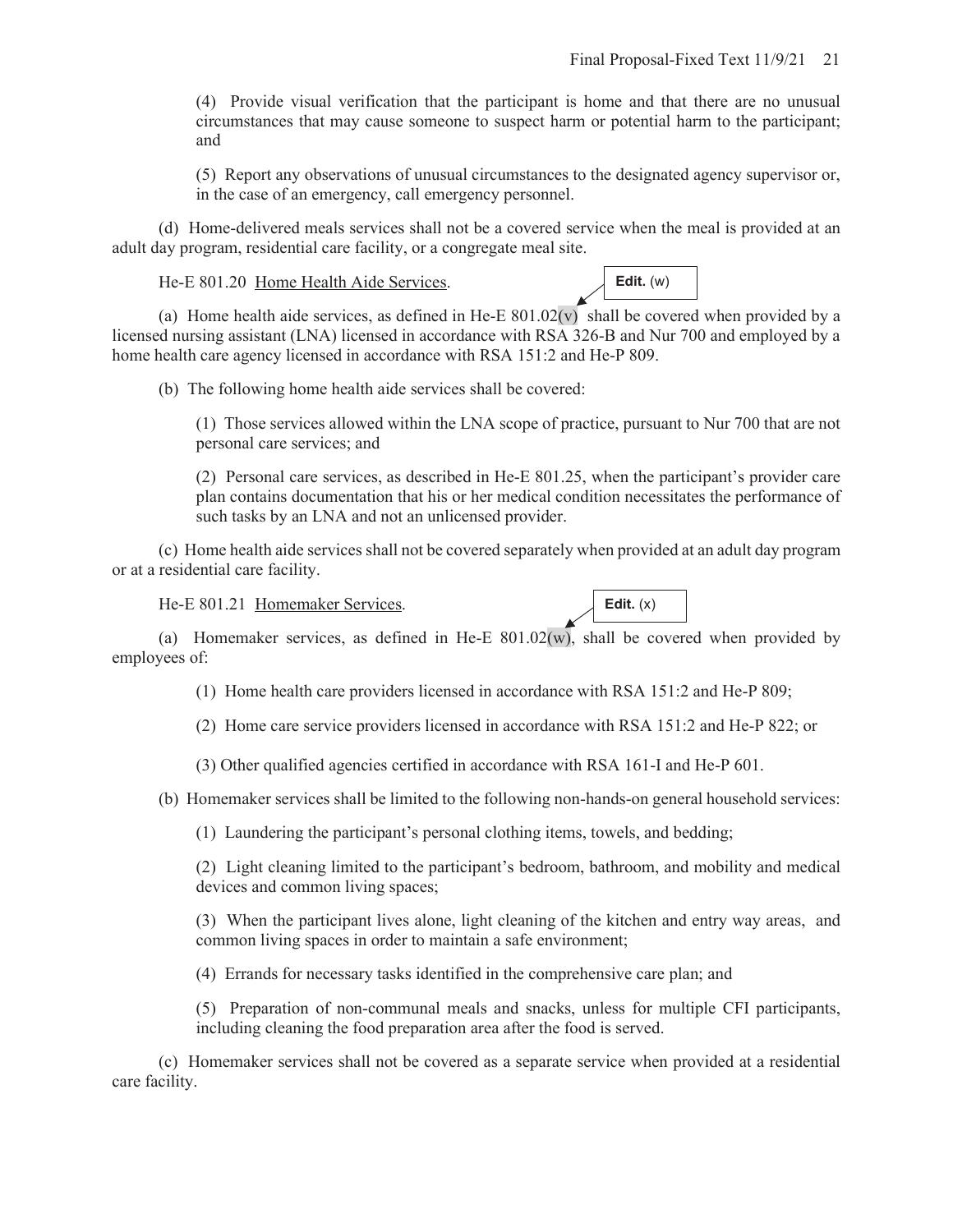(4) Provide visual verification that the participant is home and that there are no unusual circumstances that may cause someone to suspect harm or potential harm to the participant; and

(5) Report any observations of unusual circumstances to the designated agency supervisor or, in the case of an emergency, call emergency personnel.

(d) Home-delivered meals services shall not be a covered service when the meal is provided at an adult day program, residential care facility, or a congregate meal site.

He-E 801.20 Home Health Aide Services.

**Edit.** (w)

(a) Home health aide services, as defined in He-E 801.02(v) shall be covered when provided by a licensed nursing assistant (LNA) licensed in accordance with RSA 326-B and Nur 700 and employed by a home health care agency licensed in accordance with RSA 151:2 and He-P 809.

(b) The following home health aide services shall be covered:

(1) Those services allowed within the LNA scope of practice, pursuant to Nur 700 that are not personal care services; and

(2) Personal care services, as described in He-E 801.25, when the participant's provider care plan contains documentation that his or her medical condition necessitates the performance of such tasks by an LNA and not an unlicensed provider.

(c) Home health aide services shall not be covered separately when provided at an adult day program or at a residential care facility.

He-E 801.21 Homemaker Services.

**Edit.** (x)

(a) Homemaker services, as defined in He-E 801.02(w), shall be covered when provided by employees of:

(1) Home health care providers licensed in accordance with RSA 151:2 and He-P 809;

(2) Home care service providers licensed in accordance with RSA 151:2 and He-P 822; or

(3) Other qualified agencies certified in accordance with RSA 161-I and He-P 601.

(b) Homemaker services shall be limited to the following non-hands-on general household services:

(1) Laundering the participant's personal clothing items, towels, and bedding;

(2) Light cleaning limited to the participant's bedroom, bathroom, and mobility and medical devices and common living spaces;

(3) When the participant lives alone, light cleaning of the kitchen and entry way areas, and common living spaces in order to maintain a safe environment;

(4) Errands for necessary tasks identified in the comprehensive care plan; and

(5) Preparation of non-communal meals and snacks, unless for multiple CFI participants, including cleaning the food preparation area after the food is served.

(c) Homemaker services shall not be covered as a separate service when provided at a residential care facility.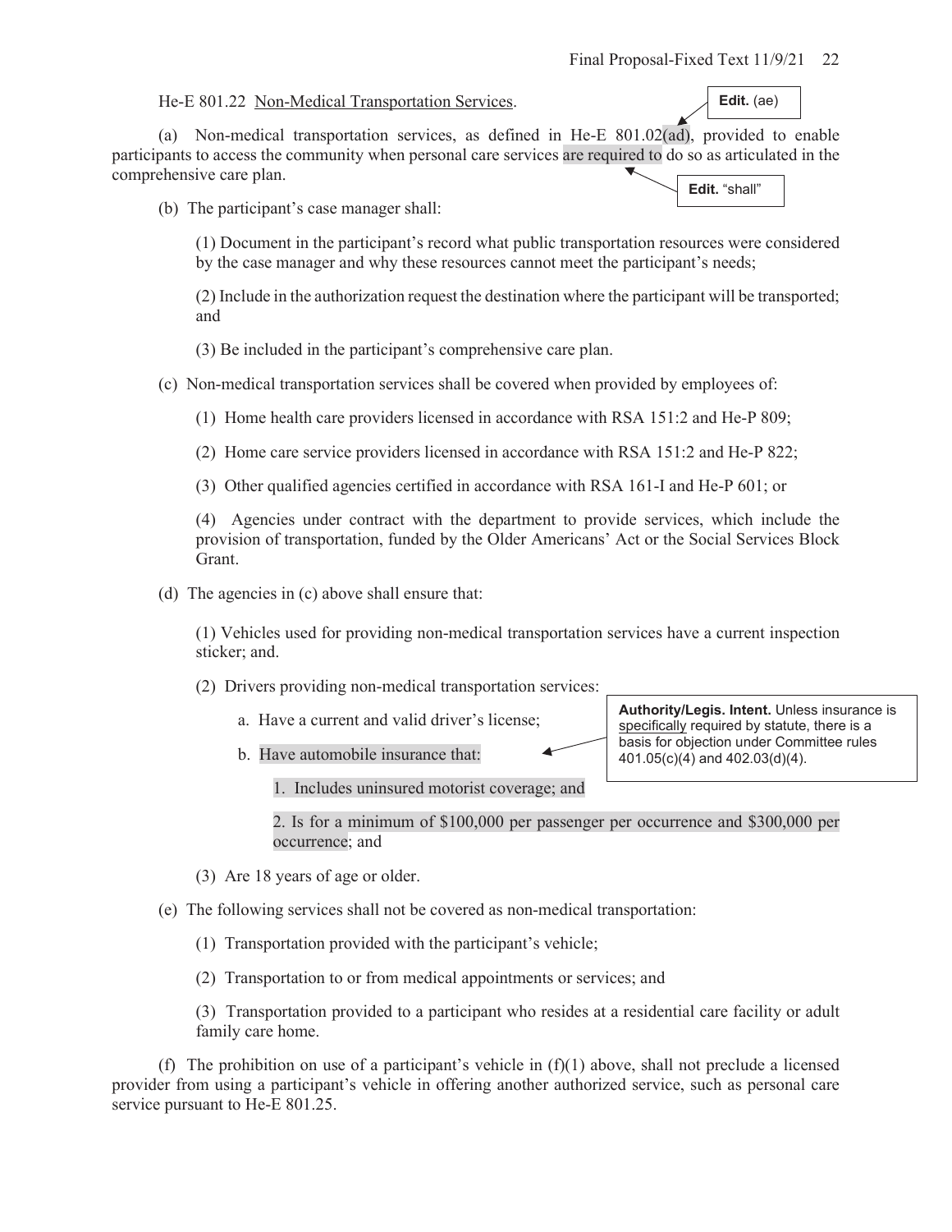He-E 801.22 Non-Medical Transportation Services.

**Edit.** (ae)

(a) Non-medical transportation services, as defined in He-E 801.02(ad), provided to enable participants to access the community when personal care services are required to do so as articulated in the comprehensive care plan.

**Edit.** "shall"

(b) The participant's case manager shall:

(1) Document in the participant's record what public transportation resources were considered by the case manager and why these resources cannot meet the participant's needs;

(2) Include in the authorization request the destination where the participant will be transported; and

(3) Be included in the participant's comprehensive care plan.

(c) Non-medical transportation services shall be covered when provided by employees of:

(1) Home health care providers licensed in accordance with RSA 151:2 and He-P 809;

(2) Home care service providers licensed in accordance with RSA 151:2 and He-P 822;

(3) Other qualified agencies certified in accordance with RSA 161-I and He-P 601; or

(4) Agencies under contract with the department to provide services, which include the provision of transportation, funded by the Older Americans' Act or the Social Services Block Grant.

(d) The agencies in (c) above shall ensure that:

(1) Vehicles used for providing non-medical transportation services have a current inspection sticker; and.

(2) Drivers providing non-medical transportation services:

a. Have a current and valid driver's license;

b. Have automobile insurance that:

1. Includes uninsured motorist coverage; and

2. Is for a minimum of $100,000 per passenger per occurrence and $300,000 per occurrence; and

(3) Are 18 years of age or older.

**Authority/Legis. Intent.** Unless insurance is <u>specifically</u> required by statute, there is a basis for objection under Committee rules 401.05(c)(4) and 402.03(d)(4).

(e) The following services shall not be covered as non-medical transportation:

(1) Transportation provided with the participant's vehicle;

(2) Transportation to or from medical appointments or services; and

(3) Transportation provided to a participant who resides at a residential care facility or adult family care home.

(f) The prohibition on use of a participant's vehicle in (f)(1) above, shall not preclude a licensed provider from using a participant's vehicle in offering another authorized service, such as personal care service pursuant to He-E 801.25.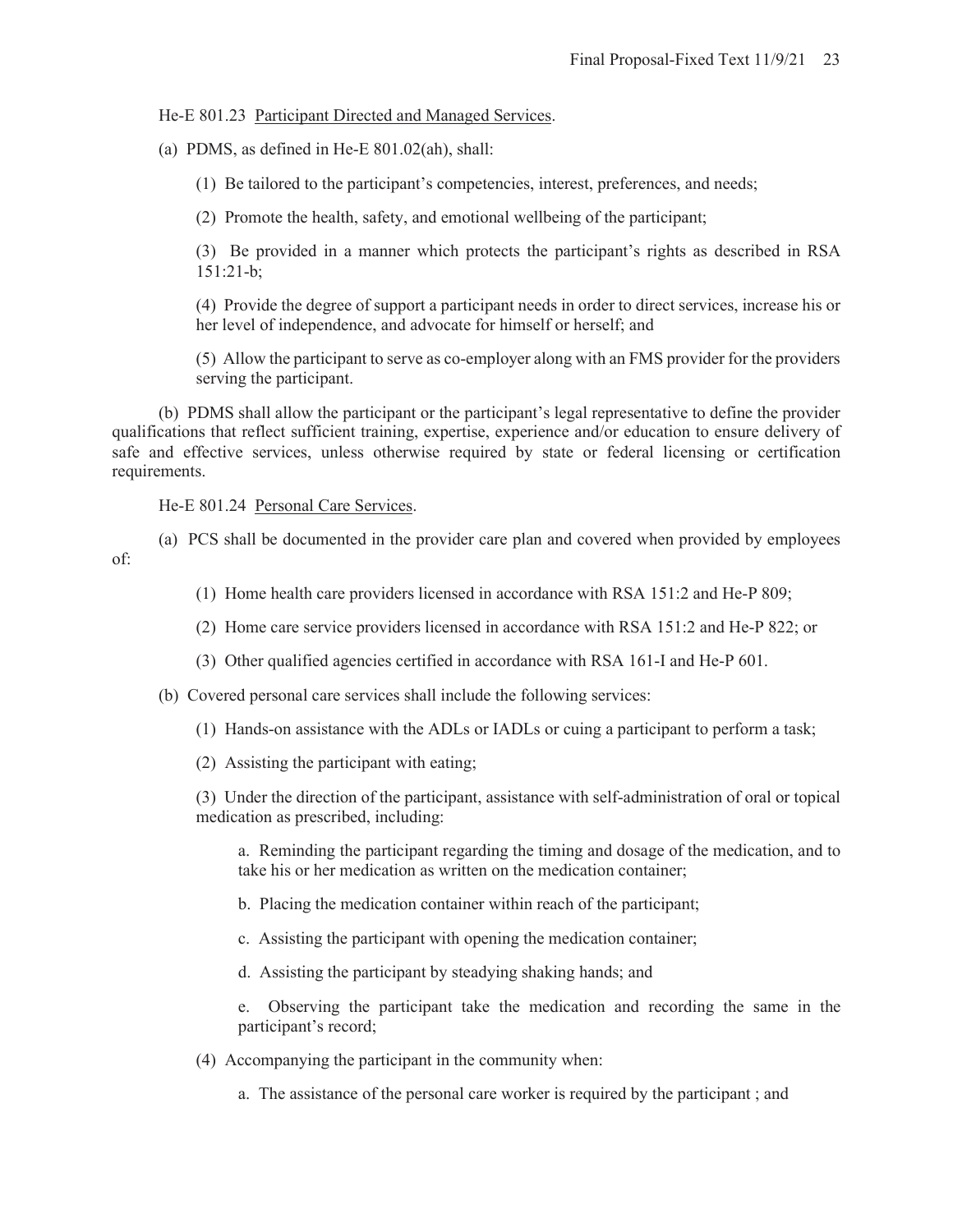He-E 801.23 Participant Directed and Managed Services.

(a) PDMS, as defined in He-E 801.02(ah), shall:

(1) Be tailored to the participant's competencies, interest, preferences, and needs;

(2) Promote the health, safety, and emotional wellbeing of the participant;

(3) Be provided in a manner which protects the participant's rights as described in RSA 151:21-b;

(4) Provide the degree of support a participant needs in order to direct services, increase his or her level of independence, and advocate for himself or herself; and

(5) Allow the participant to serve as co-employer along with an FMS provider for the providers serving the participant.

(b) PDMS shall allow the participant or the participant's legal representative to define the provider qualifications that reflect sufficient training, expertise, experience and/or education to ensure delivery of safe and effective services, unless otherwise required by state or federal licensing or certification requirements.

He-E 801.24 Personal Care Services.

(a) PCS shall be documented in the provider care plan and covered when provided by employees of:

(1) Home health care providers licensed in accordance with RSA 151:2 and He-P 809;

(2) Home care service providers licensed in accordance with RSA 151:2 and He-P 822; or

(3) Other qualified agencies certified in accordance with RSA 161-I and He-P 601.

(b) Covered personal care services shall include the following services:

(1) Hands-on assistance with the ADLs or IADLs or cuing a participant to perform a task;

(2) Assisting the participant with eating;

(3) Under the direction of the participant, assistance with self-administration of oral or topical medication as prescribed, including:

a. Reminding the participant regarding the timing and dosage of the medication, and to take his or her medication as written on the medication container;

b. Placing the medication container within reach of the participant;

c. Assisting the participant with opening the medication container;

d. Assisting the participant by steadying shaking hands; and

e. Observing the participant take the medication and recording the same in the participant's record;

(4) Accompanying the participant in the community when:

a. The assistance of the personal care worker is required by the participant ; and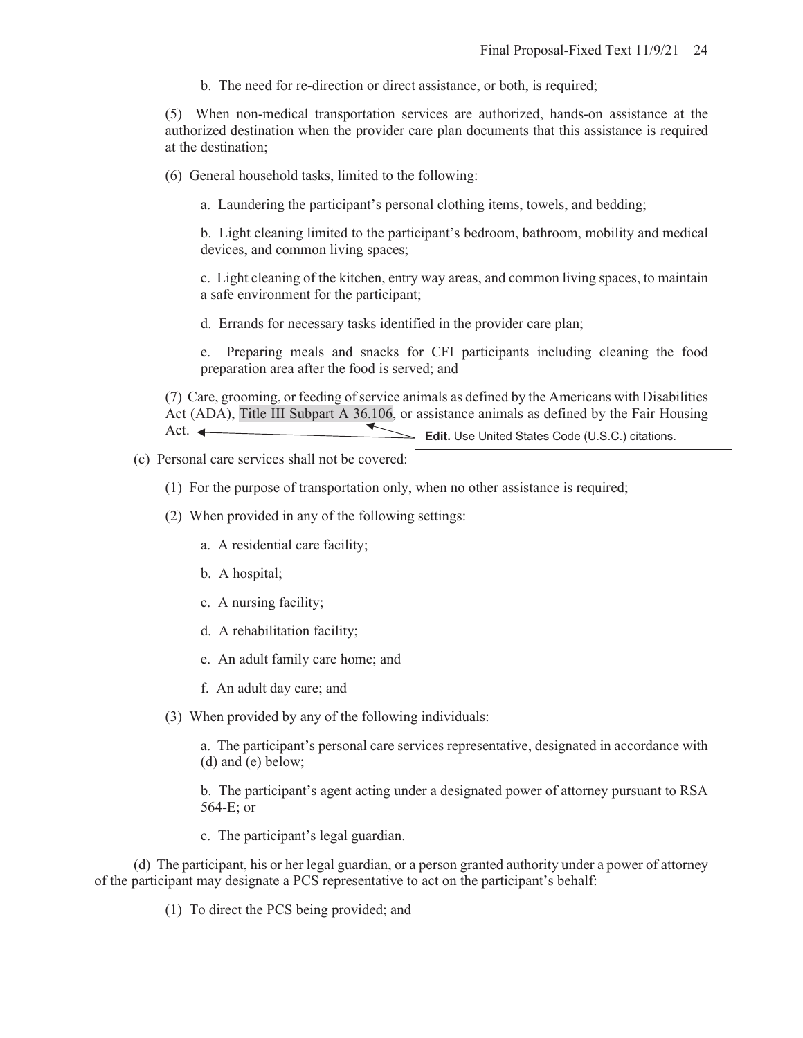b. The need for re-direction or direct assistance, or both, is required;

(5) When non-medical transportation services are authorized, hands-on assistance at the authorized destination when the provider care plan documents that this assistance is required at the destination;

(6) General household tasks, limited to the following:

a. Laundering the participant's personal clothing items, towels, and bedding;

b. Light cleaning limited to the participant's bedroom, bathroom, mobility and medical devices, and common living spaces;

c. Light cleaning of the kitchen, entry way areas, and common living spaces, to maintain a safe environment for the participant;

d. Errands for necessary tasks identified in the provider care plan;

e. Preparing meals and snacks for CFI participants including cleaning the food preparation area after the food is served; and

(7) Care, grooming, or feeding of service animals as defined by the Americans with Disabilities Act (ADA), Title III Subpart A 36.106, or assistance animals as defined by the Fair Housing Act.

**Edit.** Use United States Code (U.S.C.) citations.

(c) Personal care services shall not be covered:

(1) For the purpose of transportation only, when no other assistance is required;

(2) When provided in any of the following settings:

a. A residential care facility;

b. A hospital;

c. A nursing facility;

d. A rehabilitation facility;

e. An adult family care home; and

f. An adult day care; and

(3) When provided by any of the following individuals:

a. The participant's personal care services representative, designated in accordance with (d) and (e) below;

b. The participant's agent acting under a designated power of attorney pursuant to RSA 564-E; or

c. The participant's legal guardian.

(d) The participant, his or her legal guardian, or a person granted authority under a power of attorney of the participant may designate a PCS representative to act on the participant's behalf:

(1) To direct the PCS being provided; and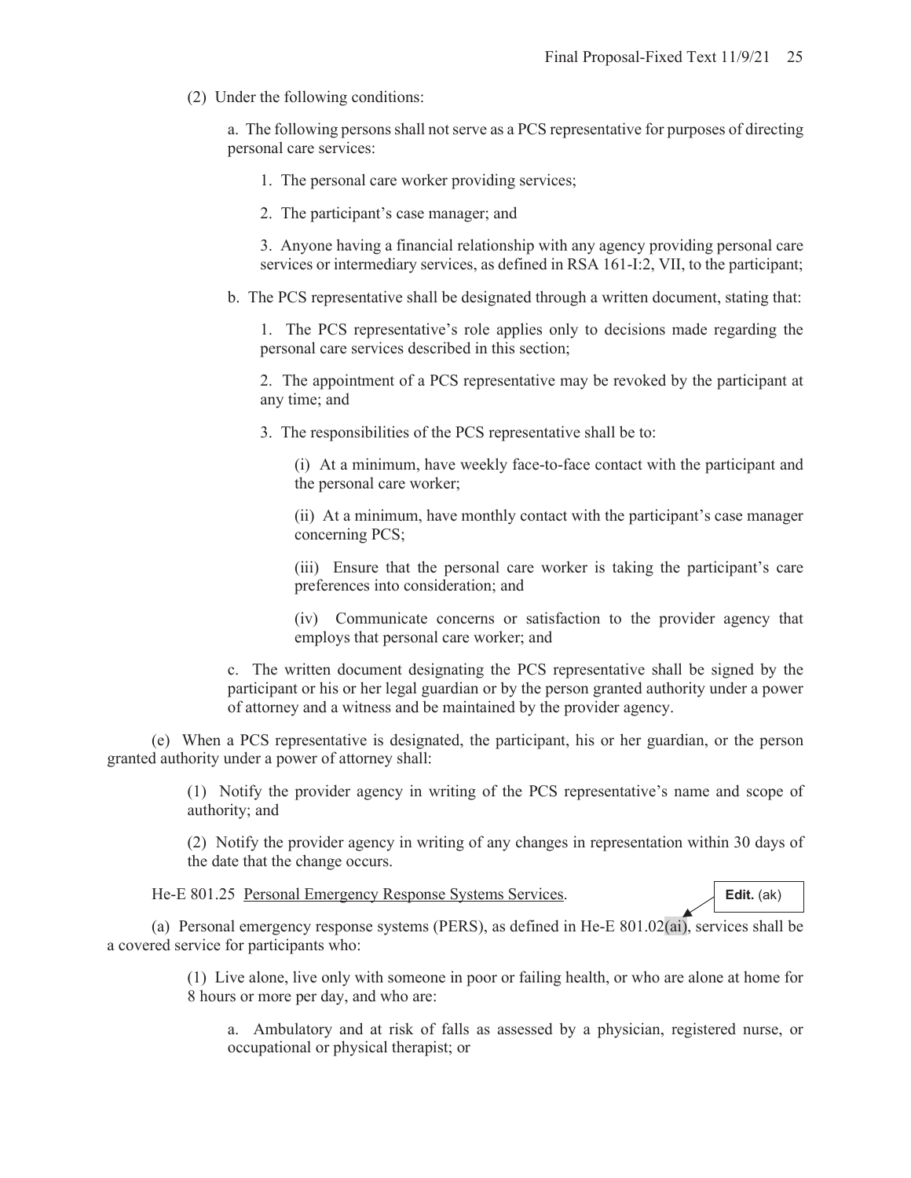(2) Under the following conditions:

a. The following persons shall not serve as a PCS representative for purposes of directing personal care services:

1. The personal care worker providing services;

2. The participant's case manager; and

3. Anyone having a financial relationship with any agency providing personal care services or intermediary services, as defined in RSA 161-I:2, VII, to the participant;

b. The PCS representative shall be designated through a written document, stating that:

1. The PCS representative's role applies only to decisions made regarding the personal care services described in this section;

2. The appointment of a PCS representative may be revoked by the participant at any time; and

3. The responsibilities of the PCS representative shall be to:

(i) At a minimum, have weekly face-to-face contact with the participant and the personal care worker;

(ii) At a minimum, have monthly contact with the participant's case manager concerning PCS;

(iii) Ensure that the personal care worker is taking the participant's care preferences into consideration; and

(iv) Communicate concerns or satisfaction to the provider agency that employs that personal care worker; and

c. The written document designating the PCS representative shall be signed by the participant or his or her legal guardian or by the person granted authority under a power of attorney and a witness and be maintained by the provider agency.

(e) When a PCS representative is designated, the participant, his or her guardian, or the person granted authority under a power of attorney shall:

(1) Notify the provider agency in writing of the PCS representative's name and scope of authority; and

(2) Notify the provider agency in writing of any changes in representation within 30 days of the date that the change occurs.

He-E 801.25 Personal Emergency Response Systems Services.

**Edit.** (ak)

(a) Personal emergency response systems (PERS), as defined in He-E 801.02(ai), services shall be a covered service for participants who:

(1) Live alone, live only with someone in poor or failing health, or who are alone at home for 8 hours or more per day, and who are:

a. Ambulatory and at risk of falls as assessed by a physician, registered nurse, or occupational or physical therapist; or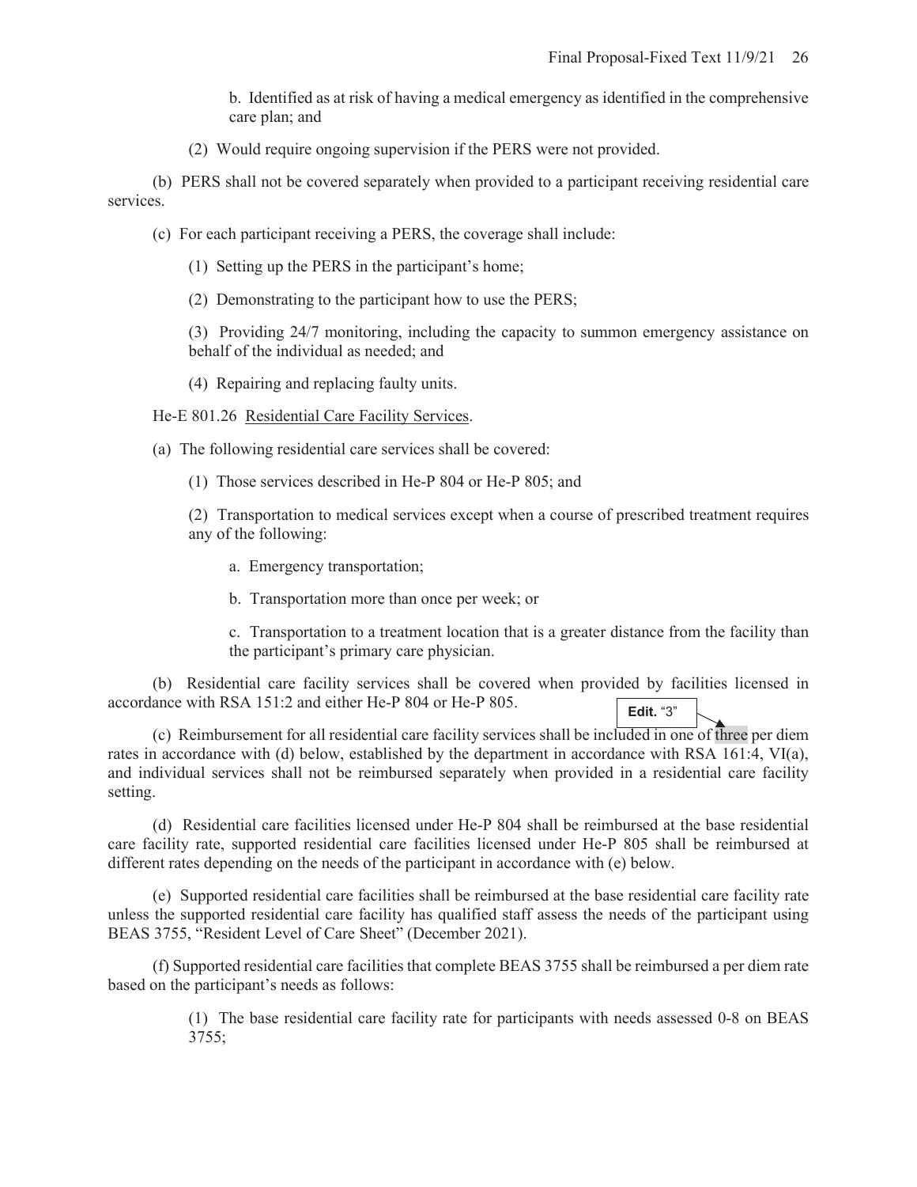b. Identified as at risk of having a medical emergency as identified in the comprehensive care plan; and

(2) Would require ongoing supervision if the PERS were not provided.

(b) PERS shall not be covered separately when provided to a participant receiving residential care services.

(c) For each participant receiving a PERS, the coverage shall include:

(1) Setting up the PERS in the participant's home;

(2) Demonstrating to the participant how to use the PERS;

(3) Providing 24/7 monitoring, including the capacity to summon emergency assistance on behalf of the individual as needed; and

(4) Repairing and replacing faulty units.

He-E 801.26 Residential Care Facility Services.

(a) The following residential care services shall be covered:

(1) Those services described in He-P 804 or He-P 805; and

(2) Transportation to medical services except when a course of prescribed treatment requires any of the following:

a. Emergency transportation;

b. Transportation more than once per week; or

c. Transportation to a treatment location that is a greater distance from the facility than the participant's primary care physician.

(b) Residential care facility services shall be covered when provided by facilities licensed in accordance with RSA 151:2 and either He-P 804 or He-P 805.

**Edit.** "3"

(c) Reimbursement for all residential care facility services shall be included in one of three per diem rates in accordance with (d) below, established by the department in accordance with RSA 161:4, VI(a), and individual services shall not be reimbursed separately when provided in a residential care facility setting.

(d) Residential care facilities licensed under He-P 804 shall be reimbursed at the base residential care facility rate, supported residential care facilities licensed under He-P 805 shall be reimbursed at different rates depending on the needs of the participant in accordance with (e) below.

(e) Supported residential care facilities shall be reimbursed at the base residential care facility rate unless the supported residential care facility has qualified staff assess the needs of the participant using BEAS 3755, "Resident Level of Care Sheet" (December 2021).

(f) Supported residential care facilities that complete BEAS 3755 shall be reimbursed a per diem rate based on the participant's needs as follows:

(1) The base residential care facility rate for participants with needs assessed 0-8 on BEAS 3755;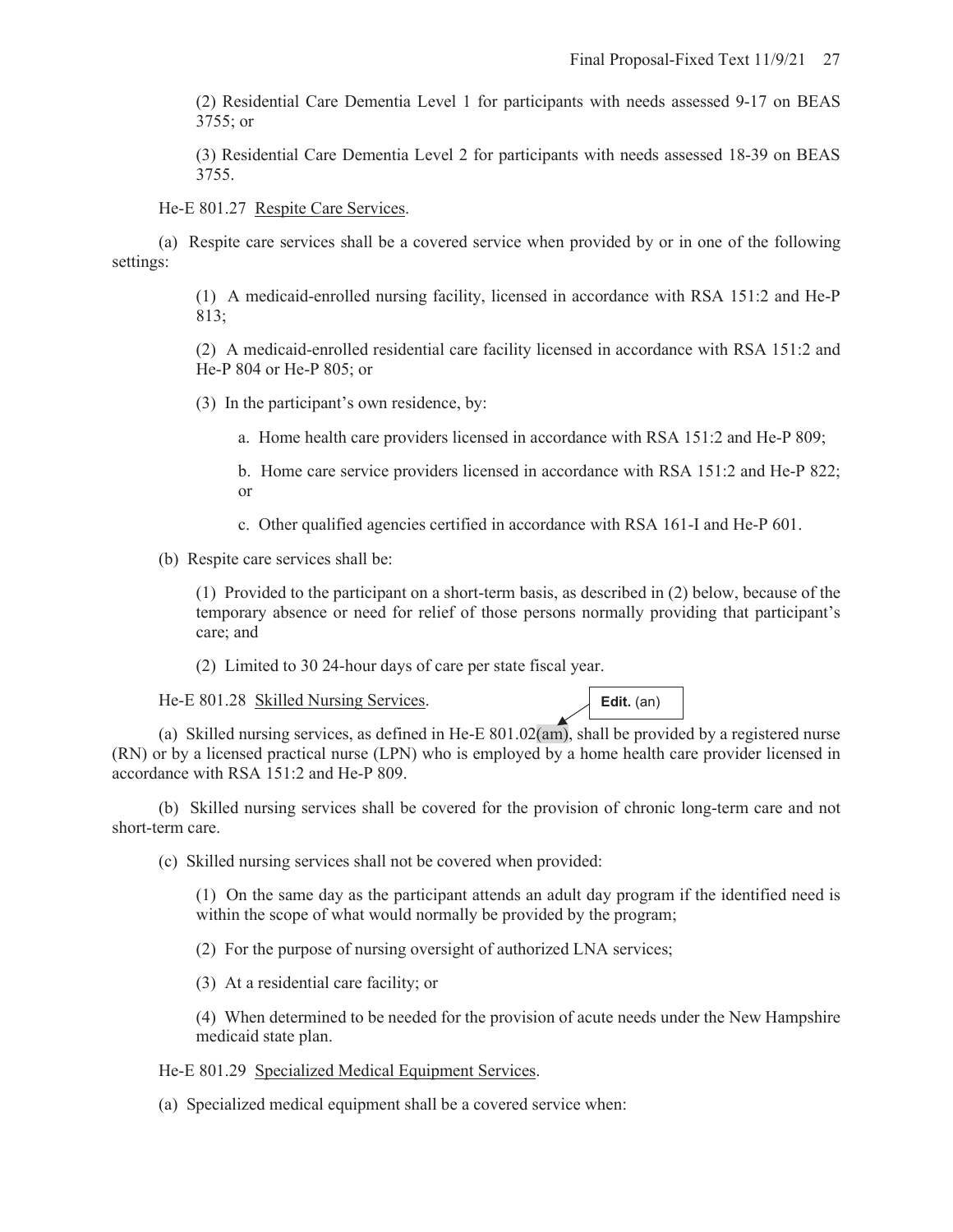(2) Residential Care Dementia Level 1 for participants with needs assessed 9-17 on BEAS 3755; or

(3) Residential Care Dementia Level 2 for participants with needs assessed 18-39 on BEAS 3755.

He-E 801.27 Respite Care Services.

(a) Respite care services shall be a covered service when provided by or in one of the following settings:

(1) A medicaid-enrolled nursing facility, licensed in accordance with RSA 151:2 and He-P 813;

(2) A medicaid-enrolled residential care facility licensed in accordance with RSA 151:2 and He-P 804 or He-P 805; or

(3) In the participant's own residence, by:

a. Home health care providers licensed in accordance with RSA 151:2 and He-P 809;

b. Home care service providers licensed in accordance with RSA 151:2 and He-P 822; or

c. Other qualified agencies certified in accordance with RSA 161-I and He-P 601.

(b) Respite care services shall be:

(1) Provided to the participant on a short-term basis, as described in (2) below, because of the temporary absence or need for relief of those persons normally providing that participant's care; and

(2) Limited to 30 24-hour days of care per state fiscal year.

He-E 801.28 Skilled Nursing Services.

**Edit.** (an)

(a) Skilled nursing services, as defined in He-E 801.02(am), shall be provided by a registered nurse (RN) or by a licensed practical nurse (LPN) who is employed by a home health care provider licensed in accordance with RSA 151:2 and He-P 809.

(b) Skilled nursing services shall be covered for the provision of chronic long-term care and not short-term care.

(c) Skilled nursing services shall not be covered when provided:

(1) On the same day as the participant attends an adult day program if the identified need is within the scope of what would normally be provided by the program;

(2) For the purpose of nursing oversight of authorized LNA services;

(3) At a residential care facility; or

(4) When determined to be needed for the provision of acute needs under the New Hampshire medicaid state plan.

He-E 801.29 Specialized Medical Equipment Services.

(a) Specialized medical equipment shall be a covered service when: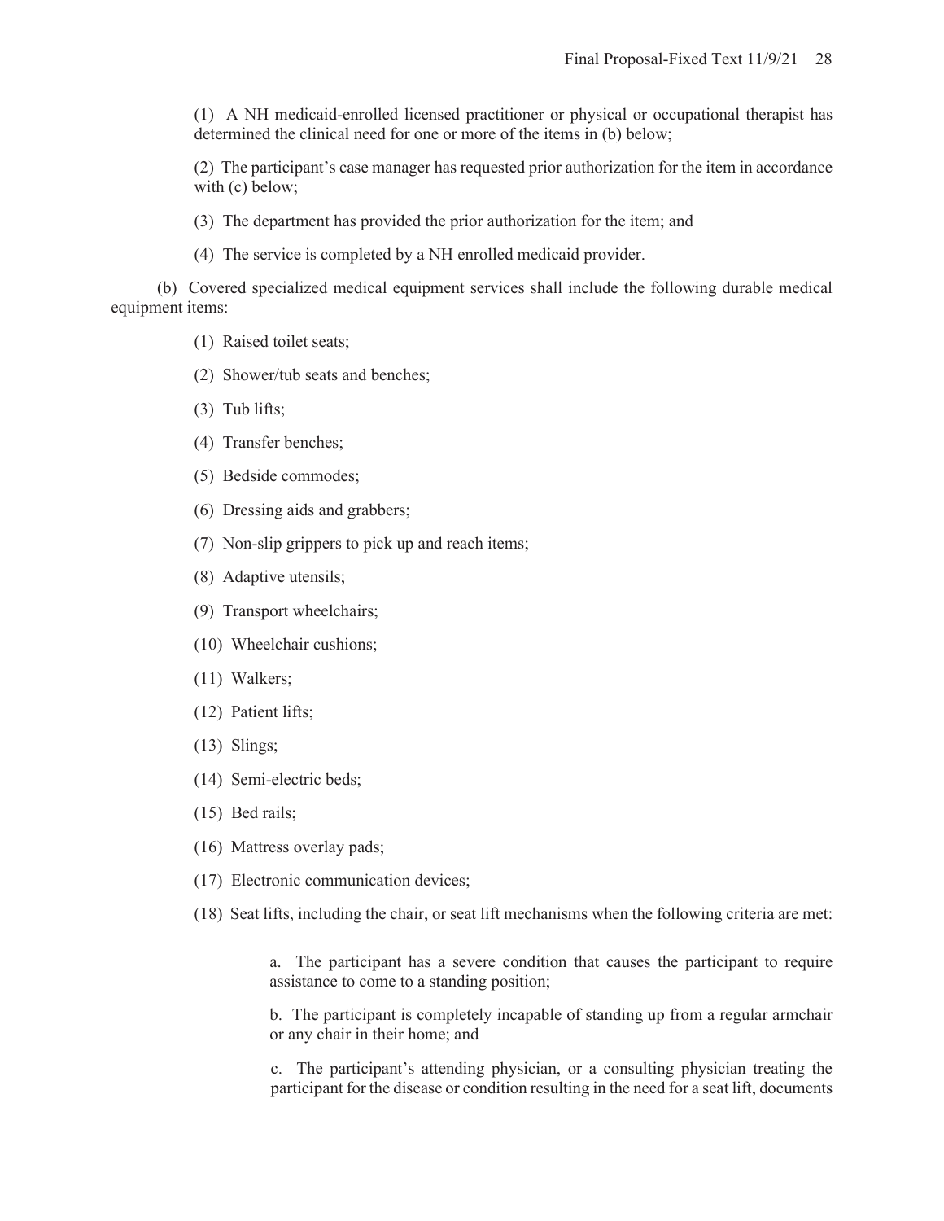(1) A NH medicaid-enrolled licensed practitioner or physical or occupational therapist has determined the clinical need for one or more of the items in (b) below;

(2) The participant's case manager has requested prior authorization for the item in accordance with (c) below;

(3) The department has provided the prior authorization for the item; and

(4) The service is completed by a NH enrolled medicaid provider.

(b) Covered specialized medical equipment services shall include the following durable medical equipment items:

(1) Raised toilet seats;

(2) Shower/tub seats and benches;

(3) Tub lifts;

(4) Transfer benches;

(5) Bedside commodes;

(6) Dressing aids and grabbers;

(7) Non-slip grippers to pick up and reach items;

(8) Adaptive utensils;

(9) Transport wheelchairs;

(10) Wheelchair cushions;

(11) Walkers;

(12) Patient lifts;

(13) Slings;

(14) Semi-electric beds;

(15) Bed rails;

(16) Mattress overlay pads;

(17) Electronic communication devices;

(18) Seat lifts, including the chair, or seat lift mechanisms when the following criteria are met:

a. The participant has a severe condition that causes the participant to require assistance to come to a standing position;

b. The participant is completely incapable of standing up from a regular armchair or any chair in their home; and

c. The participant's attending physician, or a consulting physician treating the participant for the disease or condition resulting in the need for a seat lift, documents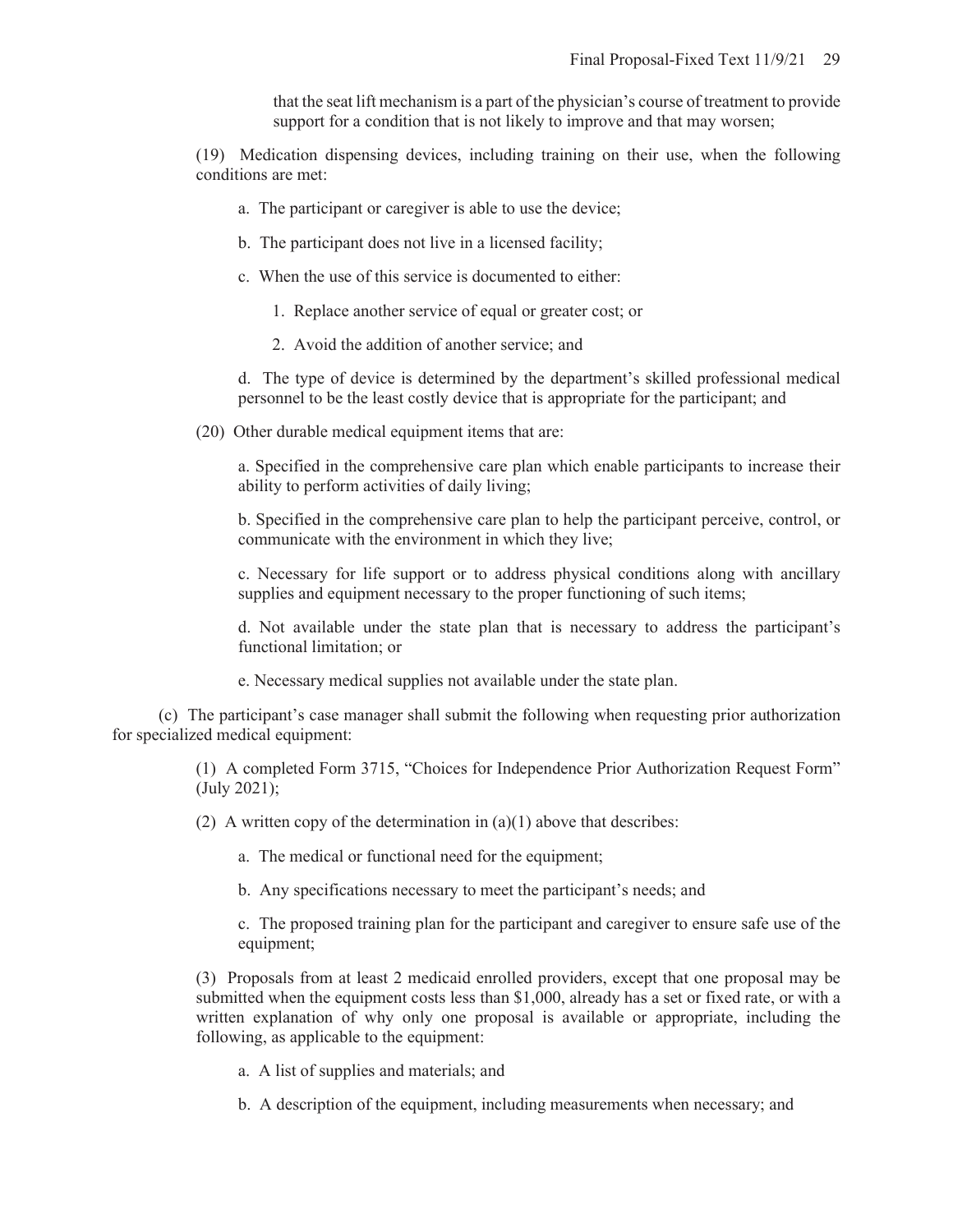that the seat lift mechanism is a part of the physician's course of treatment to provide support for a condition that is not likely to improve and that may worsen;

(19) Medication dispensing devices, including training on their use, when the following conditions are met:

a. The participant or caregiver is able to use the device;

b. The participant does not live in a licensed facility;

c. When the use of this service is documented to either:

1. Replace another service of equal or greater cost; or

2. Avoid the addition of another service; and

d. The type of device is determined by the department's skilled professional medical personnel to be the least costly device that is appropriate for the participant; and

(20) Other durable medical equipment items that are:

a. Specified in the comprehensive care plan which enable participants to increase their ability to perform activities of daily living;

b. Specified in the comprehensive care plan to help the participant perceive, control, or communicate with the environment in which they live;

c. Necessary for life support or to address physical conditions along with ancillary supplies and equipment necessary to the proper functioning of such items;

d. Not available under the state plan that is necessary to address the participant's functional limitation; or

e. Necessary medical supplies not available under the state plan.

(c) The participant's case manager shall submit the following when requesting prior authorization for specialized medical equipment:

(1) A completed Form 3715, "Choices for Independence Prior Authorization Request Form" (July 2021);

(2) A written copy of the determination in (a)(1) above that describes:

a. The medical or functional need for the equipment;

b. Any specifications necessary to meet the participant's needs; and

c. The proposed training plan for the participant and caregiver to ensure safe use of the equipment;

(3) Proposals from at least 2 medicaid enrolled providers, except that one proposal may be submitted when the equipment costs less than $1,000, already has a set or fixed rate, or with a written explanation of why only one proposal is available or appropriate, including the following, as applicable to the equipment:

a. A list of supplies and materials; and

b. A description of the equipment, including measurements when necessary; and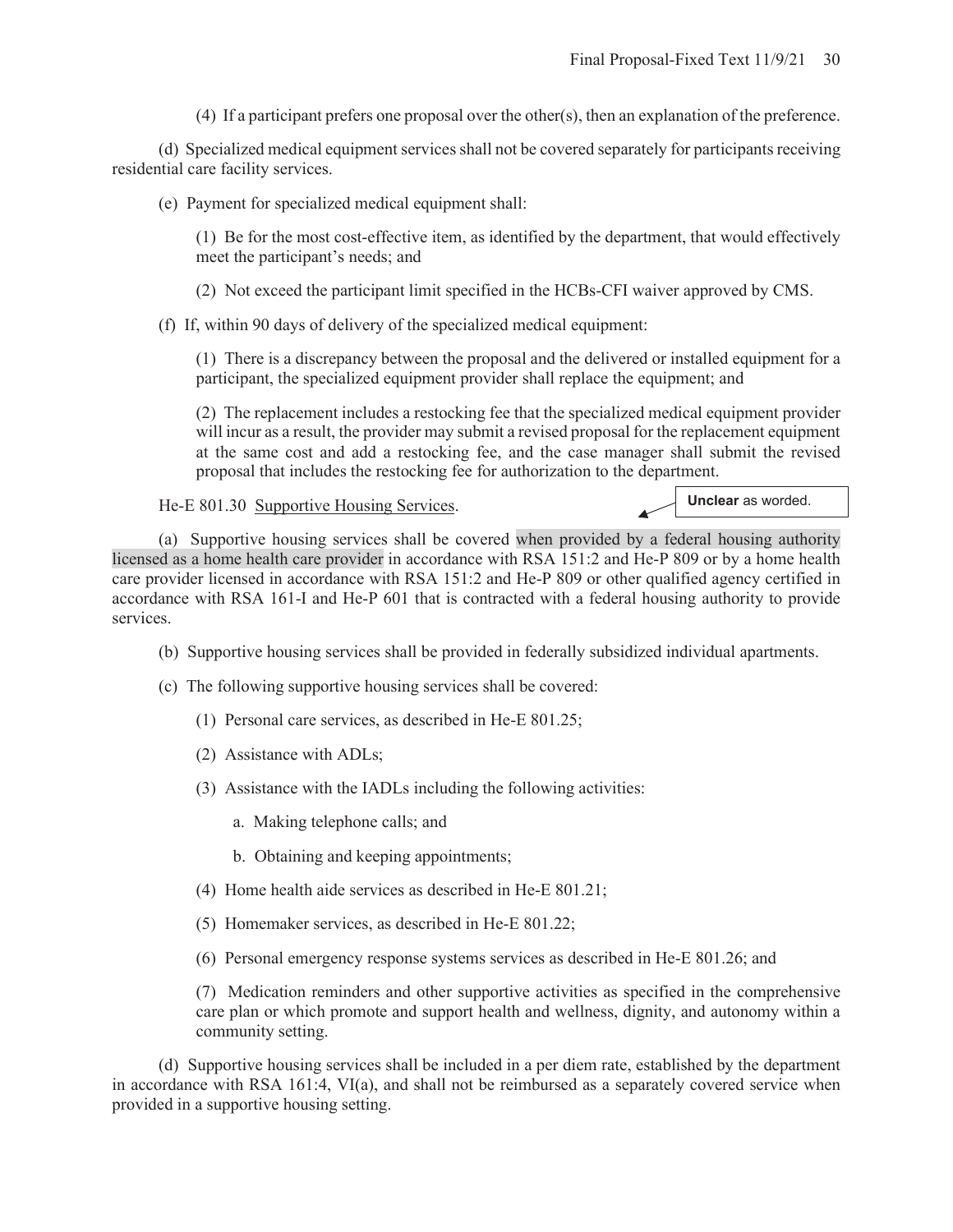(4) If a participant prefers one proposal over the other(s), then an explanation of the preference.

(d) Specialized medical equipment services shall not be covered separately for participants receiving residential care facility services.

(e) Payment for specialized medical equipment shall:

(1) Be for the most cost-effective item, as identified by the department, that would effectively meet the participant's needs; and

(2) Not exceed the participant limit specified in the HCBs-CFI waiver approved by CMS.

(f) If, within 90 days of delivery of the specialized medical equipment:

(1) There is a discrepancy between the proposal and the delivered or installed equipment for a participant, the specialized equipment provider shall replace the equipment; and

(2) The replacement includes a restocking fee that the specialized medical equipment provider will incur as a result, the provider may submit a revised proposal for the replacement equipment at the same cost and add a restocking fee, and the case manager shall submit the revised proposal that includes the restocking fee for authorization to the department.

He-E 801.30 Supportive Housing Services.

**Unclear** as worded.

(a) Supportive housing services shall be covered when provided by a federal housing authority licensed as a home health care provider in accordance with RSA 151:2 and He-P 809 or by a home health care provider licensed in accordance with RSA 151:2 and He-P 809 or other qualified agency certified in accordance with RSA 161-I and He-P 601 that is contracted with a federal housing authority to provide services.

(b) Supportive housing services shall be provided in federally subsidized individual apartments.

(c) The following supportive housing services shall be covered:

(1) Personal care services, as described in He-E 801.25;

(2) Assistance with ADLs;

(3) Assistance with the IADLs including the following activities:

a. Making telephone calls; and

b. Obtaining and keeping appointments;

(4) Home health aide services as described in He-E 801.21;

(5) Homemaker services, as described in He-E 801.22;

(6) Personal emergency response systems services as described in He-E 801.26; and

(7) Medication reminders and other supportive activities as specified in the comprehensive care plan or which promote and support health and wellness, dignity, and autonomy within a community setting.

(d) Supportive housing services shall be included in a per diem rate, established by the department in accordance with RSA 161:4, VI(a), and shall not be reimbursed as a separately covered service when provided in a supportive housing setting.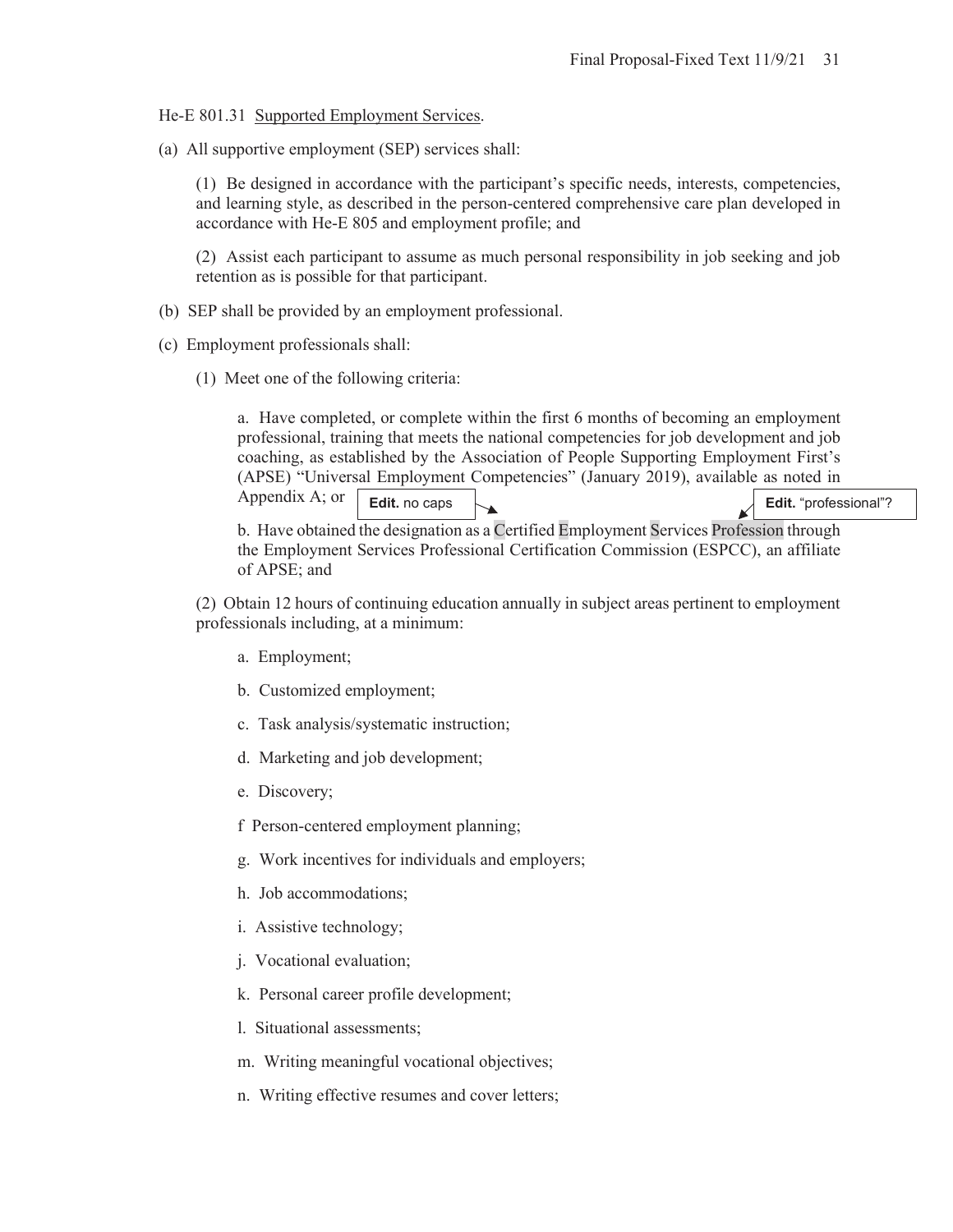He-E 801.31 Supported Employment Services.

(a) All supportive employment (SEP) services shall:

(1) Be designed in accordance with the participant's specific needs, interests, competencies, and learning style, as described in the person-centered comprehensive care plan developed in accordance with He-E 805 and employment profile; and

(2) Assist each participant to assume as much personal responsibility in job seeking and job retention as is possible for that participant.

(b) SEP shall be provided by an employment professional.

(c) Employment professionals shall:

(1) Meet one of the following criteria:

a. Have completed, or complete within the first 6 months of becoming an employment professional, training that meets the national competencies for job development and job coaching, as established by the Association of People Supporting Employment First's (APSE) "Universal Employment Competencies" (January 2019), available as noted in Appendix A; or

**Edit.** no caps

**Edit.** "professional"?

b. Have obtained the designation as a Certified Employment Services Profession through the Employment Services Professional Certification Commission (ESPCC), an affiliate of APSE; and

(2) Obtain 12 hours of continuing education annually in subject areas pertinent to employment professionals including, at a minimum:

a. Employment;

b. Customized employment;

c. Task analysis/systematic instruction;

d. Marketing and job development;

e. Discovery;

f Person-centered employment planning;

g. Work incentives for individuals and employers;

h. Job accommodations;

i. Assistive technology;

j. Vocational evaluation;

k. Personal career profile development;

l. Situational assessments;

m. Writing meaningful vocational objectives;

n. Writing effective resumes and cover letters;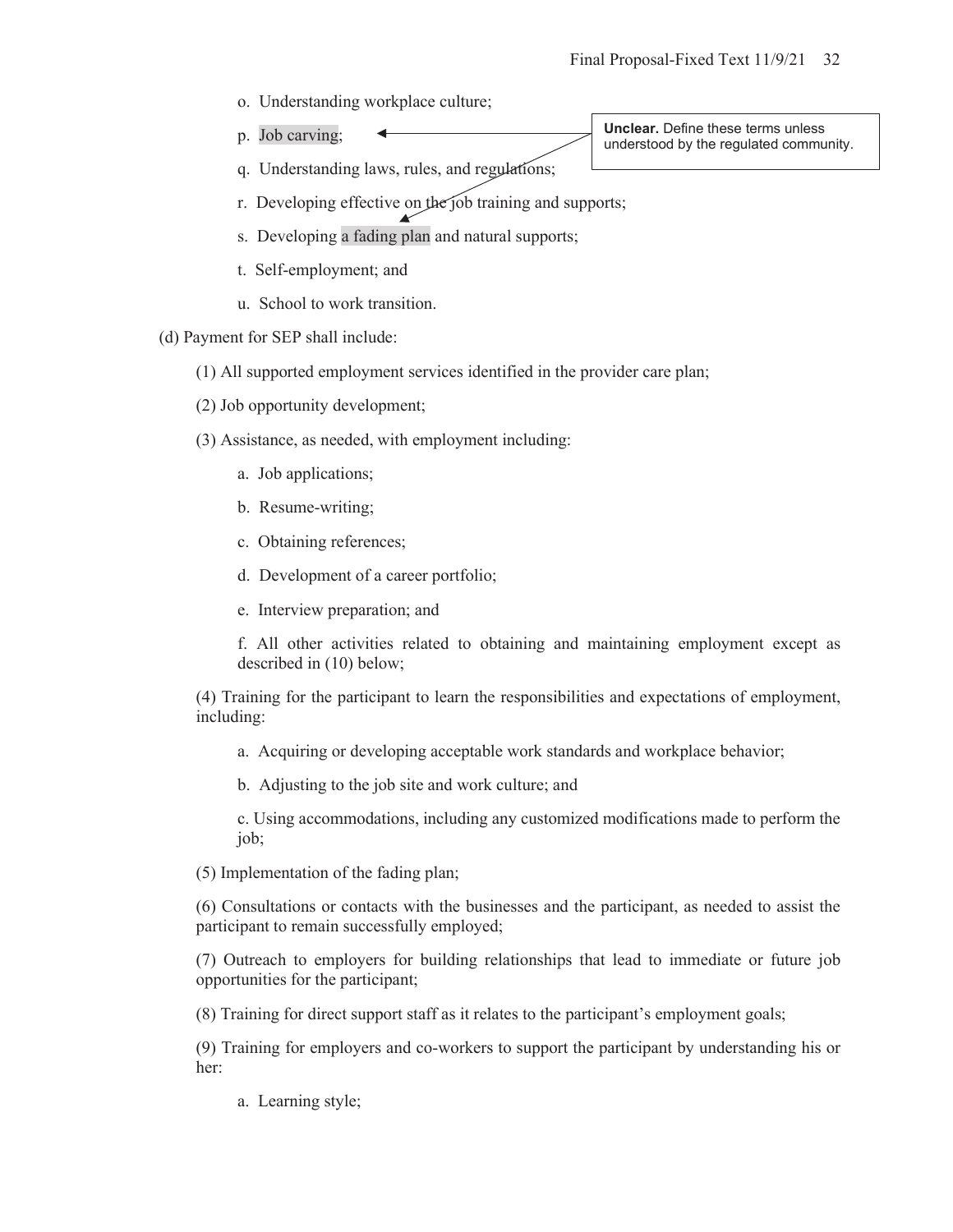o. Understanding workplace culture;

p. Job carving;

> **Unclear.** Define these terms unless understood by the regulated community.

q. Understanding laws, rules, and regulations;

r. Developing effective on the job training and supports;

s. Developing a fading plan and natural supports;

t. Self-employment; and

u. School to work transition.

(d) Payment for SEP shall include:

(1) All supported employment services identified in the provider care plan;

(2) Job opportunity development;

(3) Assistance, as needed, with employment including:

a. Job applications;

b. Resume-writing;

c. Obtaining references;

d. Development of a career portfolio;

e. Interview preparation; and

f. All other activities related to obtaining and maintaining employment except as described in (10) below;

(4) Training for the participant to learn the responsibilities and expectations of employment, including:

a. Acquiring or developing acceptable work standards and workplace behavior;

b. Adjusting to the job site and work culture; and

c. Using accommodations, including any customized modifications made to perform the job;

(5) Implementation of the fading plan;

(6) Consultations or contacts with the businesses and the participant, as needed to assist the participant to remain successfully employed;

(7) Outreach to employers for building relationships that lead to immediate or future job opportunities for the participant;

(8) Training for direct support staff as it relates to the participant's employment goals;

(9) Training for employers and co-workers to support the participant by understanding his or her:

a. Learning style;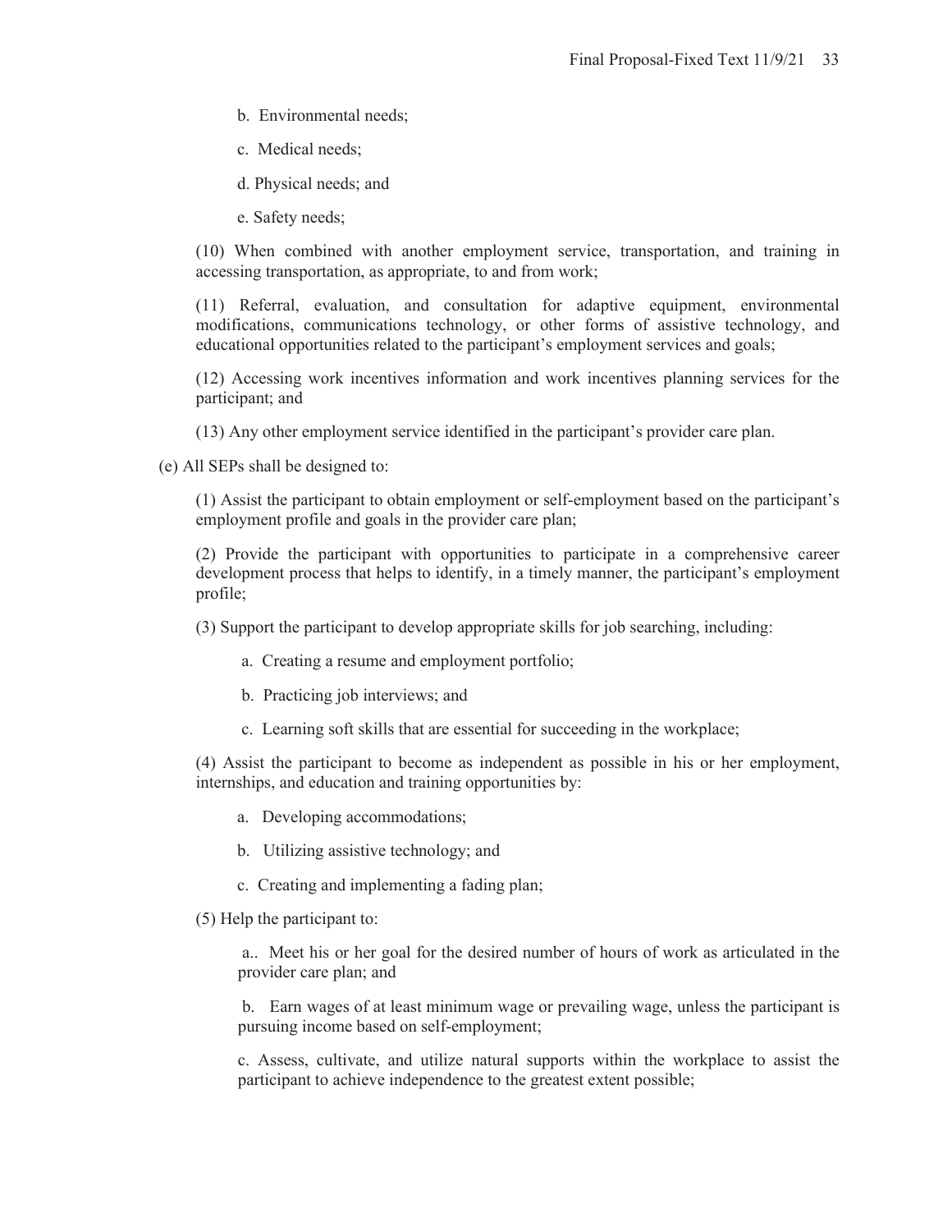b. Environmental needs;

c. Medical needs;

d. Physical needs; and

e. Safety needs;

(10) When combined with another employment service, transportation, and training in accessing transportation, as appropriate, to and from work;

(11) Referral, evaluation, and consultation for adaptive equipment, environmental modifications, communications technology, or other forms of assistive technology, and educational opportunities related to the participant's employment services and goals;

(12) Accessing work incentives information and work incentives planning services for the participant; and

(13) Any other employment service identified in the participant's provider care plan.

(e) All SEPs shall be designed to:

(1) Assist the participant to obtain employment or self-employment based on the participant's employment profile and goals in the provider care plan;

(2) Provide the participant with opportunities to participate in a comprehensive career development process that helps to identify, in a timely manner, the participant's employment profile;

(3) Support the participant to develop appropriate skills for job searching, including:

a. Creating a resume and employment portfolio;

b. Practicing job interviews; and

c. Learning soft skills that are essential for succeeding in the workplace;

(4) Assist the participant to become as independent as possible in his or her employment, internships, and education and training opportunities by:

a. Developing accommodations;

b. Utilizing assistive technology; and

c. Creating and implementing a fading plan;

(5) Help the participant to:

a.. Meet his or her goal for the desired number of hours of work as articulated in the provider care plan; and

b. Earn wages of at least minimum wage or prevailing wage, unless the participant is pursuing income based on self-employment;

c. Assess, cultivate, and utilize natural supports within the workplace to assist the participant to achieve independence to the greatest extent possible;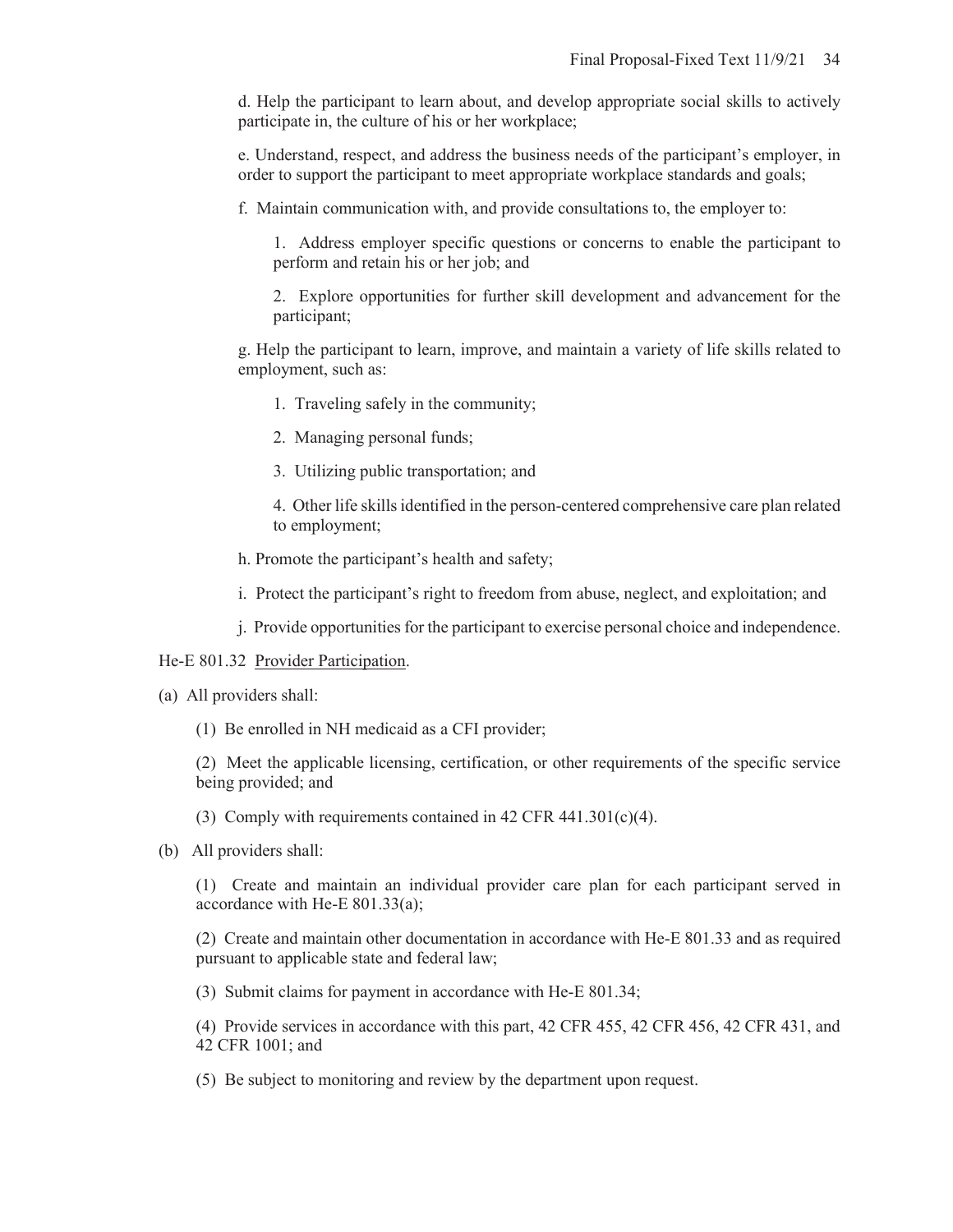d. Help the participant to learn about, and develop appropriate social skills to actively participate in, the culture of his or her workplace;

e. Understand, respect, and address the business needs of the participant's employer, in order to support the participant to meet appropriate workplace standards and goals;

f. Maintain communication with, and provide consultations to, the employer to:

1. Address employer specific questions or concerns to enable the participant to perform and retain his or her job; and

2. Explore opportunities for further skill development and advancement for the participant;

g. Help the participant to learn, improve, and maintain a variety of life skills related to employment, such as:

1. Traveling safely in the community;

2. Managing personal funds;

3. Utilizing public transportation; and

4. Other life skills identified in the person-centered comprehensive care plan related to employment;

h. Promote the participant's health and safety;

i. Protect the participant's right to freedom from abuse, neglect, and exploitation; and

j. Provide opportunities for the participant to exercise personal choice and independence.

He-E 801.32 Provider Participation.

(a) All providers shall:

(1) Be enrolled in NH medicaid as a CFI provider;

(2) Meet the applicable licensing, certification, or other requirements of the specific service being provided; and

(3) Comply with requirements contained in 42 CFR 441.301(c)(4).

(b) All providers shall:

(1) Create and maintain an individual provider care plan for each participant served in accordance with He-E 801.33(a);

(2) Create and maintain other documentation in accordance with He-E 801.33 and as required pursuant to applicable state and federal law;

(3) Submit claims for payment in accordance with He-E 801.34;

(4) Provide services in accordance with this part, 42 CFR 455, 42 CFR 456, 42 CFR 431, and 42 CFR 1001; and

(5) Be subject to monitoring and review by the department upon request.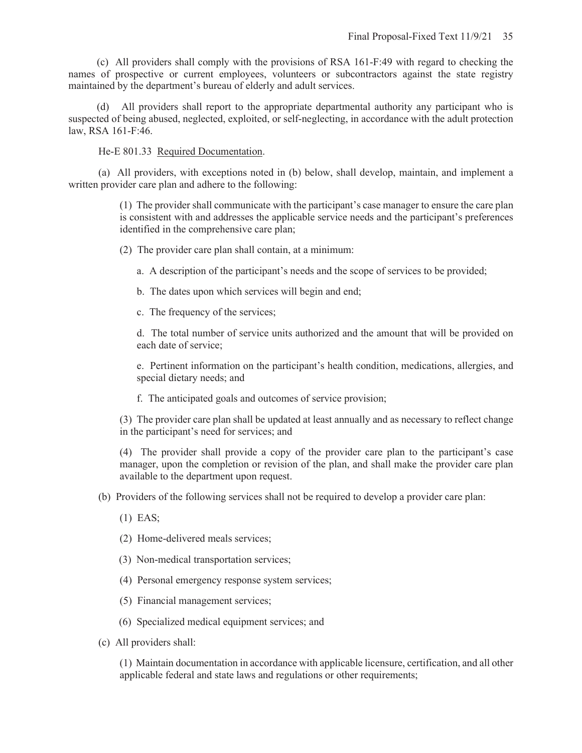(c) All providers shall comply with the provisions of RSA 161-F:49 with regard to checking the names of prospective or current employees, volunteers or subcontractors against the state registry maintained by the department's bureau of elderly and adult services.

(d) All providers shall report to the appropriate departmental authority any participant who is suspected of being abused, neglected, exploited, or self-neglecting, in accordance with the adult protection law, RSA 161-F:46.

He-E 801.33 Required Documentation.

(a) All providers, with exceptions noted in (b) below, shall develop, maintain, and implement a written provider care plan and adhere to the following:

(1) The provider shall communicate with the participant's case manager to ensure the care plan is consistent with and addresses the applicable service needs and the participant's preferences identified in the comprehensive care plan;

(2) The provider care plan shall contain, at a minimum:

a. A description of the participant's needs and the scope of services to be provided;

b. The dates upon which services will begin and end;

c. The frequency of the services;

d. The total number of service units authorized and the amount that will be provided on each date of service;

e. Pertinent information on the participant's health condition, medications, allergies, and special dietary needs; and

f. The anticipated goals and outcomes of service provision;

(3) The provider care plan shall be updated at least annually and as necessary to reflect change in the participant's need for services; and

(4) The provider shall provide a copy of the provider care plan to the participant's case manager, upon the completion or revision of the plan, and shall make the provider care plan available to the department upon request.

(b) Providers of the following services shall not be required to develop a provider care plan:

(1) EAS;

(2) Home-delivered meals services;

(3) Non-medical transportation services;

(4) Personal emergency response system services;

(5) Financial management services;

(6) Specialized medical equipment services; and

(c) All providers shall:

(1) Maintain documentation in accordance with applicable licensure, certification, and all other applicable federal and state laws and regulations or other requirements;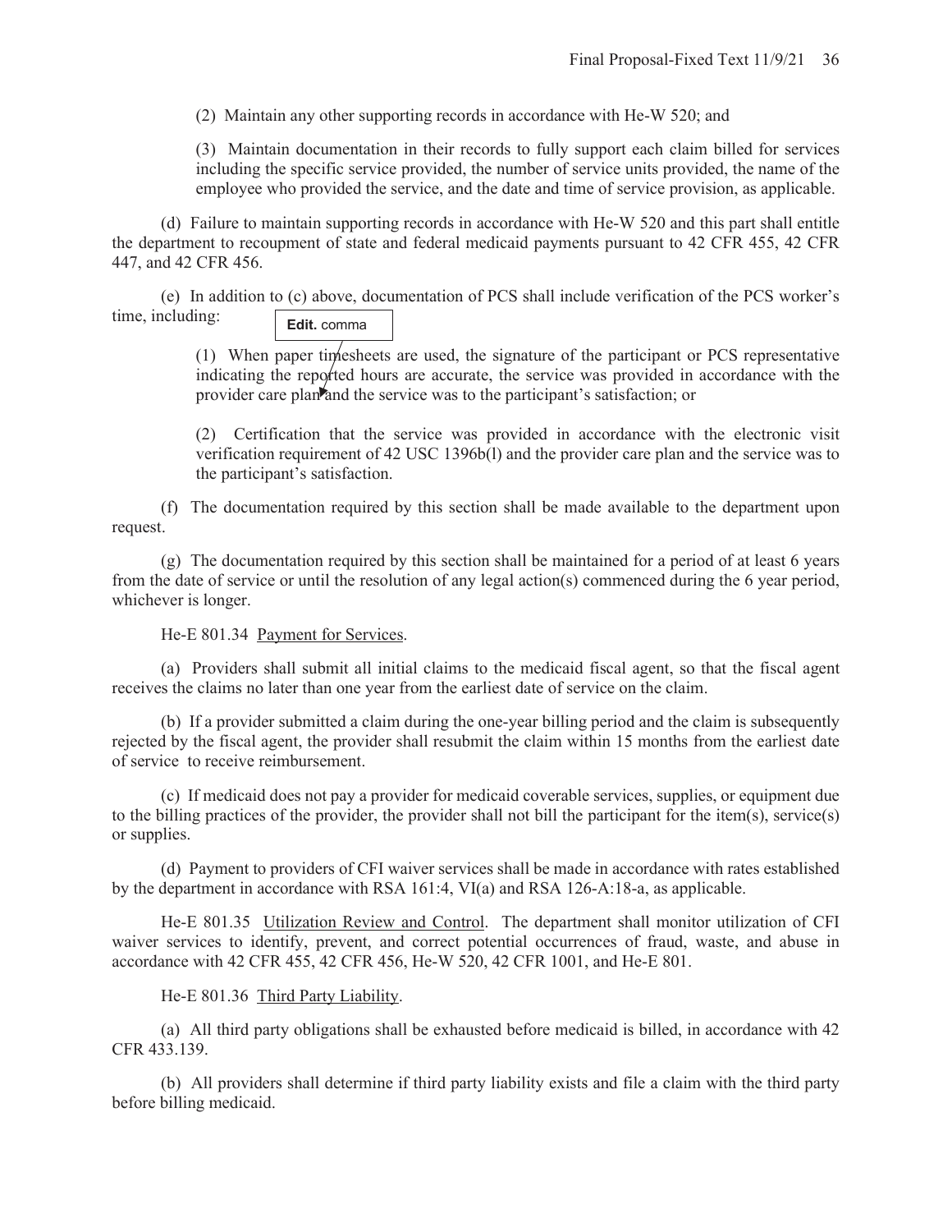(2) Maintain any other supporting records in accordance with He-W 520; and

(3) Maintain documentation in their records to fully support each claim billed for services including the specific service provided, the number of service units provided, the name of the employee who provided the service, and the date and time of service provision, as applicable.

(d) Failure to maintain supporting records in accordance with He-W 520 and this part shall entitle the department to recoupment of state and federal medicaid payments pursuant to 42 CFR 455, 42 CFR 447, and 42 CFR 456.

(e) In addition to (c) above, documentation of PCS shall include verification of the PCS worker's time, including:

**Edit.** comma

(1) When paper timesheets are used, the signature of the participant or PCS representative indicating the reported hours are accurate, the service was provided in accordance with the provider care plan and the service was to the participant's satisfaction; or

(2) Certification that the service was provided in accordance with the electronic visit verification requirement of 42 USC 1396b(l) and the provider care plan and the service was to the participant's satisfaction.

(f) The documentation required by this section shall be made available to the department upon request.

(g) The documentation required by this section shall be maintained for a period of at least 6 years from the date of service or until the resolution of any legal action(s) commenced during the 6 year period, whichever is longer.

He-E 801.34 Payment for Services.

(a) Providers shall submit all initial claims to the medicaid fiscal agent, so that the fiscal agent receives the claims no later than one year from the earliest date of service on the claim.

(b) If a provider submitted a claim during the one-year billing period and the claim is subsequently rejected by the fiscal agent, the provider shall resubmit the claim within 15 months from the earliest date of service to receive reimbursement.

(c) If medicaid does not pay a provider for medicaid coverable services, supplies, or equipment due to the billing practices of the provider, the provider shall not bill the participant for the item(s), service(s) or supplies.

(d) Payment to providers of CFI waiver services shall be made in accordance with rates established by the department in accordance with RSA 161:4, VI(a) and RSA 126-A:18-a, as applicable.

He-E 801.35 Utilization Review and Control. The department shall monitor utilization of CFI waiver services to identify, prevent, and correct potential occurrences of fraud, waste, and abuse in accordance with 42 CFR 455, 42 CFR 456, He-W 520, 42 CFR 1001, and He-E 801.

He-E 801.36 Third Party Liability.

(a) All third party obligations shall be exhausted before medicaid is billed, in accordance with 42 CFR 433.139.

(b) All providers shall determine if third party liability exists and file a claim with the third party before billing medicaid.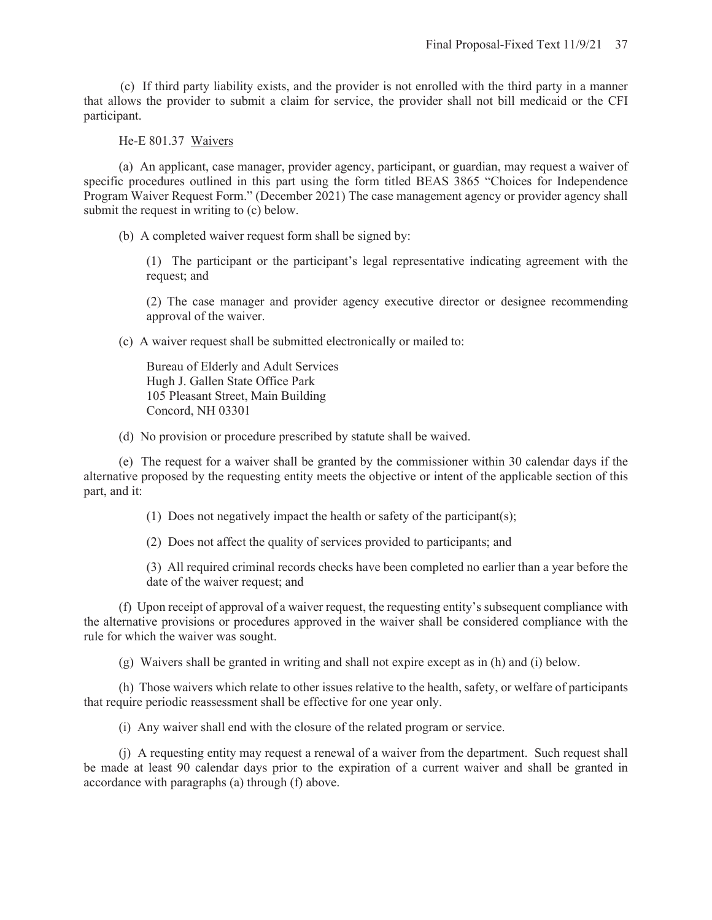(c) If third party liability exists, and the provider is not enrolled with the third party in a manner that allows the provider to submit a claim for service, the provider shall not bill medicaid or the CFI participant.

He-E 801.37 <u>Waivers</u>

(a) An applicant, case manager, provider agency, participant, or guardian, may request a waiver of specific procedures outlined in this part using the form titled BEAS 3865 "Choices for Independence Program Waiver Request Form." (December 2021) The case management agency or provider agency shall submit the request in writing to (c) below.

(b) A completed waiver request form shall be signed by:

> (1) The participant or the participant's legal representative indicating agreement with the request; and
>
> (2) The case manager and provider agency executive director or designee recommending approval of the waiver.

(c) A waiver request shall be submitted electronically or mailed to:

> Bureau of Elderly and Adult Services
> Hugh J. Gallen State Office Park
> 105 Pleasant Street, Main Building
> Concord, NH 03301

(d) No provision or procedure prescribed by statute shall be waived.

(e) The request for a waiver shall be granted by the commissioner within 30 calendar days if the alternative proposed by the requesting entity meets the objective or intent of the applicable section of this part, and it:

> (1) Does not negatively impact the health or safety of the participant(s);
>
> (2) Does not affect the quality of services provided to participants; and
>
> (3) All required criminal records checks have been completed no earlier than a year before the date of the waiver request; and

(f) Upon receipt of approval of a waiver request, the requesting entity's subsequent compliance with the alternative provisions or procedures approved in the waiver shall be considered compliance with the rule for which the waiver was sought.

(g) Waivers shall be granted in writing and shall not expire except as in (h) and (i) below.

(h) Those waivers which relate to other issues relative to the health, safety, or welfare of participants that require periodic reassessment shall be effective for one year only.

(i) Any waiver shall end with the closure of the related program or service.

(j) A requesting entity may request a renewal of a waiver from the department. Such request shall be made at least 90 calendar days prior to the expiration of a current waiver and shall be granted in accordance with paragraphs (a) through (f) above.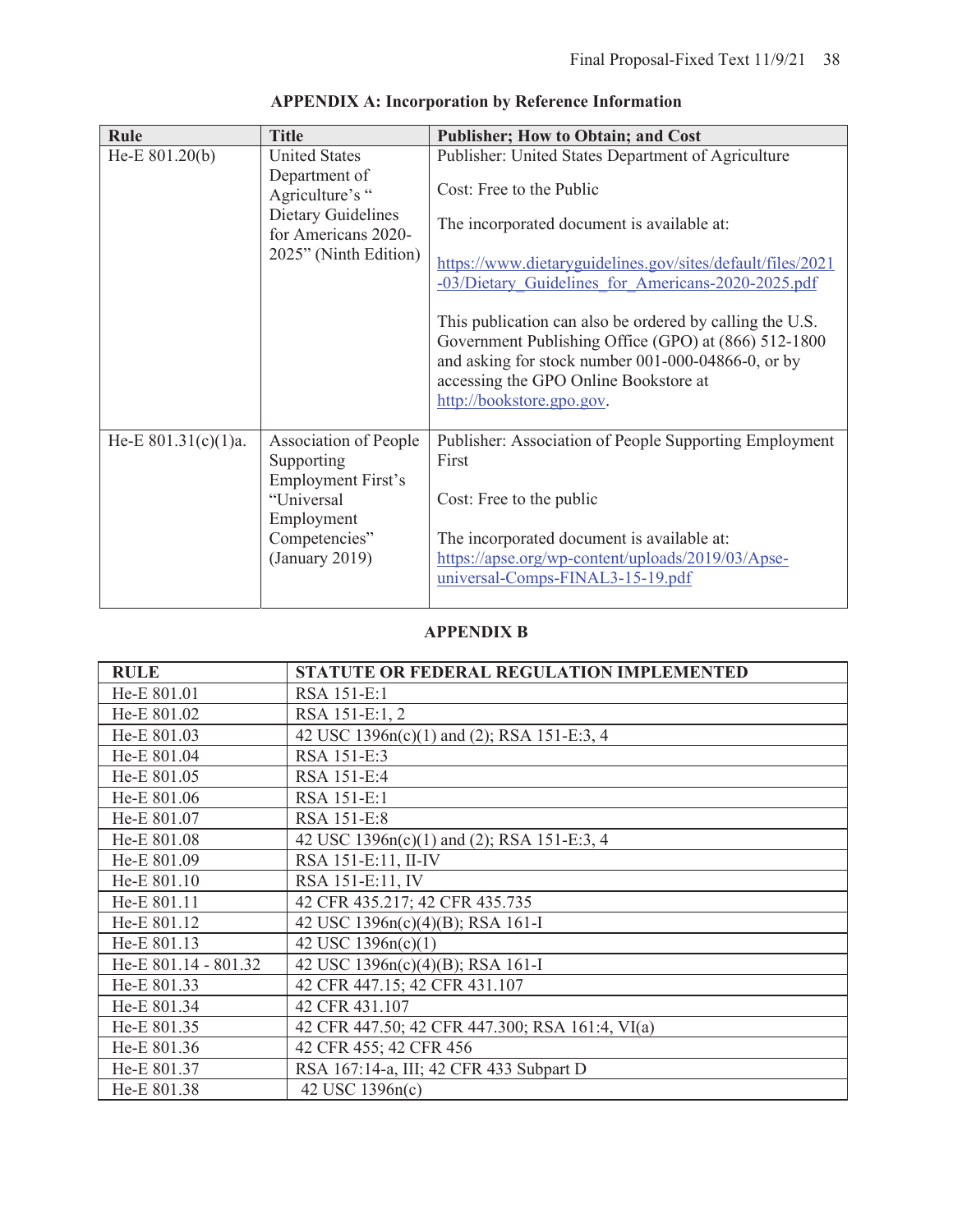## APPENDIX A: Incorporation by Reference Information

| Rule | Title | Publisher; How to Obtain; and Cost |
|---|---|---|
| He-E 801.20(b) | United States Department of Agriculture's " Dietary Guidelines for Americans 2020-2025" (Ninth Edition) | Publisher: United States Department of Agriculture<br><br>Cost: Free to the Public<br><br>The incorporated document is available at:<br><br>https://www.dietaryguidelines.gov/sites/default/files/2021-03/Dietary_Guidelines_for_Americans-2020-2025.pdf<br><br>This publication can also be ordered by calling the U.S. Government Publishing Office (GPO) at (866) 512-1800 and asking for stock number 001-000-04866-0, or by accessing the GPO Online Bookstore at http://bookstore.gpo.gov. |
| He-E 801.31(c)(1)a. | Association of People Supporting Employment First's "Universal Employment Competencies" (January 2019) | Publisher: Association of People Supporting Employment First<br><br>Cost: Free to the public<br><br>The incorporated document is available at: https://apse.org/wp-content/uploads/2019/03/Apse-universal-Comps-FINAL3-15-19.pdf |

## APPENDIX B

| RULE | STATUTE OR FEDERAL REGULATION IMPLEMENTED |
|---|---|
| He-E 801.01 | RSA 151-E:1 |
| He-E 801.02 | RSA 151-E:1, 2 |
| He-E 801.03 | 42 USC 1396n(c)(1) and (2); RSA 151-E:3, 4 |
| He-E 801.04 | RSA 151-E:3 |
| He-E 801.05 | RSA 151-E:4 |
| He-E 801.06 | RSA 151-E:1 |
| He-E 801.07 | RSA 151-E:8 |
| He-E 801.08 | 42 USC 1396n(c)(1) and (2); RSA 151-E:3, 4 |
| He-E 801.09 | RSA 151-E:11, II-IV |
| He-E 801.10 | RSA 151-E:11, IV |
| He-E 801.11 | 42 CFR 435.217; 42 CFR 435.735 |
| He-E 801.12 | 42 USC 1396n(c)(4)(B); RSA 161-I |
| He-E 801.13 | 42 USC 1396n(c)(1) |
| He-E 801.14 - 801.32 | 42 USC 1396n(c)(4)(B); RSA 161-I |
| He-E 801.33 | 42 CFR 447.15; 42 CFR 431.107 |
| He-E 801.34 | 42 CFR 431.107 |
| He-E 801.35 | 42 CFR 447.50; 42 CFR 447.300; RSA 161:4, VI(a) |
| He-E 801.36 | 42 CFR 455; 42 CFR 456 |
| He-E 801.37 | RSA 167:14-a, III; 42 CFR 433 Subpart D |
| He-E 801.38 | 42 USC 1396n(c) |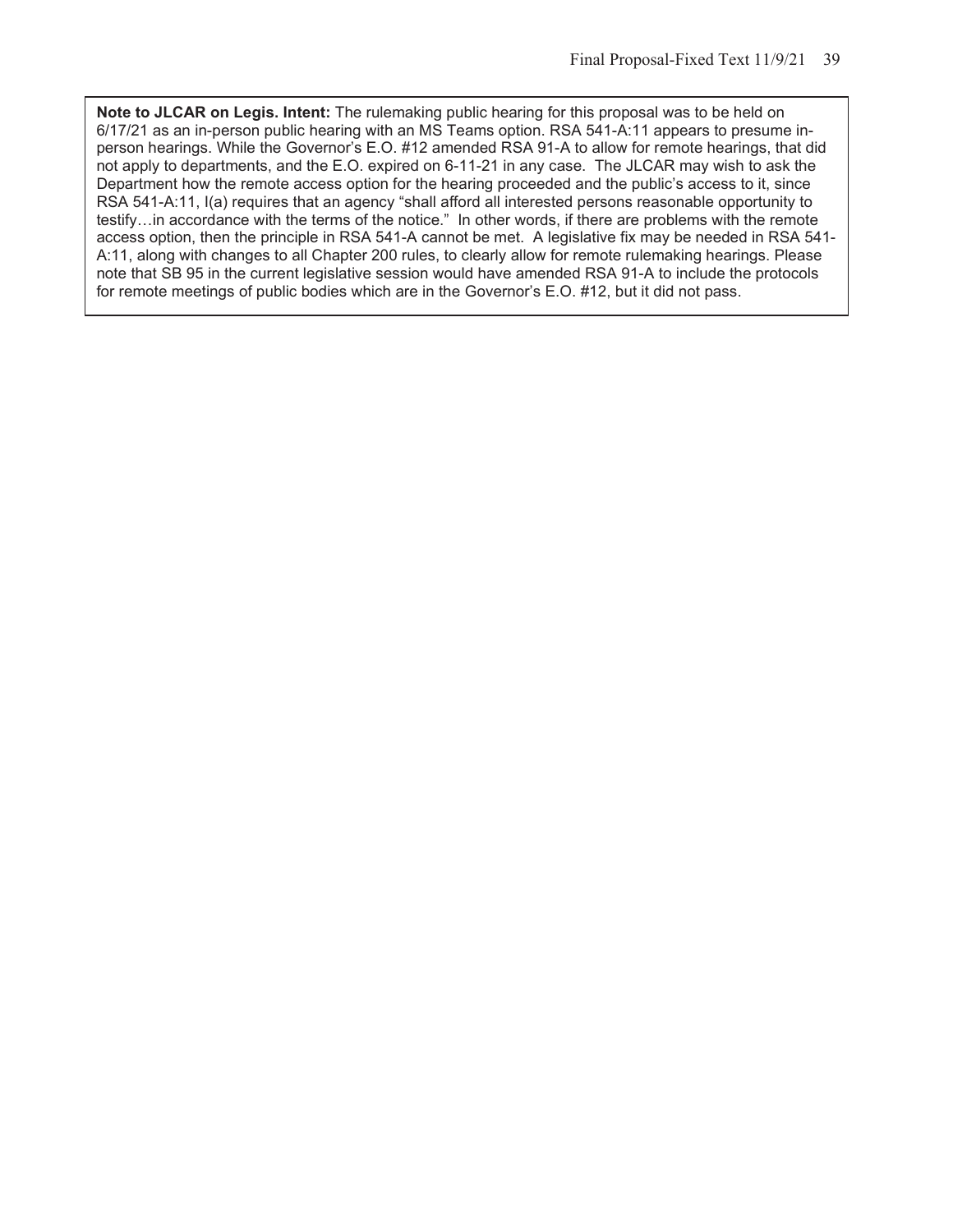**Note to JLCAR on Legis. Intent:** The rulemaking public hearing for this proposal was to be held on 6/17/21 as an in-person public hearing with an MS Teams option. RSA 541-A:11 appears to presume in-person hearings. While the Governor's E.O. #12 amended RSA 91-A to allow for remote hearings, that did not apply to departments, and the E.O. expired on 6-11-21 in any case. The JLCAR may wish to ask the Department how the remote access option for the hearing proceeded and the public's access to it, since RSA 541-A:11, I(a) requires that an agency "shall afford all interested persons reasonable opportunity to testify…in accordance with the terms of the notice." In other words, if there are problems with the remote access option, then the principle in RSA 541-A cannot be met. A legislative fix may be needed in RSA 541-A:11, along with changes to all Chapter 200 rules, to clearly allow for remote rulemaking hearings. Please note that SB 95 in the current legislative session would have amended RSA 91-A to include the protocols for remote meetings of public bodies which are in the Governor's E.O. #12, but it did not pass.